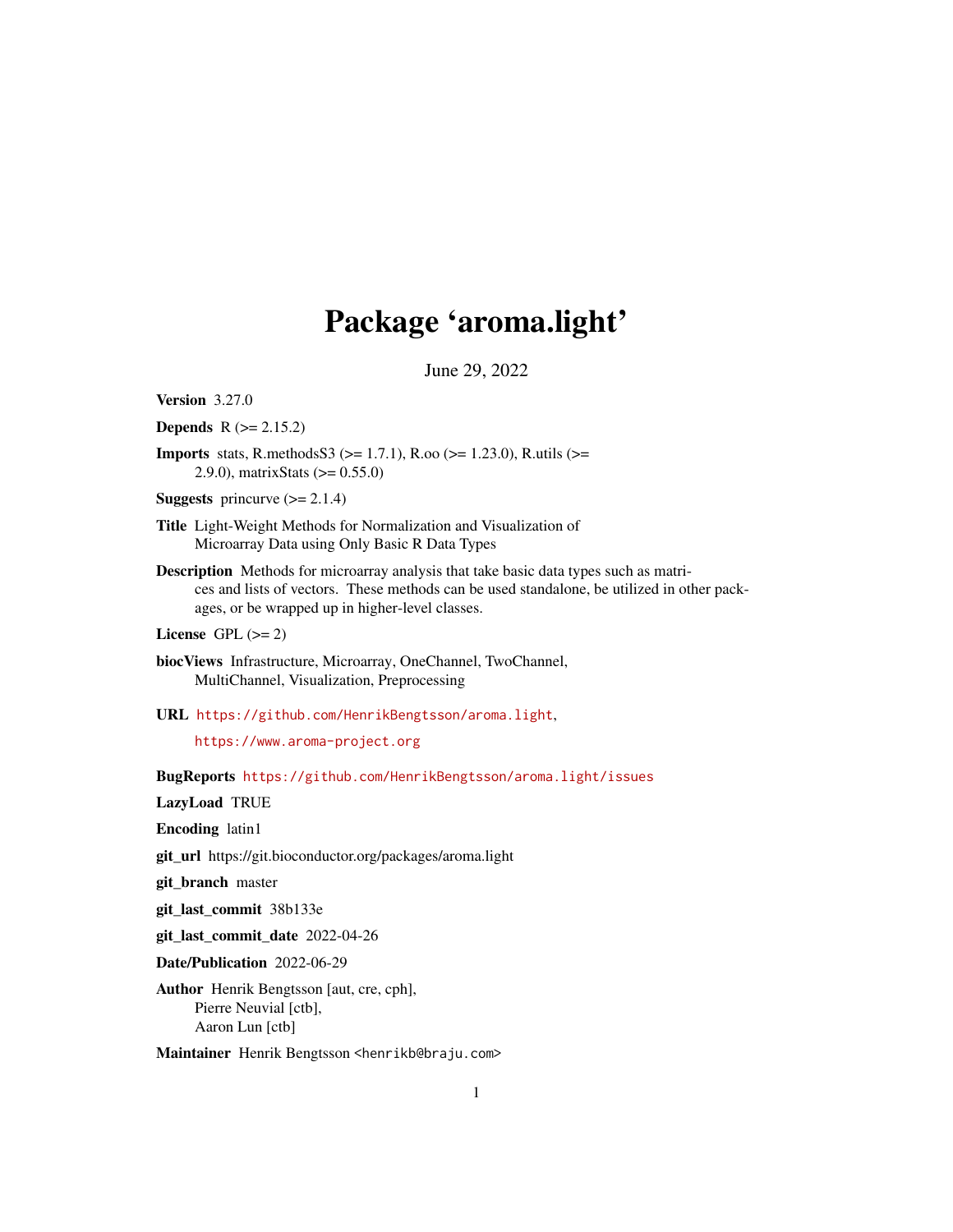# Package 'aroma.light'

June 29, 2022

**Version** 3.27.0

**Depends** R (>= 2.15.2)

**Imports** stats, R.methodsS3 (>= 1.7.1), R.oo (>= 1.23.0), R.utils (>= 2.9.0), matrixStats (>= 0.55.0)

**Suggests** princurve (>= 2.1.4)

**Title** Light-Weight Methods for Normalization and Visualization of Microarray Data using Only Basic R Data Types

**Description** Methods for microarray analysis that take basic data types such as matrices and lists of vectors. These methods can be used standalone, be utilized in other packages, or be wrapped up in higher-level classes.

**License** GPL (>= 2)

**biocViews** Infrastructure, Microarray, OneChannel, TwoChannel, MultiChannel, Visualization, Preprocessing

**URL** https://github.com/HenrikBengtsson/aroma.light, https://www.aroma-project.org

**BugReports** https://github.com/HenrikBengtsson/aroma.light/issues

**LazyLoad** TRUE

**Encoding** latin1

**git_url** https://git.bioconductor.org/packages/aroma.light

**git_branch** master

**git_last_commit** 38b133e

**git_last_commit_date** 2022-04-26

**Date/Publication** 2022-06-29

**Author** Henrik Bengtsson [aut, cre, cph], Pierre Neuvial [ctb], Aaron Lun [ctb]

**Maintainer** Henrik Bengtsson <henrikb@braju.com>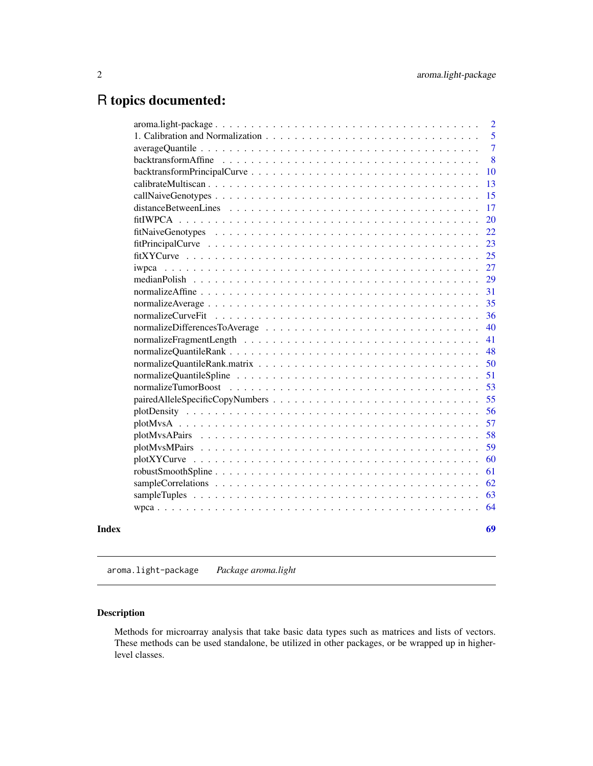# R topics documented:

| Topic | Page |
|---|---|
| aroma.light-package | 2 |
| 1. Calibration and Normalization | 5 |
| averageQuantile | 7 |
| backtransformAffine | 8 |
| backtransformPrincipalCurve | 10 |
| calibrateMultiscan | 13 |
| callNaiveGenotypes | 15 |
| distanceBetweenLines | 17 |
| fitIWPCA | 20 |
| fitNaiveGenotypes | 22 |
| fitPrincipalCurve | 23 |
| fitXYCurve | 25 |
| iwpca | 27 |
| medianPolish | 29 |
| normalizeAffine | 31 |
| normalizeAverage | 35 |
| normalizeCurveFit | 36 |
| normalizeDifferencesToAverage | 40 |
| normalizeFragmentLength | 41 |
| normalizeQuantileRank | 48 |
| normalizeQuantileRank.matrix | 50 |
| normalizeQuantileSpline | 51 |
| normalizeTumorBoost | 53 |
| pairedAlleleSpecificCopyNumbers | 55 |
| plotDensity | 56 |
| plotMvsA | 57 |
| plotMvsAPairs | 58 |
| plotMvsMPairs | 59 |
| plotXYCurve | 60 |
| robustSmoothSpline | 61 |
| sampleCorrelations | 62 |
| sampleTuples | 63 |
| wpca | 64 |
| **Index** | **69** |

---

`aroma.light-package` *Package aroma.light*

---

### Description

Methods for microarray analysis that take basic data types such as matrices and lists of vectors. These methods can be used standalone, be utilized in other packages, or be wrapped up in higher-level classes.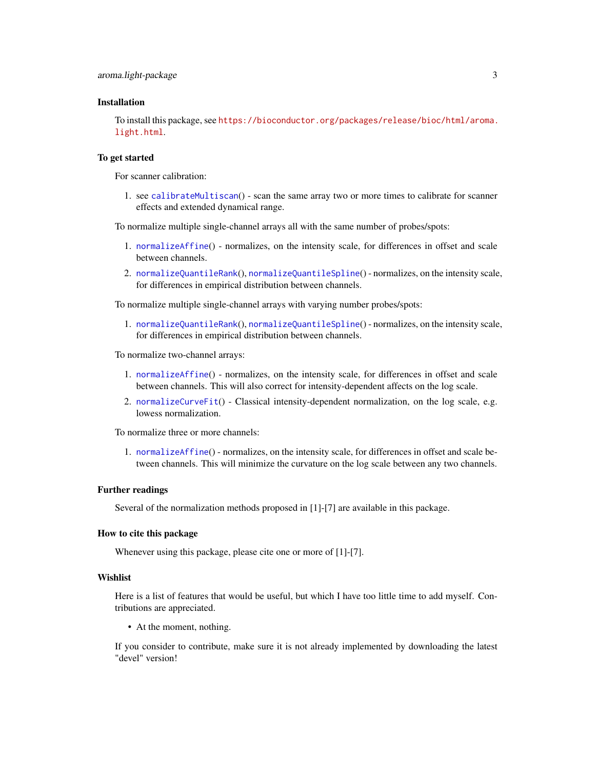## Installation

To install this package, see https://bioconductor.org/packages/release/bioc/html/aroma.light.html.

## To get started

For scanner calibration:

1. see calibrateMultiscan() - scan the same array two or more times to calibrate for scanner effects and extended dynamical range.

To normalize multiple single-channel arrays all with the same number of probes/spots:

1. normalizeAffine() - normalizes, on the intensity scale, for differences in offset and scale between channels.
2. normalizeQuantileRank(), normalizeQuantileSpline() - normalizes, on the intensity scale, for differences in empirical distribution between channels.

To normalize multiple single-channel arrays with varying number probes/spots:

1. normalizeQuantileRank(), normalizeQuantileSpline() - normalizes, on the intensity scale, for differences in empirical distribution between channels.

To normalize two-channel arrays:

1. normalizeAffine() - normalizes, on the intensity scale, for differences in offset and scale between channels. This will also correct for intensity-dependent affects on the log scale.
2. normalizeCurveFit() - Classical intensity-dependent normalization, on the log scale, e.g. lowess normalization.

To normalize three or more channels:

1. normalizeAffine() - normalizes, on the intensity scale, for differences in offset and scale between channels. This will minimize the curvature on the log scale between any two channels.

## Further readings

Several of the normalization methods proposed in [1]-[7] are available in this package.

## How to cite this package

Whenever using this package, please cite one or more of [1]-[7].

## Wishlist

Here is a list of features that would be useful, but which I have too little time to add myself. Contributions are appreciated.

- At the moment, nothing.

If you consider to contribute, make sure it is not already implemented by downloading the latest "devel" version!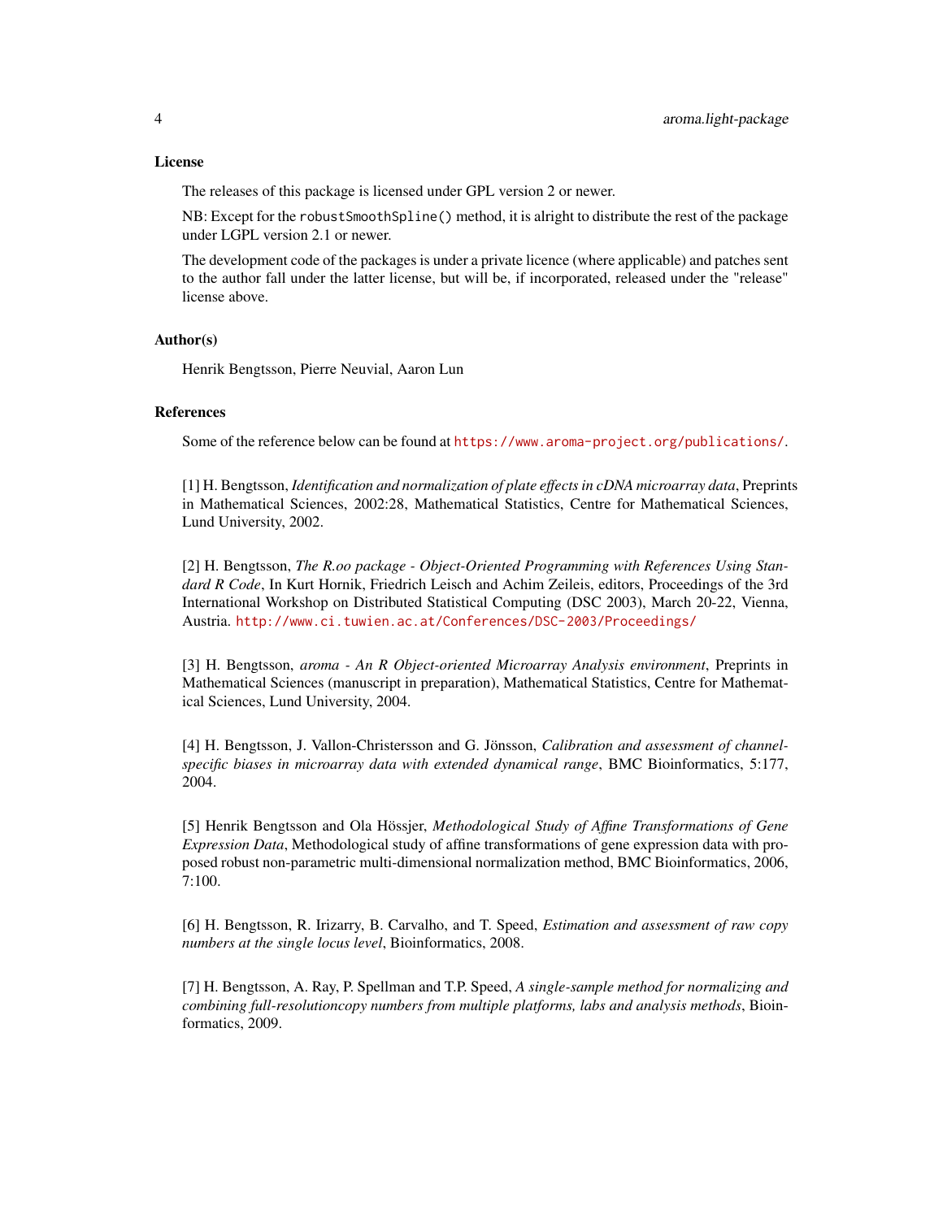### License

The releases of this package is licensed under GPL version 2 or newer.

NB: Except for the `robustSmoothSpline()` method, it is alright to distribute the rest of the package under LGPL version 2.1 or newer.

The development code of the packages is under a private licence (where applicable) and patches sent to the author fall under the latter license, but will be, if incorporated, released under the "release" license above.

### Author(s)

Henrik Bengtsson, Pierre Neuvial, Aaron Lun

### References

Some of the reference below can be found at https://www.aroma-project.org/publications/.

[1] H. Bengtsson, *Identification and normalization of plate effects in cDNA microarray data*, Preprints in Mathematical Sciences, 2002:28, Mathematical Statistics, Centre for Mathematical Sciences, Lund University, 2002.

[2] H. Bengtsson, *The R.oo package - Object-Oriented Programming with References Using Standard R Code*, In Kurt Hornik, Friedrich Leisch and Achim Zeileis, editors, Proceedings of the 3rd International Workshop on Distributed Statistical Computing (DSC 2003), March 20-22, Vienna, Austria. http://www.ci.tuwien.ac.at/Conferences/DSC-2003/Proceedings/

[3] H. Bengtsson, *aroma - An R Object-oriented Microarray Analysis environment*, Preprints in Mathematical Sciences (manuscript in preparation), Mathematical Statistics, Centre for Mathematical Sciences, Lund University, 2004.

[4] H. Bengtsson, J. Vallon-Christersson and G. Jönsson, *Calibration and assessment of channel-specific biases in microarray data with extended dynamical range*, BMC Bioinformatics, 5:177, 2004.

[5] Henrik Bengtsson and Ola Hössjer, *Methodological Study of Affine Transformations of Gene Expression Data*, Methodological study of affine transformations of gene expression data with proposed robust non-parametric multi-dimensional normalization method, BMC Bioinformatics, 2006, 7:100.

[6] H. Bengtsson, R. Irizarry, B. Carvalho, and T. Speed, *Estimation and assessment of raw copy numbers at the single locus level*, Bioinformatics, 2008.

[7] H. Bengtsson, A. Ray, P. Spellman and T.P. Speed, *A single-sample method for normalizing and combining full-resolutioncopy numbers from multiple platforms, labs and analysis methods*, Bioinformatics, 2009.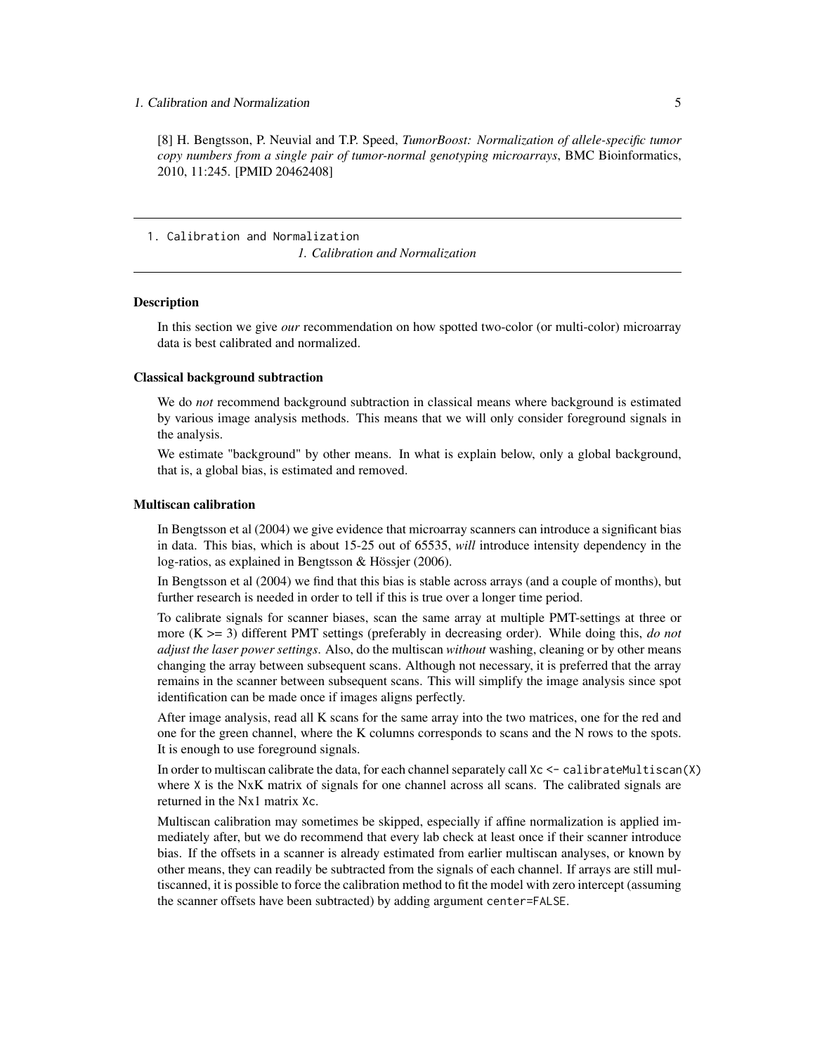[8] H. Bengtsson, P. Neuvial and T.P. Speed, *TumorBoost: Normalization of allele-specific tumor copy numbers from a single pair of tumor-normal genotyping microarrays*, BMC Bioinformatics, 2010, 11:245. [PMID 20462408]

---

`1. Calibration and Normalization`

*1. Calibration and Normalization*

---

### Description

In this section we give *our* recommendation on how spotted two-color (or multi-color) microarray data is best calibrated and normalized.

### Classical background subtraction

We do *not* recommend background subtraction in classical means where background is estimated by various image analysis methods. This means that we will only consider foreground signals in the analysis.

We estimate "background" by other means. In what is explain below, only a global background, that is, a global bias, is estimated and removed.

### Multiscan calibration

In Bengtsson et al (2004) we give evidence that microarray scanners can introduce a significant bias in data. This bias, which is about 15-25 out of 65535, *will* introduce intensity dependency in the log-ratios, as explained in Bengtsson & Hössjer (2006).

In Bengtsson et al (2004) we find that this bias is stable across arrays (and a couple of months), but further research is needed in order to tell if this is true over a longer time period.

To calibrate signals for scanner biases, scan the same array at multiple PMT-settings at three or more (K >= 3) different PMT settings (preferably in decreasing order). While doing this, *do not adjust the laser power settings*. Also, do the multiscan *without* washing, cleaning or by other means changing the array between subsequent scans. Although not necessary, it is preferred that the array remains in the scanner between subsequent scans. This will simplify the image analysis since spot identification can be made once if images aligns perfectly.

After image analysis, read all K scans for the same array into the two matrices, one for the red and one for the green channel, where the K columns corresponds to scans and the N rows to the spots. It is enough to use foreground signals.

In order to multiscan calibrate the data, for each channel separately call `Xc <- calibrateMultiscan(X)` where `X` is the NxK matrix of signals for one channel across all scans. The calibrated signals are returned in the Nx1 matrix `Xc`.

Multiscan calibration may sometimes be skipped, especially if affine normalization is applied immediately after, but we do recommend that every lab check at least once if their scanner introduce bias. If the offsets in a scanner is already estimated from earlier multiscan analyses, or known by other means, they can readily be subtracted from the signals of each channel. If arrays are still multiscanned, it is possible to force the calibration method to fit the model with zero intercept (assuming the scanner offsets have been subtracted) by adding argument `center=FALSE`.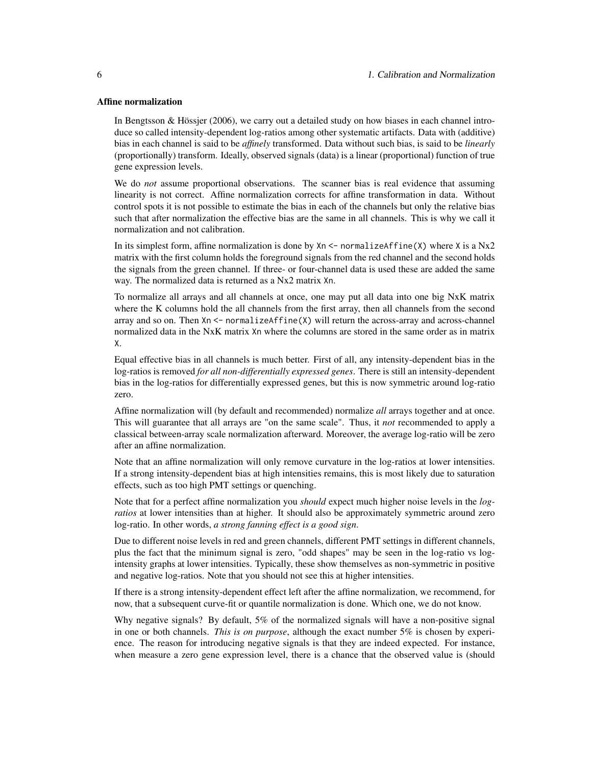### Affine normalization

In Bengtsson & Hössjer (2006), we carry out a detailed study on how biases in each channel introduce so called intensity-dependent log-ratios among other systematic artifacts. Data with (additive) bias in each channel is said to be *affinely* transformed. Data without such bias, is said to be *linearly* (proportionally) transform. Ideally, observed signals (data) is a linear (proportional) function of true gene expression levels.

We do *not* assume proportional observations. The scanner bias is real evidence that assuming linearity is not correct. Affine normalization corrects for affine transformation in data. Without control spots it is not possible to estimate the bias in each of the channels but only the relative bias such that after normalization the effective bias are the same in all channels. This is why we call it normalization and not calibration.

In its simplest form, affine normalization is done by `Xn <- normalizeAffine(X)` where `X` is a Nx2 matrix with the first column holds the foreground signals from the red channel and the second holds the signals from the green channel. If three- or four-channel data is used these are added the same way. The normalized data is returned as a Nx2 matrix `Xn`.

To normalize all arrays and all channels at once, one may put all data into one big NxK matrix where the K columns hold the all channels from the first array, then all channels from the second array and so on. Then `Xn <- normalizeAffine(X)` will return the across-array and across-channel normalized data in the NxK matrix `Xn` where the columns are stored in the same order as in matrix `X`.

Equal effective bias in all channels is much better. First of all, any intensity-dependent bias in the log-ratios is removed *for all non-differentially expressed genes*. There is still an intensity-dependent bias in the log-ratios for differentially expressed genes, but this is now symmetric around log-ratio zero.

Affine normalization will (by default and recommended) normalize *all* arrays together and at once. This will guarantee that all arrays are "on the same scale". Thus, it *not* recommended to apply a classical between-array scale normalization afterward. Moreover, the average log-ratio will be zero after an affine normalization.

Note that an affine normalization will only remove curvature in the log-ratios at lower intensities. If a strong intensity-dependent bias at high intensities remains, this is most likely due to saturation effects, such as too high PMT settings or quenching.

Note that for a perfect affine normalization you *should* expect much higher noise levels in the *log-ratios* at lower intensities than at higher. It should also be approximately symmetric around zero log-ratio. In other words, *a strong fanning effect is a good sign*.

Due to different noise levels in red and green channels, different PMT settings in different channels, plus the fact that the minimum signal is zero, "odd shapes" may be seen in the log-ratio vs log-intensity graphs at lower intensities. Typically, these show themselves as non-symmetric in positive and negative log-ratios. Note that you should not see this at higher intensities.

If there is a strong intensity-dependent effect left after the affine normalization, we recommend, for now, that a subsequent curve-fit or quantile normalization is done. Which one, we do not know.

Why negative signals? By default, 5% of the normalized signals will have a non-positive signal in one or both channels. *This is on purpose*, although the exact number 5% is chosen by experience. The reason for introducing negative signals is that they are indeed expected. For instance, when measure a zero gene expression level, there is a chance that the observed value is (should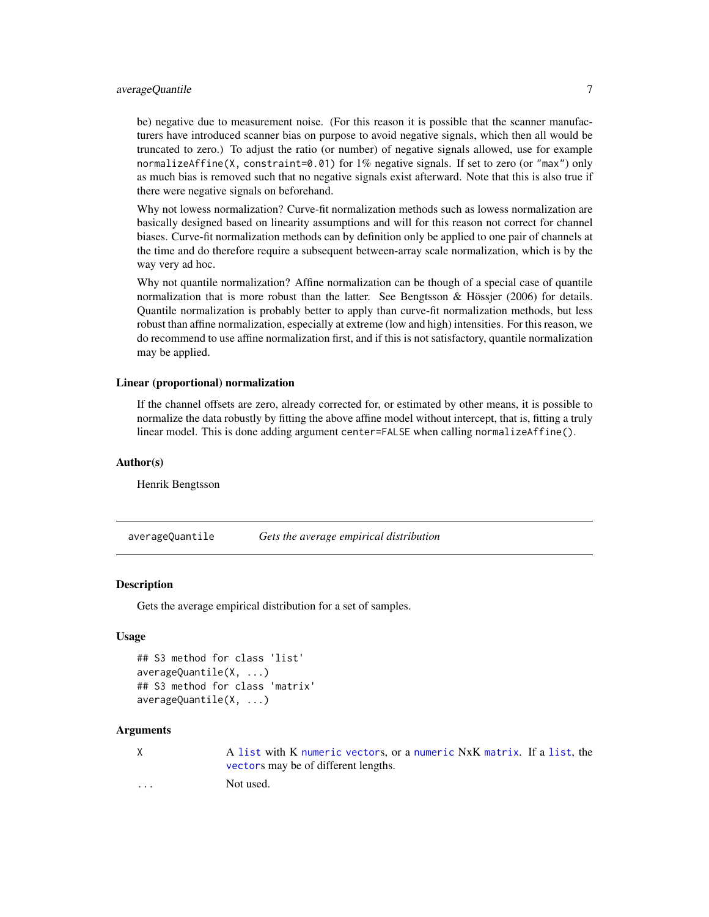be) negative due to measurement noise. (For this reason it is possible that the scanner manufacturers have introduced scanner bias on purpose to avoid negative signals, which then all would be truncated to zero.) To adjust the ratio (or number) of negative signals allowed, use for example `normalizeAffine(X, constraint=0.01)` for 1% negative signals. If set to zero (or `"max"`) only as much bias is removed such that no negative signals exist afterward. Note that this is also true if there were negative signals on beforehand.

Why not lowess normalization? Curve-fit normalization methods such as lowess normalization are basically designed based on linearity assumptions and will for this reason not correct for channel biases. Curve-fit normalization methods can by definition only be applied to one pair of channels at the time and do therefore require a subsequent between-array scale normalization, which is by the way very ad hoc.

Why not quantile normalization? Affine normalization can be though of a special case of quantile normalization that is more robust than the latter. See Bengtsson & Hössjer (2006) for details. Quantile normalization is probably better to apply than curve-fit normalization methods, but less robust than affine normalization, especially at extreme (low and high) intensities. For this reason, we do recommend to use affine normalization first, and if this is not satisfactory, quantile normalization may be applied.

### Linear (proportional) normalization

If the channel offsets are zero, already corrected for, or estimated by other means, it is possible to normalize the data robustly by fitting the above affine model without intercept, that is, fitting a truly linear model. This is done adding argument `center=FALSE` when calling `normalizeAffine()`.

### Author(s)

Henrik Bengtsson

---

## averageQuantile — *Gets the average empirical distribution*

### Description

Gets the average empirical distribution for a set of samples.

### Usage

```
## S3 method for class 'list'
averageQuantile(X, ...)
## S3 method for class 'matrix'
averageQuantile(X, ...)
```

### Arguments

| | |
|---|---|
| X | A list with K numeric vectors, or a numeric NxK matrix. If a list, the vectors may be of different lengths. |
| ... | Not used. |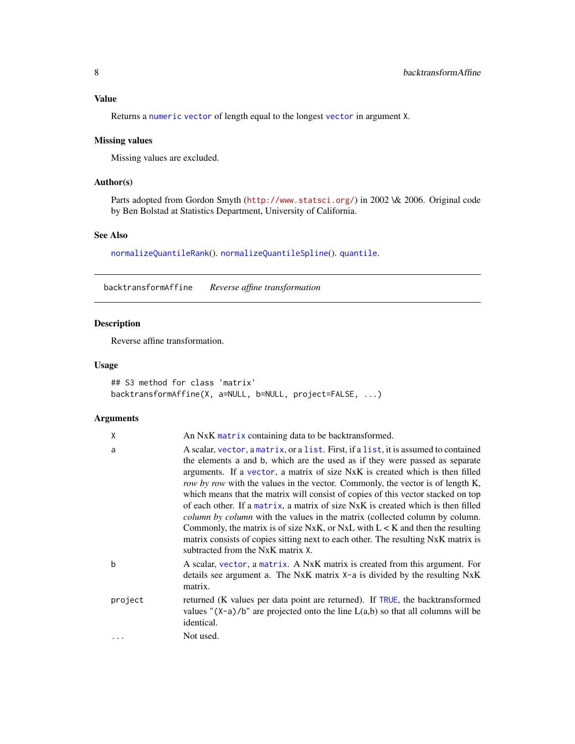### Value

Returns a `numeric` `vector` of length equal to the longest `vector` in argument `X`.

### Missing values

Missing values are excluded.

### Author(s)

Parts adopted from Gordon Smyth (http://www.statsci.org/) in 2002 \& 2006. Original code by Ben Bolstad at Statistics Department, University of California.

### See Also

`normalizeQuantileRank`(). `normalizeQuantileSpline`(). `quantile`.

---

## backtransformAffine — *Reverse affine transformation*

### Description

Reverse affine transformation.

### Usage

```
## S3 method for class 'matrix'
backtransformAffine(X, a=NULL, b=NULL, project=FALSE, ...)
```

### Arguments

| | |
|---|---|
| `X` | An NxK `matrix` containing data to be backtransformed. |
| `a` | A scalar, `vector`, a `matrix`, or a `list`. First, if a `list`, it is assumed to contained the elements `a` and `b`, which are the used as if they were passed as separate arguments. If a `vector`, a matrix of size NxK is created which is then filled *row by row* with the values in the vector. Commonly, the vector is of length K, which means that the matrix will consist of copies of this vector stacked on top of each other. If a `matrix`, a matrix of size NxK is created which is then filled *column by column* with the values in the matrix (collected column by column. Commonly, the matrix is of size NxK, or NxL with L < K and then the resulting matrix consists of copies sitting next to each other. The resulting NxK matrix is subtracted from the NxK matrix `X`. |
| `b` | A scalar, `vector`, a `matrix`. A NxK matrix is created from this argument. For details see argument `a`. The NxK matrix `X-a` is divided by the resulting NxK matrix. |
| `project` | returned (K values per data point are returned). If `TRUE`, the backtransformed values "`(X-a)/b`" are projected onto the line L(a,b) so that all columns will be identical. |
| `...` | Not used. |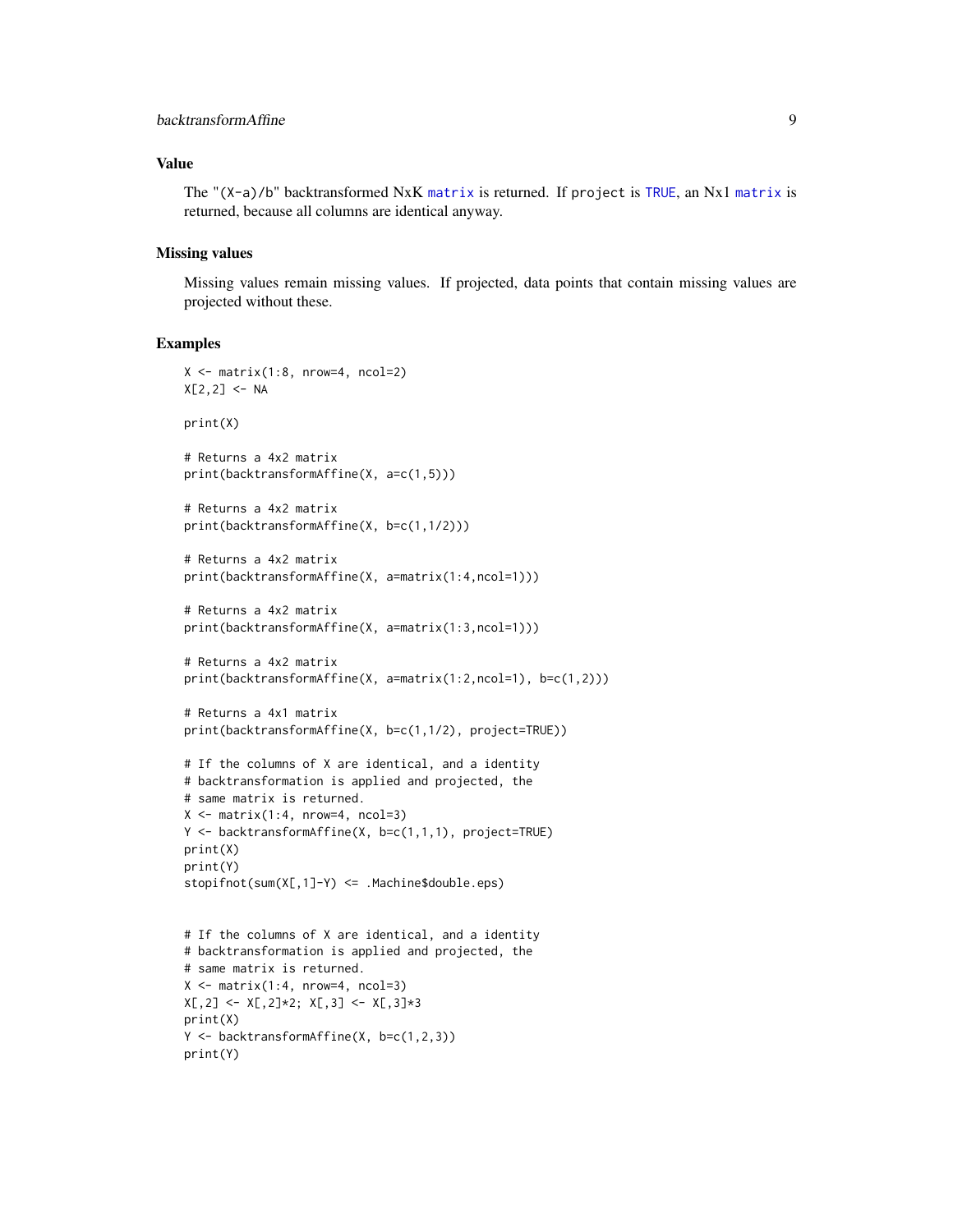## Value

The "(X-a)/b" backtransformed NxK matrix is returned. If project is TRUE, an Nx1 matrix is returned, because all columns are identical anyway.

## Missing values

Missing values remain missing values. If projected, data points that contain missing values are projected without these.

## Examples

```
X <- matrix(1:8, nrow=4, ncol=2)
X[2,2] <- NA

print(X)

# Returns a 4x2 matrix
print(backtransformAffine(X, a=c(1,5)))

# Returns a 4x2 matrix
print(backtransformAffine(X, b=c(1,1/2)))

# Returns a 4x2 matrix
print(backtransformAffine(X, a=matrix(1:4,ncol=1)))

# Returns a 4x2 matrix
print(backtransformAffine(X, a=matrix(1:3,ncol=1)))

# Returns a 4x2 matrix
print(backtransformAffine(X, a=matrix(1:2,ncol=1), b=c(1,2)))

# Returns a 4x1 matrix
print(backtransformAffine(X, b=c(1,1/2), project=TRUE))

# If the columns of X are identical, and a identity
# backtransformation is applied and projected, the
# same matrix is returned.
X <- matrix(1:4, nrow=4, ncol=3)
Y <- backtransformAffine(X, b=c(1,1,1), project=TRUE)
print(X)
print(Y)
stopifnot(sum(X[,1]-Y) <= .Machine$double.eps)


# If the columns of X are identical, and a identity
# backtransformation is applied and projected, the
# same matrix is returned.
X <- matrix(1:4, nrow=4, ncol=3)
X[,2] <- X[,2]*2; X[,3] <- X[,3]*3
print(X)
Y <- backtransformAffine(X, b=c(1,2,3))
print(Y)
```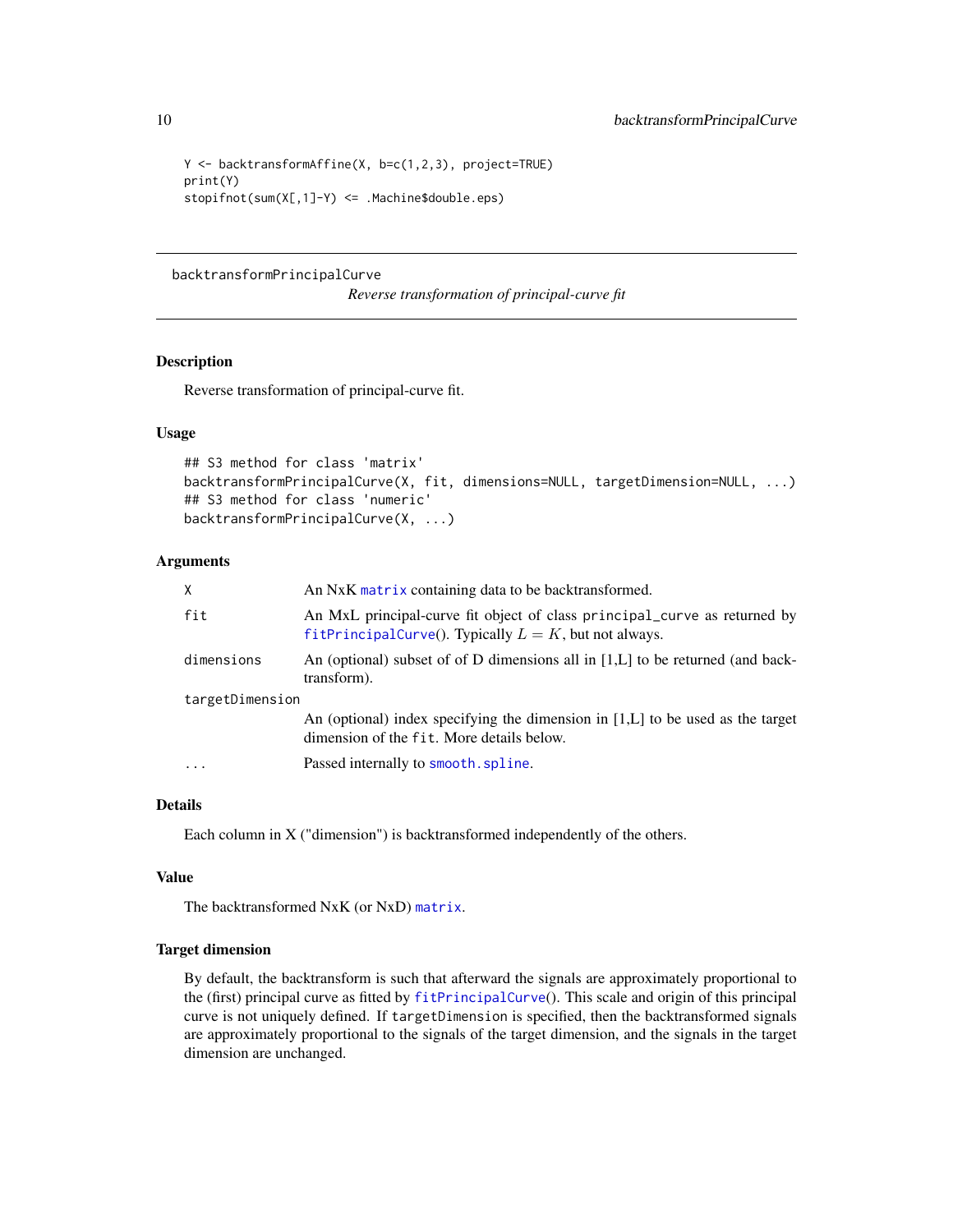```
Y <- backtransformAffine(X, b=c(1,2,3), project=TRUE)
print(Y)
stopifnot(sum(X[,1]-Y) <= .Machine$double.eps)
```

---

## backtransformPrincipalCurve

*Reverse transformation of principal-curve fit*

---

### Description

Reverse transformation of principal-curve fit.

### Usage

```
## S3 method for class 'matrix'
backtransformPrincipalCurve(X, fit, dimensions=NULL, targetDimension=NULL, ...)
## S3 method for class 'numeric'
backtransformPrincipalCurve(X, ...)
```

### Arguments

| | |
|---|---|
| `X` | An NxK `matrix` containing data to be backtransformed. |
| `fit` | An MxL principal-curve fit object of class `principal_curve` as returned by `fitPrincipalCurve`(). Typically $L = K$, but not always. |
| `dimensions` | An (optional) subset of of D dimensions all in [1,L] to be returned (and backtransform). |
| `targetDimension` | An (optional) index specifying the dimension in [1,L] to be used as the target dimension of the `fit`. More details below. |
| `...` | Passed internally to `smooth.spline`. |

### Details

Each column in X ("dimension") is backtransformed independently of the others.

### Value

The backtransformed NxK (or NxD) `matrix`.

### Target dimension

By default, the backtransform is such that afterward the signals are approximately proportional to the (first) principal curve as fitted by `fitPrincipalCurve`(). This scale and origin of this principal curve is not uniquely defined. If `targetDimension` is specified, then the backtransformed signals are approximately proportional to the signals of the target dimension, and the signals in the target dimension are unchanged.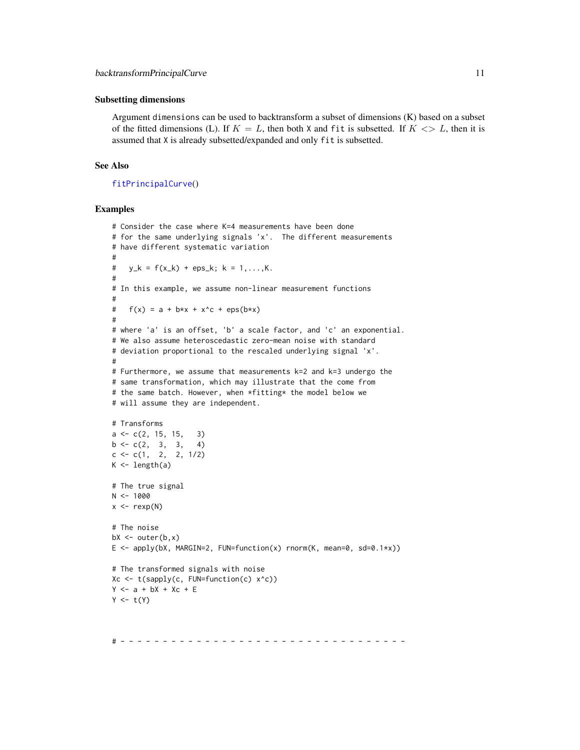### Subsetting dimensions

Argument `dimensions` can be used to backtransform a subset of dimensions (K) based on a subset of the fitted dimensions (L). If $K = L$, then both `X` and `fit` is subsetted. If $K <> L$, then it is assumed that `X` is already subsetted/expanded and only `fit` is subsetted.

### See Also

`fitPrincipalCurve()`

### Examples

```
# Consider the case where K=4 measurements have been done
# for the same underlying signals 'x'.  The different measurements
# have different systematic variation
#
#   y_k = f(x_k) + eps_k; k = 1,...,K.
#
# In this example, we assume non-linear measurement functions
#
#   f(x) = a + b*x + x^c + eps(b*x)
#
# where 'a' is an offset, 'b' a scale factor, and 'c' an exponential.
# We also assume heteroscedastic zero-mean noise with standard
# deviation proportional to the rescaled underlying signal 'x'.
#
# Furthermore, we assume that measurements k=2 and k=3 undergo the
# same transformation, which may illustrate that the come from
# the same batch. However, when *fitting* the model below we
# will assume they are independent.

# Transforms
a <- c(2, 15, 15,   3)
b <- c(2,  3,  3,   4)
c <- c(1,  2,  2, 1/2)
K <- length(a)

# The true signal
N <- 1000
x <- rexp(N)

# The noise
bX <- outer(b,x)
E <- apply(bX, MARGIN=2, FUN=function(x) rnorm(K, mean=0, sd=0.1*x))

# The transformed signals with noise
Xc <- t(sapply(c, FUN=function(c) x^c))
Y <- a + bX + Xc + E
Y <- t(Y)



# - - - - - - - - - - - - - - - - - - - - - - - - - - - - - - - - - -
```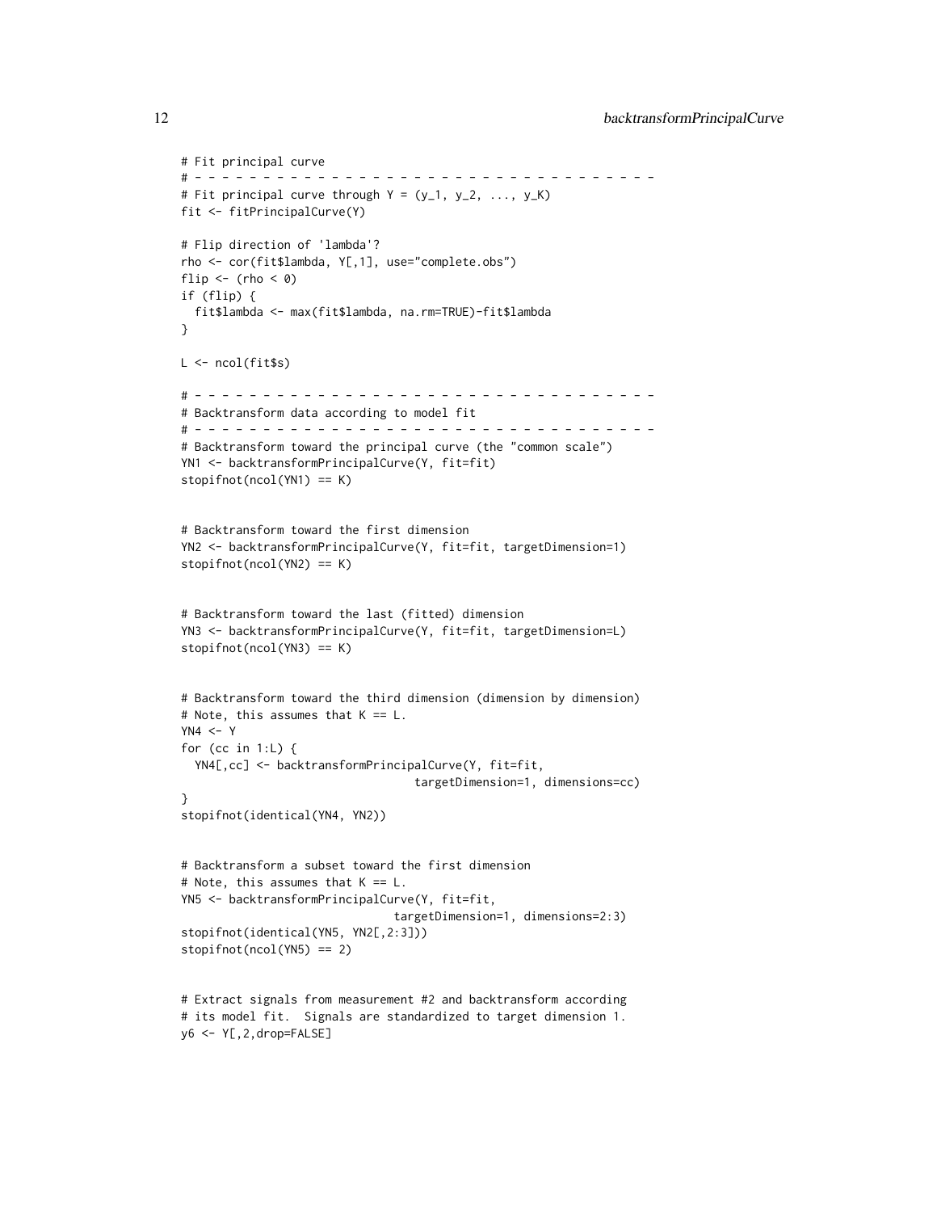```
# Fit principal curve
# - - - - - - - - - - - - - - - - - - - - - - - - - - - - - - - - - - -
# Fit principal curve through Y = (y_1, y_2, ..., y_K)
fit <- fitPrincipalCurve(Y)

# Flip direction of 'lambda'?
rho <- cor(fit$lambda, Y[,1], use="complete.obs")
flip <- (rho < 0)
if (flip) {
  fit$lambda <- max(fit$lambda, na.rm=TRUE)-fit$lambda
}

L <- ncol(fit$s)

# - - - - - - - - - - - - - - - - - - - - - - - - - - - - - - - - - - -
# Backtransform data according to model fit
# - - - - - - - - - - - - - - - - - - - - - - - - - - - - - - - - - - -
# Backtransform toward the principal curve (the "common scale")
YN1 <- backtransformPrincipalCurve(Y, fit=fit)
stopifnot(ncol(YN1) == K)


# Backtransform toward the first dimension
YN2 <- backtransformPrincipalCurve(Y, fit=fit, targetDimension=1)
stopifnot(ncol(YN2) == K)


# Backtransform toward the last (fitted) dimension
YN3 <- backtransformPrincipalCurve(Y, fit=fit, targetDimension=L)
stopifnot(ncol(YN3) == K)


# Backtransform toward the third dimension (dimension by dimension)
# Note, this assumes that K == L.
YN4 <- Y
for (cc in 1:L) {
  YN4[,cc] <- backtransformPrincipalCurve(Y, fit=fit,
                                  targetDimension=1, dimensions=cc)
}
stopifnot(identical(YN4, YN2))


# Backtransform a subset toward the first dimension
# Note, this assumes that K == L.
YN5 <- backtransformPrincipalCurve(Y, fit=fit,
                                targetDimension=1, dimensions=2:3)
stopifnot(identical(YN5, YN2[,2:3]))
stopifnot(ncol(YN5) == 2)


# Extract signals from measurement #2 and backtransform according
# its model fit.  Signals are standardized to target dimension 1.
y6 <- Y[,2,drop=FALSE]
```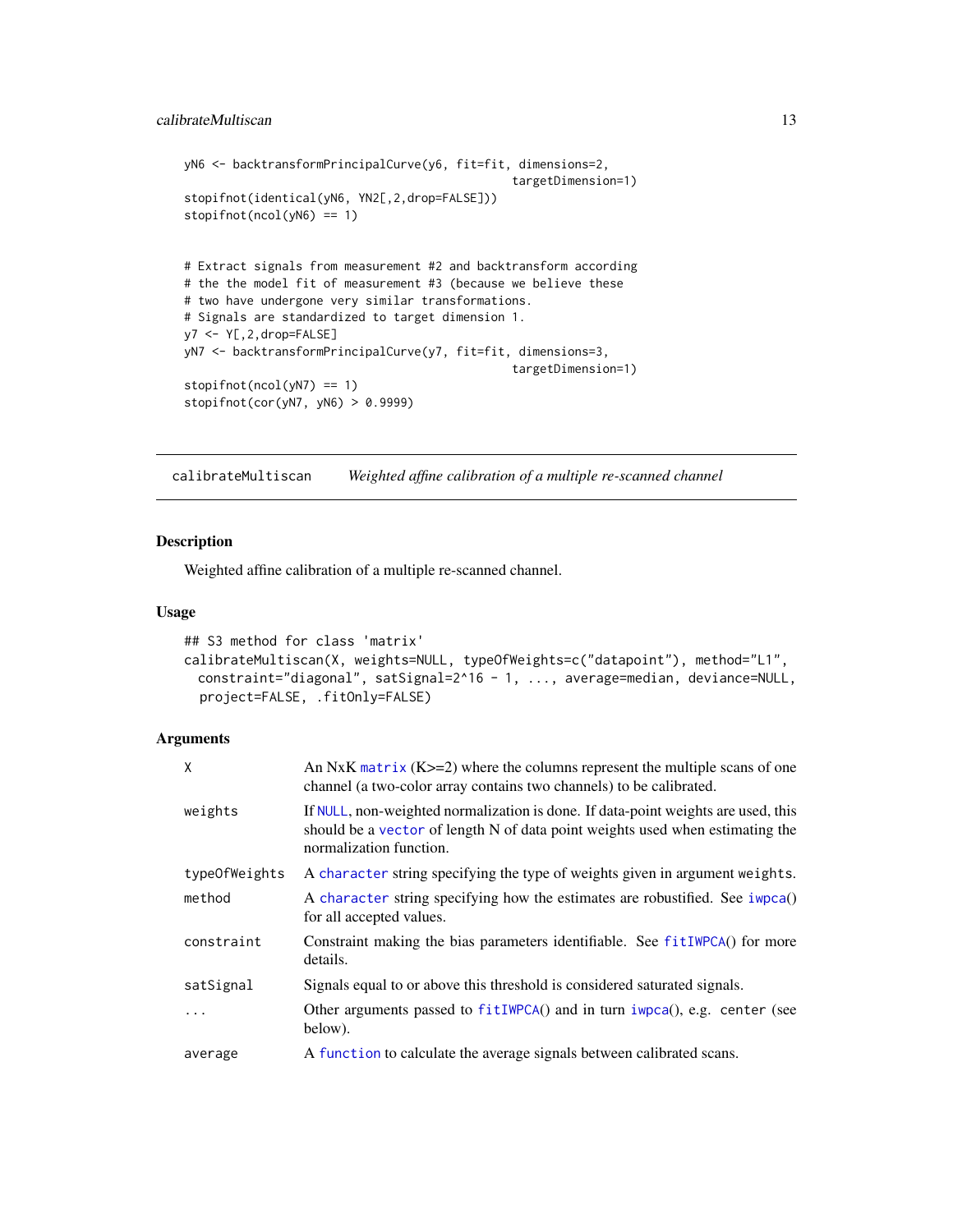```r
yN6 <- backtransformPrincipalCurve(y6, fit=fit, dimensions=2,
                                             targetDimension=1)
stopifnot(identical(yN6, YN2[,2,drop=FALSE]))
stopifnot(ncol(yN6) == 1)


# Extract signals from measurement #2 and backtransform according
# the the model fit of measurement #3 (because we believe these
# two have undergone very similar transformations.
# Signals are standardized to target dimension 1.
y7 <- Y[,2,drop=FALSE]
yN7 <- backtransformPrincipalCurve(y7, fit=fit, dimensions=3,
                                             targetDimension=1)
stopifnot(ncol(yN7) == 1)
stopifnot(cor(yN7, yN6) > 0.9999)
```

## calibrateMultiscan — *Weighted affine calibration of a multiple re-scanned channel*

### Description

Weighted affine calibration of a multiple re-scanned channel.

### Usage

```r
## S3 method for class 'matrix'
calibrateMultiscan(X, weights=NULL, typeOfWeights=c("datapoint"), method="L1",
  constraint="diagonal", satSignal=2^16 - 1, ..., average=median, deviance=NULL,
  project=FALSE, .fitOnly=FALSE)
```

### Arguments

| | |
|---|---|
| `X` | An NxK `matrix` (K>=2) where the columns represent the multiple scans of one channel (a two-color array contains two channels) to be calibrated. |
| `weights` | If `NULL`, non-weighted normalization is done. If data-point weights are used, this should be a `vector` of length N of data point weights used when estimating the normalization function. |
| `typeOfWeights` | A `character` string specifying the type of weights given in argument `weights`. |
| `method` | A `character` string specifying how the estimates are robustified. See `iwpca`() for all accepted values. |
| `constraint` | Constraint making the bias parameters identifiable. See `fitIWPCA`() for more details. |
| `satSignal` | Signals equal to or above this threshold is considered saturated signals. |
| `...` | Other arguments passed to `fitIWPCA`() and in turn `iwpca`(), e.g. `center` (see below). |
| `average` | A `function` to calculate the average signals between calibrated scans. |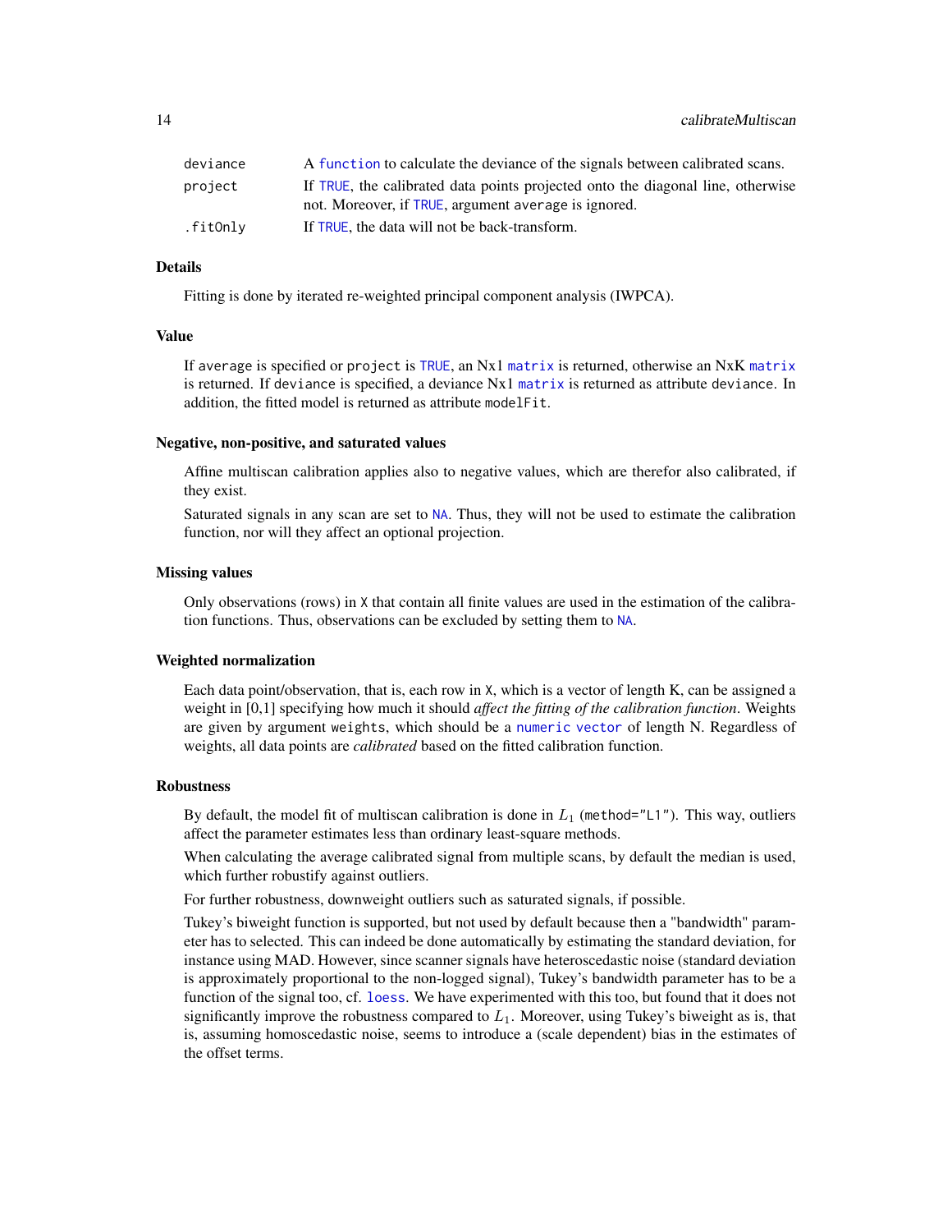| | |
|---|---|
| deviance | A function to calculate the deviance of the signals between calibrated scans. |
| project | If TRUE, the calibrated data points projected onto the diagonal line, otherwise not. Moreover, if TRUE, argument average is ignored. |
| .fitOnly | If TRUE, the data will not be back-transform. |

### Details

Fitting is done by iterated re-weighted principal component analysis (IWPCA).

### Value

If average is specified or project is TRUE, an Nx1 matrix is returned, otherwise an NxK matrix is returned. If deviance is specified, a deviance Nx1 matrix is returned as attribute deviance. In addition, the fitted model is returned as attribute modelFit.

### Negative, non-positive, and saturated values

Affine multiscan calibration applies also to negative values, which are therefor also calibrated, if they exist.

Saturated signals in any scan are set to NA. Thus, they will not be used to estimate the calibration function, nor will they affect an optional projection.

### Missing values

Only observations (rows) in X that contain all finite values are used in the estimation of the calibration functions. Thus, observations can be excluded by setting them to NA.

### Weighted normalization

Each data point/observation, that is, each row in X, which is a vector of length K, can be assigned a weight in [0,1] specifying how much it should *affect the fitting of the calibration function*. Weights are given by argument weights, which should be a numeric vector of length N. Regardless of weights, all data points are *calibrated* based on the fitted calibration function.

### Robustness

By default, the model fit of multiscan calibration is done in $L_1$ (method="L1"). This way, outliers affect the parameter estimates less than ordinary least-square methods.

When calculating the average calibrated signal from multiple scans, by default the median is used, which further robustify against outliers.

For further robustness, downweight outliers such as saturated signals, if possible.

Tukey's biweight function is supported, but not used by default because then a "bandwidth" parameter has to selected. This can indeed be done automatically by estimating the standard deviation, for instance using MAD. However, since scanner signals have heteroscedastic noise (standard deviation is approximately proportional to the non-logged signal), Tukey's bandwidth parameter has to be a function of the signal too, cf. loess. We have experimented with this too, but found that it does not significantly improve the robustness compared to $L_1$. Moreover, using Tukey's biweight as is, that is, assuming homoscedastic noise, seems to introduce a (scale dependent) bias in the estimates of the offset terms.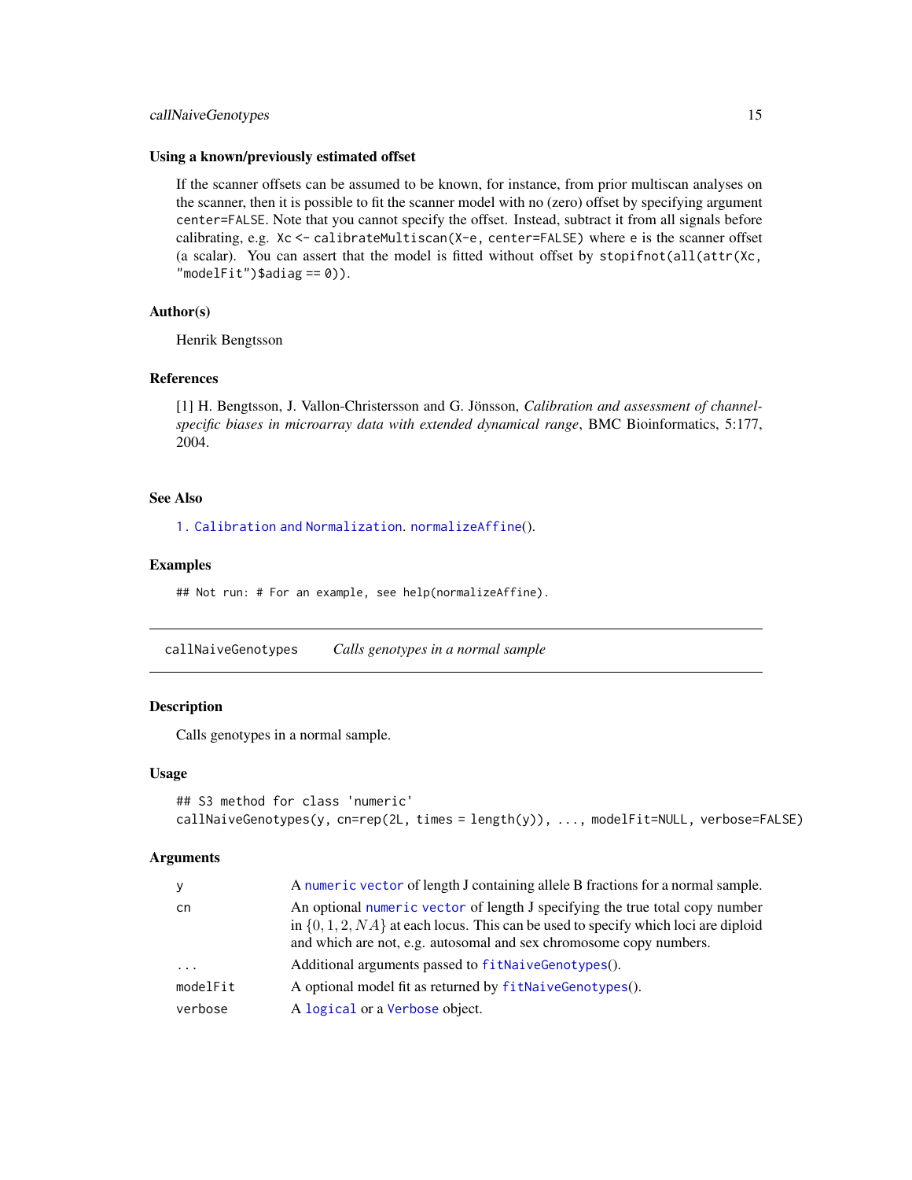### Using a known/previously estimated offset

If the scanner offsets can be assumed to be known, for instance, from prior multiscan analyses on the scanner, then it is possible to fit the scanner model with no (zero) offset by specifying argument `center=FALSE`. Note that you cannot specify the offset. Instead, subtract it from all signals before calibrating, e.g. `Xc <- calibrateMultiscan(X-e, center=FALSE)` where `e` is the scanner offset (a scalar). You can assert that the model is fitted without offset by `stopifnot(all(attr(Xc, "modelFit")$adiag == 0))`.

### Author(s)

Henrik Bengtsson

### References

[1] H. Bengtsson, J. Vallon-Christersson and G. Jönsson, *Calibration and assessment of channel-specific biases in microarray data with extended dynamical range*, BMC Bioinformatics, 5:177, 2004.

### See Also

1. Calibration and Normalization. `normalizeAffine`().

### Examples

```
## Not run: # For an example, see help(normalizeAffine).
```

---

## callNaiveGenotypes — *Calls genotypes in a normal sample*

### Description

Calls genotypes in a normal sample.

### Usage

```
## S3 method for class 'numeric'
callNaiveGenotypes(y, cn=rep(2L, times = length(y)), ..., modelFit=NULL, verbose=FALSE)
```

### Arguments

| | |
|---|---|
| `y` | A `numeric` `vector` of length J containing allele B fractions for a normal sample. |
| `cn` | An optional `numeric` `vector` of length J specifying the true total copy number in $\{0, 1, 2, NA\}$ at each locus. This can be used to specify which loci are diploid and which are not, e.g. autosomal and sex chromosome copy numbers. |
| `...` | Additional arguments passed to `fitNaiveGenotypes`(). |
| `modelFit` | A optional model fit as returned by `fitNaiveGenotypes`(). |
| `verbose` | A `logical` or a `Verbose` object. |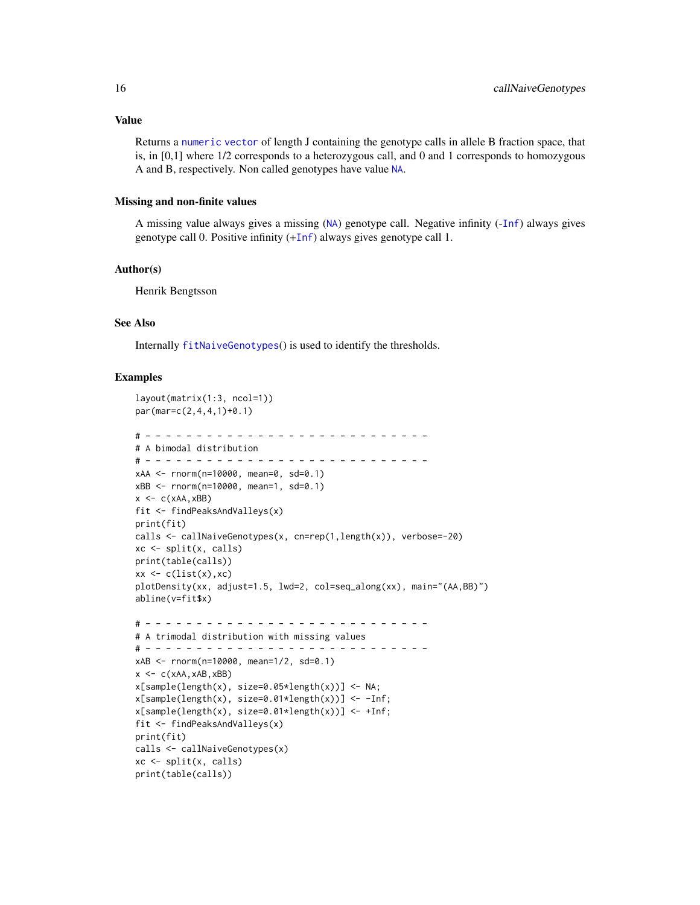### Value

Returns a numeric vector of length J containing the genotype calls in allele B fraction space, that is, in [0,1] where 1/2 corresponds to a heterozygous call, and 0 and 1 corresponds to homozygous A and B, respectively. Non called genotypes have value NA.

### Missing and non-finite values

A missing value always gives a missing (NA) genotype call. Negative infinity (-Inf) always gives genotype call 0. Positive infinity (+Inf) always gives genotype call 1.

### Author(s)

Henrik Bengtsson

### See Also

Internally fitNaiveGenotypes() is used to identify the thresholds.

### Examples

```
layout(matrix(1:3, ncol=1))
par(mar=c(2,4,4,1)+0.1)

# - - - - - - - - - - - - - - - - - - - - - - - - - - - -
# A bimodal distribution
# - - - - - - - - - - - - - - - - - - - - - - - - - - - -
xAA <- rnorm(n=10000, mean=0, sd=0.1)
xBB <- rnorm(n=10000, mean=1, sd=0.1)
x <- c(xAA,xBB)
fit <- findPeaksAndValleys(x)
print(fit)
calls <- callNaiveGenotypes(x, cn=rep(1,length(x)), verbose=-20)
xc <- split(x, calls)
print(table(calls))
xx <- c(list(x),xc)
plotDensity(xx, adjust=1.5, lwd=2, col=seq_along(xx), main="(AA,BB)")
abline(v=fit$x)

# - - - - - - - - - - - - - - - - - - - - - - - - - - - -
# A trimodal distribution with missing values
# - - - - - - - - - - - - - - - - - - - - - - - - - - - -
xAB <- rnorm(n=10000, mean=1/2, sd=0.1)
x <- c(xAA,xAB,xBB)
x[sample(length(x), size=0.05*length(x))] <- NA;
x[sample(length(x), size=0.01*length(x))] <- -Inf;
x[sample(length(x), size=0.01*length(x))] <- +Inf;
fit <- findPeaksAndValleys(x)
print(fit)
calls <- callNaiveGenotypes(x)
xc <- split(x, calls)
print(table(calls))
```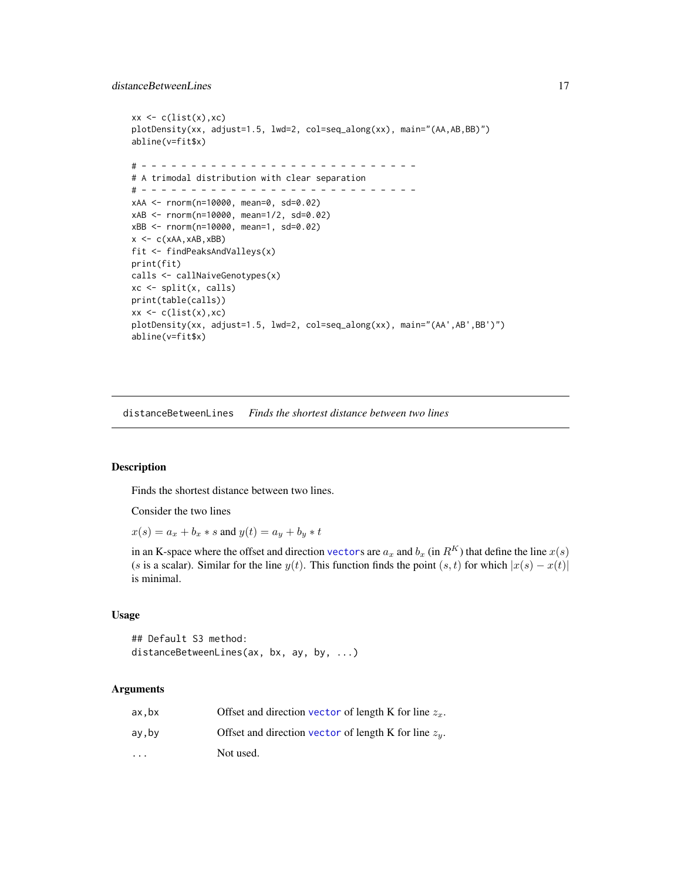```
xx <- c(list(x),xc)
plotDensity(xx, adjust=1.5, lwd=2, col=seq_along(xx), main="(AA,AB,BB)")
abline(v=fit$x)

# - - - - - - - - - - - - - - - - - - - - - - - - - - - - -
# A trimodal distribution with clear separation
# - - - - - - - - - - - - - - - - - - - - - - - - - - - - -
xAA <- rnorm(n=10000, mean=0, sd=0.02)
xAB <- rnorm(n=10000, mean=1/2, sd=0.02)
xBB <- rnorm(n=10000, mean=1, sd=0.02)
x <- c(xAA,xAB,xBB)
fit <- findPeaksAndValleys(x)
print(fit)
calls <- callNaiveGenotypes(x)
xc <- split(x, calls)
print(table(calls))
xx <- c(list(x),xc)
plotDensity(xx, adjust=1.5, lwd=2, col=seq_along(xx), main="(AA',AB',BB')")
abline(v=fit$x)
```

---

## distanceBetweenLines *Finds the shortest distance between two lines*

### Description

Finds the shortest distance between two lines.

Consider the two lines

$x(s) = a_x + b_x * s$ and $y(t) = a_y + b_y * t$

in an K-space where the offset and direction vectors are $a_x$ and $b_x$ (in $R^K$) that define the line $x(s)$ ($s$ is a scalar). Similar for the line $y(t)$. This function finds the point $(s, t)$ for which $|x(s) - x(t)|$ is minimal.

### Usage

```
## Default S3 method:
distanceBetweenLines(ax, bx, ay, by, ...)
```

### Arguments

| | |
|---|---|
| ax,bx | Offset and direction vector of length K for line $z_x$. |
| ay,by | Offset and direction vector of length K for line $z_y$. |
| ... | Not used. |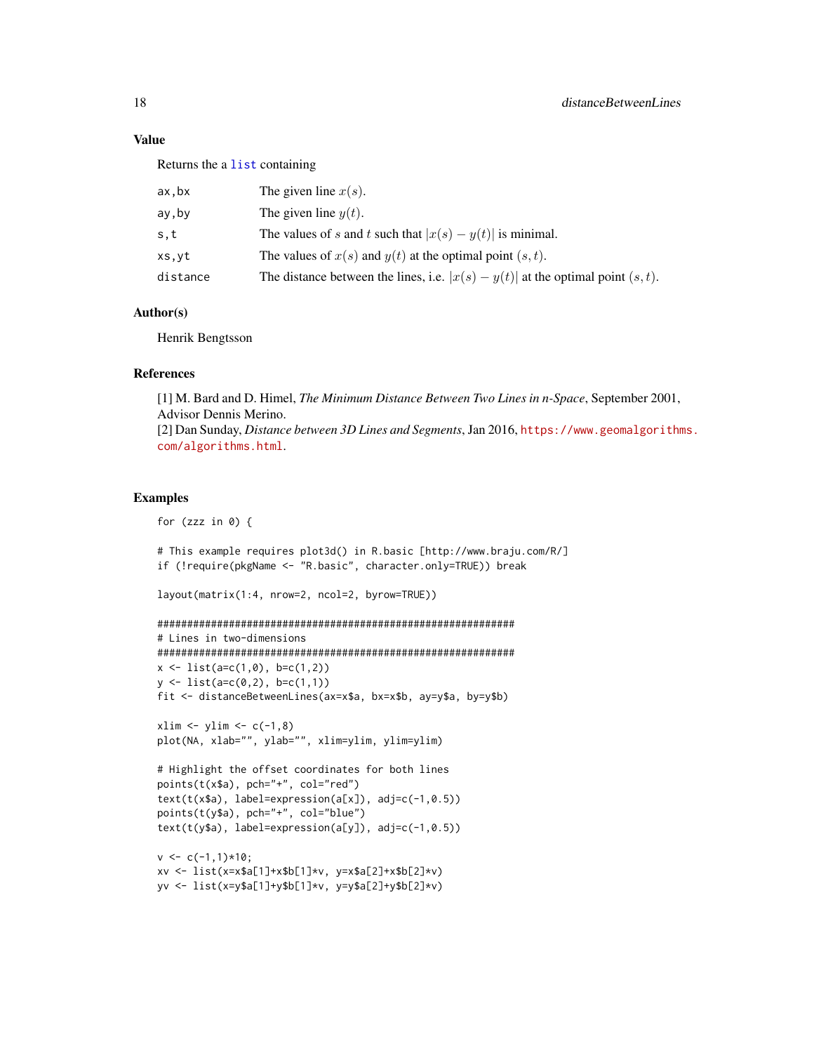## Value

Returns the a `list` containing

| | |
|---|---|
| `ax,bx` | The given line $x(s)$. |
| `ay,by` | The given line $y(t)$. |
| `s,t` | The values of $s$ and $t$ such that $\lvert x(s) - y(t) \rvert$ is minimal. |
| `xs,yt` | The values of $x(s)$ and $y(t)$ at the optimal point $(s, t)$. |
| `distance` | The distance between the lines, i.e. $\lvert x(s) - y(t) \rvert$ at the optimal point $(s, t)$. |

## Author(s)

Henrik Bengtsson

## References

[1] M. Bard and D. Himel, *The Minimum Distance Between Two Lines in n-Space*, September 2001, Advisor Dennis Merino.
[2] Dan Sunday, *Distance between 3D Lines and Segments*, Jan 2016, https://www.geomalgorithms.com/algorithms.html.

## Examples

```
for (zzz in 0) {

# This example requires plot3d() in R.basic [http://www.braju.com/R/]
if (!require(pkgName <- "R.basic", character.only=TRUE)) break

layout(matrix(1:4, nrow=2, ncol=2, byrow=TRUE))

############################################################
# Lines in two-dimensions
############################################################
x <- list(a=c(1,0), b=c(1,2))
y <- list(a=c(0,2), b=c(1,1))
fit <- distanceBetweenLines(ax=x$a, bx=x$b, ay=y$a, by=y$b)

xlim <- ylim <- c(-1,8)
plot(NA, xlab="", ylab="", xlim=ylim, ylim=ylim)

# Highlight the offset coordinates for both lines
points(t(x$a), pch="+", col="red")
text(t(x$a), label=expression(a[x]), adj=c(-1,0.5))
points(t(y$a), pch="+", col="blue")
text(t(y$a), label=expression(a[y]), adj=c(-1,0.5))

v <- c(-1,1)*10;
xv <- list(x=x$a[1]+x$b[1]*v, y=x$a[2]+x$b[2]*v)
yv <- list(x=y$a[1]+y$b[1]*v, y=y$a[2]+y$b[2]*v)
```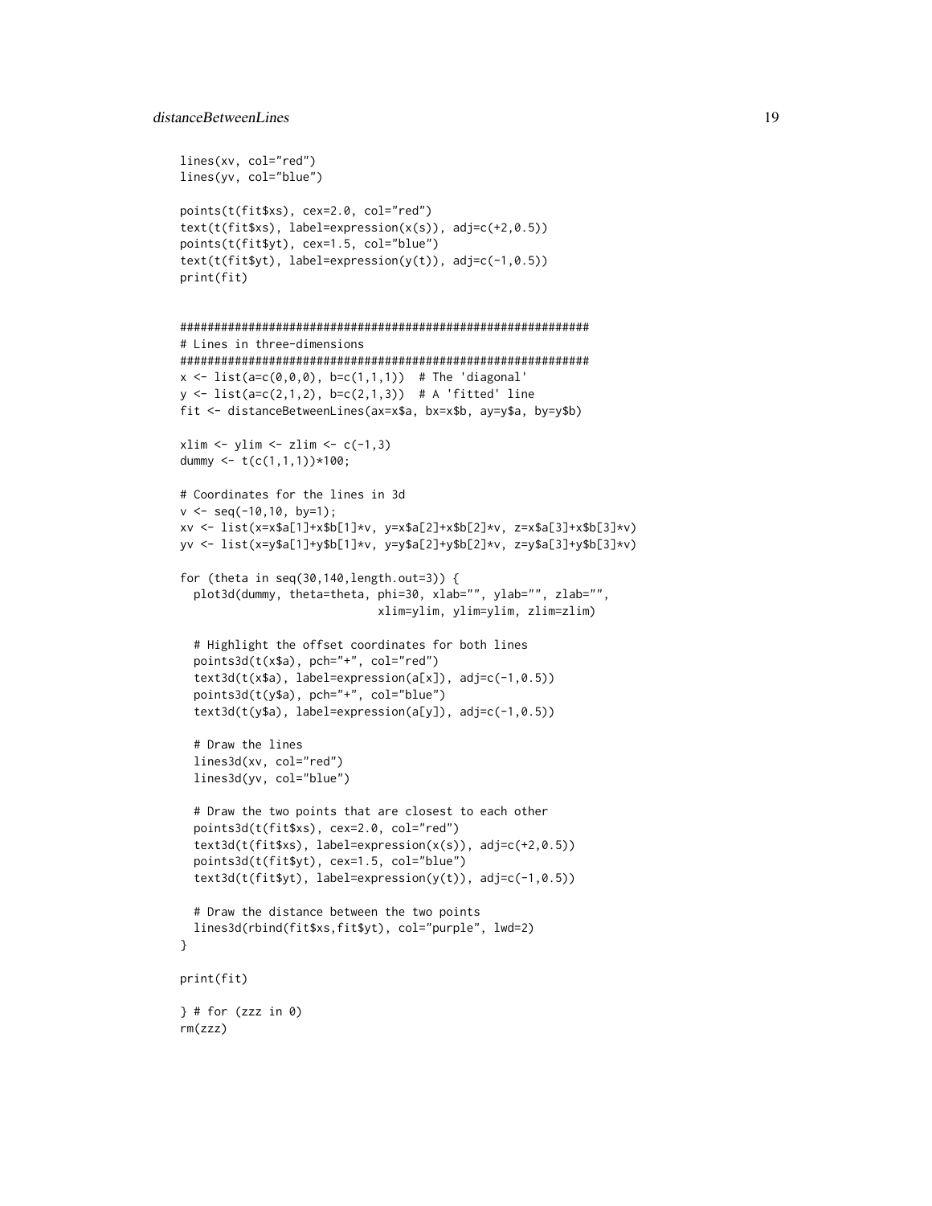```
lines(xv, col="red")
lines(yv, col="blue")

points(t(fit$xs), cex=2.0, col="red")
text(t(fit$xs), label=expression(x(s)), adj=c(+2,0.5))
points(t(fit$yt), cex=1.5, col="blue")
text(t(fit$yt), label=expression(y(t)), adj=c(-1,0.5))
print(fit)


############################################################
# Lines in three-dimensions
############################################################
x <- list(a=c(0,0,0), b=c(1,1,1))  # The 'diagonal'
y <- list(a=c(2,1,2), b=c(2,1,3))  # A 'fitted' line
fit <- distanceBetweenLines(ax=x$a, bx=x$b, ay=y$a, by=y$b)

xlim <- ylim <- zlim <- c(-1,3)
dummy <- t(c(1,1,1))*100;

# Coordinates for the lines in 3d
v <- seq(-10,10, by=1);
xv <- list(x=x$a[1]+x$b[1]*v, y=x$a[2]+x$b[2]*v, z=x$a[3]+x$b[3]*v)
yv <- list(x=y$a[1]+y$b[1]*v, y=y$a[2]+y$b[2]*v, z=y$a[3]+y$b[3]*v)

for (theta in seq(30,140,length.out=3)) {
  plot3d(dummy, theta=theta, phi=30, xlab="", ylab="", zlab="",
                             xlim=ylim, ylim=ylim, zlim=zlim)

  # Highlight the offset coordinates for both lines
  points3d(t(x$a), pch="+", col="red")
  text3d(t(x$a), label=expression(a[x]), adj=c(-1,0.5))
  points3d(t(y$a), pch="+", col="blue")
  text3d(t(y$a), label=expression(a[y]), adj=c(-1,0.5))

  # Draw the lines
  lines3d(xv, col="red")
  lines3d(yv, col="blue")

  # Draw the two points that are closest to each other
  points3d(t(fit$xs), cex=2.0, col="red")
  text3d(t(fit$xs), label=expression(x(s)), adj=c(+2,0.5))
  points3d(t(fit$yt), cex=1.5, col="blue")
  text3d(t(fit$yt), label=expression(y(t)), adj=c(-1,0.5))

  # Draw the distance between the two points
  lines3d(rbind(fit$xs,fit$yt), col="purple", lwd=2)
}

print(fit)

} # for (zzz in 0)
rm(zzz)
```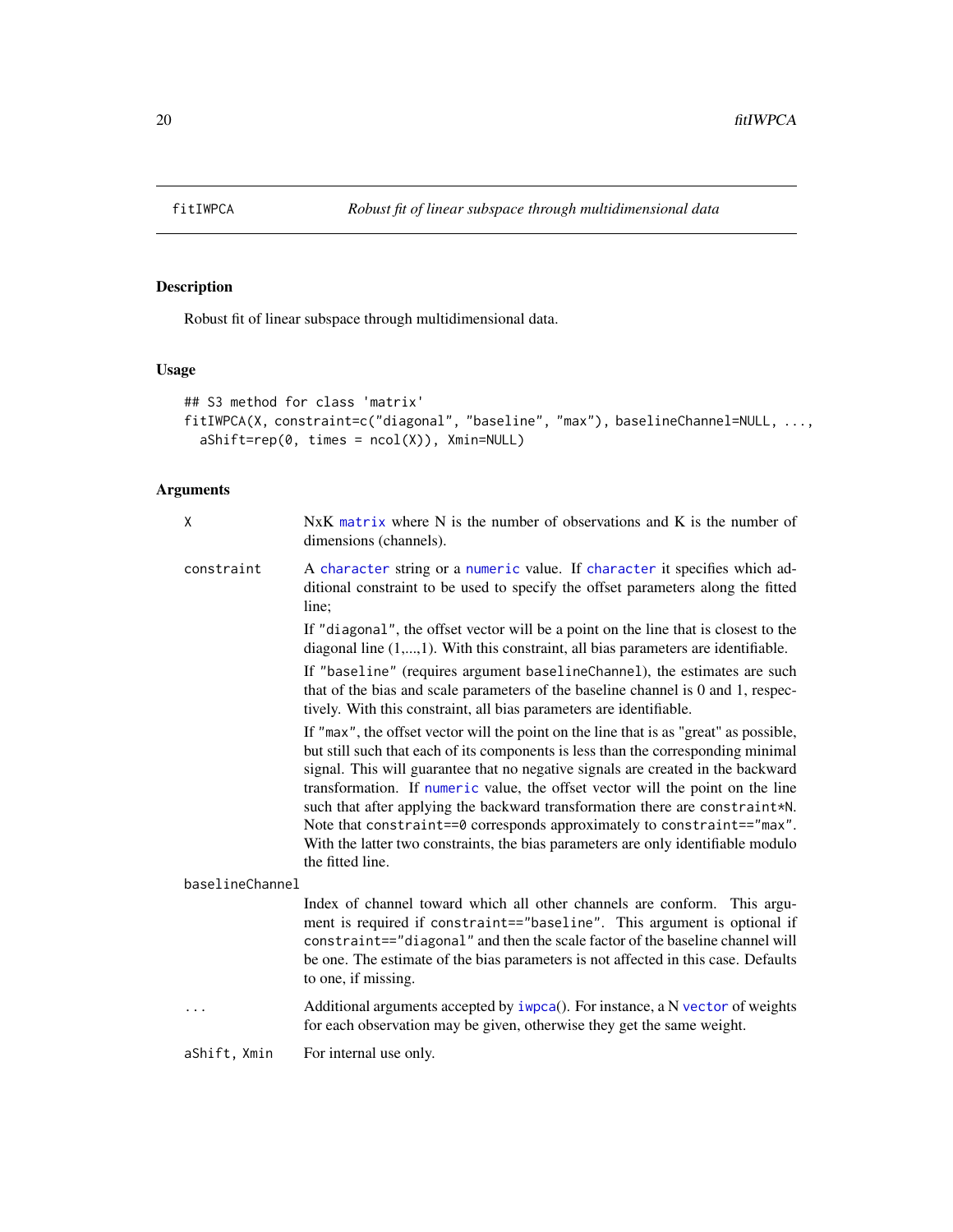# fitIWPCA

*Robust fit of linear subspace through multidimensional data*

## Description

Robust fit of linear subspace through multidimensional data.

## Usage

```
## S3 method for class 'matrix'
fitIWPCA(X, constraint=c("diagonal", "baseline", "max"), baselineChannel=NULL, ...,
  aShift=rep(0, times = ncol(X)), Xmin=NULL)
```

## Arguments

`X` NxK matrix where N is the number of observations and K is the number of dimensions (channels).

`constraint` A character string or a numeric value. If character it specifies which additional constraint to be used to specify the offset parameters along the fitted line;

If "diagonal", the offset vector will be a point on the line that is closest to the diagonal line (1,...,1). With this constraint, all bias parameters are identifiable.

If "baseline" (requires argument baselineChannel), the estimates are such that of the bias and scale parameters of the baseline channel is 0 and 1, respectively. With this constraint, all bias parameters are identifiable.

If "max", the offset vector will the point on the line that is as "great" as possible, but still such that each of its components is less than the corresponding minimal signal. This will guarantee that no negative signals are created in the backward transformation. If numeric value, the offset vector will the point on the line such that after applying the backward transformation there are constraint*N. Note that constraint==0 corresponds approximately to constraint=="max". With the latter two constraints, the bias parameters are only identifiable modulo the fitted line.

`baselineChannel` Index of channel toward which all other channels are conform. This argument is required if constraint=="baseline". This argument is optional if constraint=="diagonal" and then the scale factor of the baseline channel will be one. The estimate of the bias parameters is not affected in this case. Defaults to one, if missing.

`...` Additional arguments accepted by iwpca(). For instance, a N vector of weights for each observation may be given, otherwise they get the same weight.

`aShift, Xmin` For internal use only.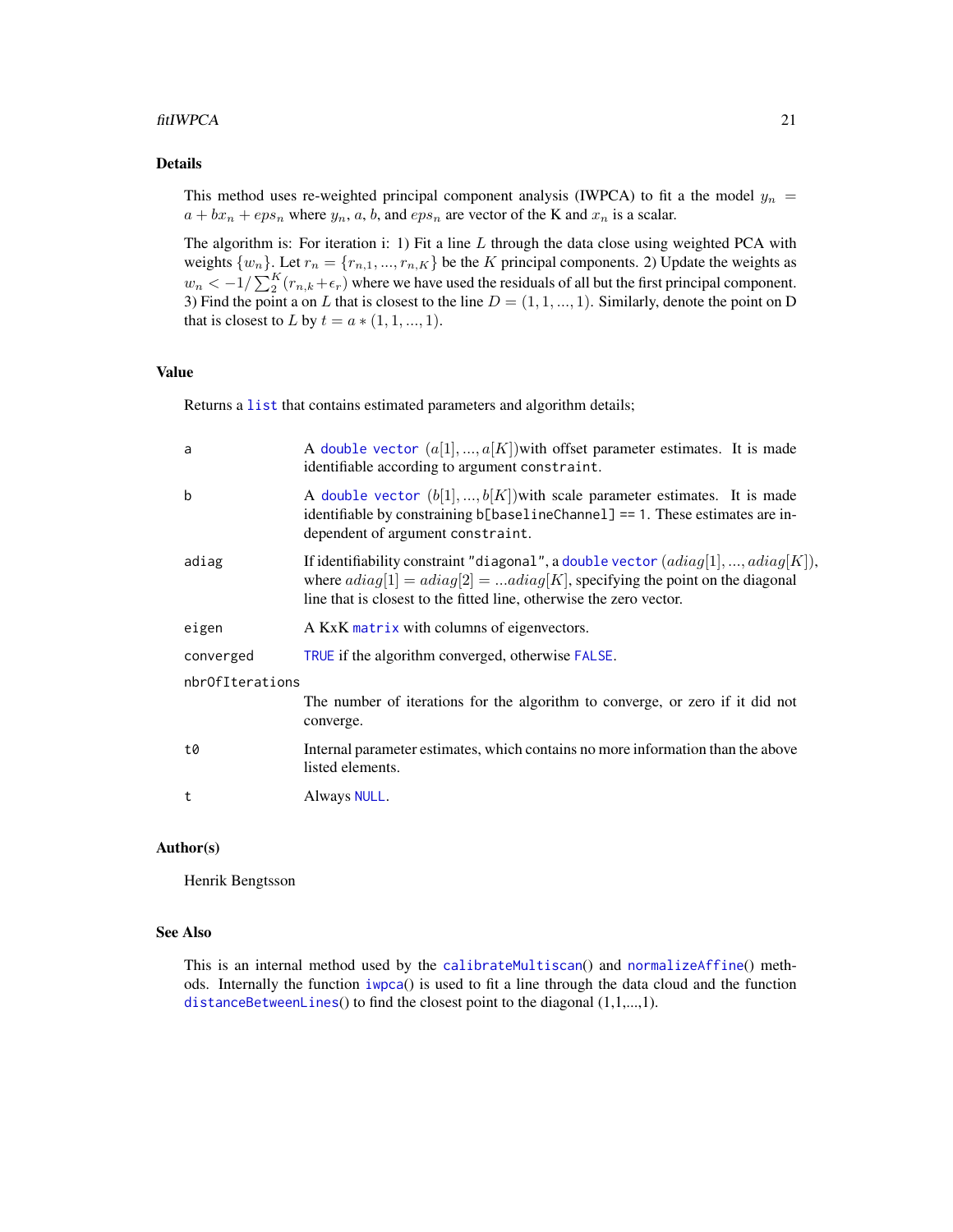## Details

This method uses re-weighted principal component analysis (IWPCA) to fit a the model $y_n = a + bx_n + eps_n$ where $y_n$, $a$, $b$, and $eps_n$ are vector of the K and $x_n$ is a scalar.

The algorithm is: For iteration i: 1) Fit a line $L$ through the data close using weighted PCA with weights $\{w_n\}$. Let $r_n = \{r_{n,1}, ..., r_{n,K}\}$ be the $K$ principal components. 2) Update the weights as $w_n < -1/\sum_2^K (r_{n,k} + \epsilon_r)$ where we have used the residuals of all but the first principal component. 3) Find the point a on $L$ that is closest to the line $D = (1, 1, ..., 1)$. Similarly, denote the point on D that is closest to $L$ by $t = a * (1, 1, ..., 1)$.

## Value

Returns a `list` that contains estimated parameters and algorithm details;

- `a` — A `double` `vector` $(a[1], ..., a[K])$with offset parameter estimates. It is made identifiable according to argument `constraint`.
- `b` — A `double` `vector` $(b[1], ..., b[K])$with scale parameter estimates. It is made identifiable by constraining `b[baselineChannel] == 1`. These estimates are independent of argument `constraint`.
- `adiag` — If identifiability constraint `"diagonal"`, a `double` `vector` $(adiag[1], ..., adiag[K])$, where $adiag[1] = adiag[2] = ...adiag[K]$, specifying the point on the diagonal line that is closest to the fitted line, otherwise the zero vector.
- `eigen` — A KxK `matrix` with columns of eigenvectors.
- `converged` — `TRUE` if the algorithm converged, otherwise `FALSE`.
- `nbrOfIterations` — The number of iterations for the algorithm to converge, or zero if it did not converge.
- `t0` — Internal parameter estimates, which contains no more information than the above listed elements.
- `t` — Always `NULL`.

## Author(s)

Henrik Bengtsson

## See Also

This is an internal method used by the `calibrateMultiscan`() and `normalizeAffine`() methods. Internally the function `iwpca`() is used to fit a line through the data cloud and the function `distanceBetweenLines`() to find the closest point to the diagonal (1,1,...,1).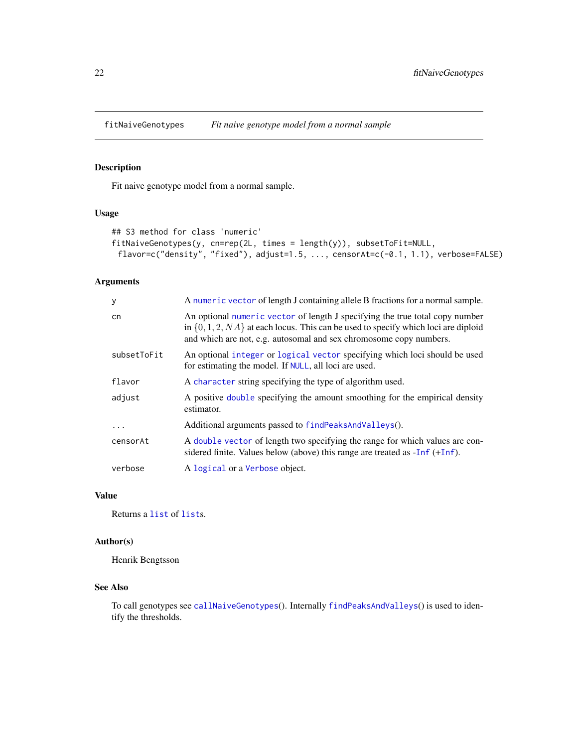# fitNaiveGenotypes — *Fit naive genotype model from a normal sample*

## Description

Fit naive genotype model from a normal sample.

## Usage

```
## S3 method for class 'numeric'
fitNaiveGenotypes(y, cn=rep(2L, times = length(y)), subsetToFit=NULL,
  flavor=c("density", "fixed"), adjust=1.5, ..., censorAt=c(-0.1, 1.1), verbose=FALSE)
```

## Arguments

| | |
|---|---|
| y | A numeric vector of length J containing allele B fractions for a normal sample. |
| cn | An optional numeric vector of length J specifying the true total copy number in $\{0, 1, 2, NA\}$ at each locus. This can be used to specify which loci are diploid and which are not, e.g. autosomal and sex chromosome copy numbers. |
| subsetToFit | An optional integer or logical vector specifying which loci should be used for estimating the model. If NULL, all loci are used. |
| flavor | A character string specifying the type of algorithm used. |
| adjust | A positive double specifying the amount smoothing for the empirical density estimator. |
| ... | Additional arguments passed to findPeaksAndValleys(). |
| censorAt | A double vector of length two specifying the range for which values are considered finite. Values below (above) this range are treated as -Inf (+Inf). |
| verbose | A logical or a Verbose object. |

## Value

Returns a list of lists.

## Author(s)

Henrik Bengtsson

## See Also

To call genotypes see callNaiveGenotypes(). Internally findPeaksAndValleys() is used to identify the thresholds.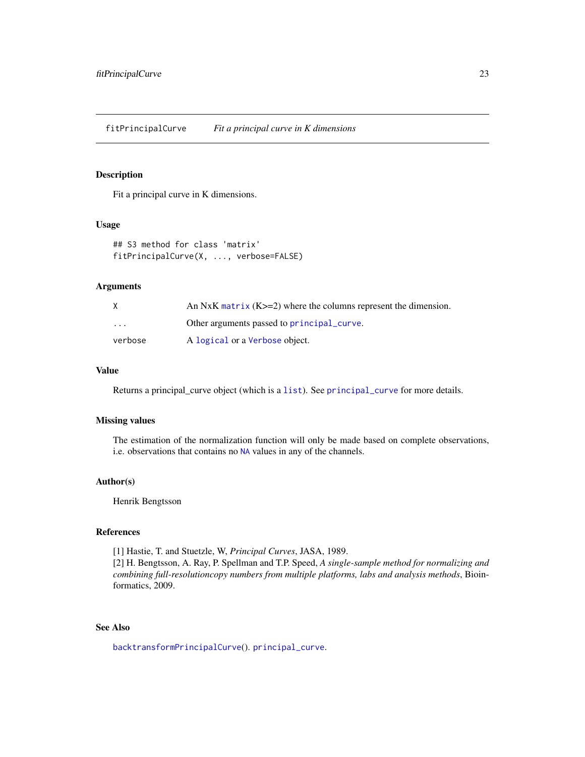## fitPrincipalCurve *Fit a principal curve in K dimensions*

### Description

Fit a principal curve in K dimensions.

### Usage

```
## S3 method for class 'matrix'
fitPrincipalCurve(X, ..., verbose=FALSE)
```

### Arguments

| | |
|---|---|
| X | An NxK `matrix` (K>=2) where the columns represent the dimension. |
| ... | Other arguments passed to `principal_curve`. |
| verbose | A `logical` or a `Verbose` object. |

### Value

Returns a principal_curve object (which is a `list`). See `principal_curve` for more details.

### Missing values

The estimation of the normalization function will only be made based on complete observations, i.e. observations that contains no `NA` values in any of the channels.

### Author(s)

Henrik Bengtsson

### References

[1] Hastie, T. and Stuetzle, W, *Principal Curves*, JASA, 1989.
[2] H. Bengtsson, A. Ray, P. Spellman and T.P. Speed, *A single-sample method for normalizing and combining full-resolutioncopy numbers from multiple platforms, labs and analysis methods*, Bioinformatics, 2009.

### See Also

`backtransformPrincipalCurve`(). `principal_curve`.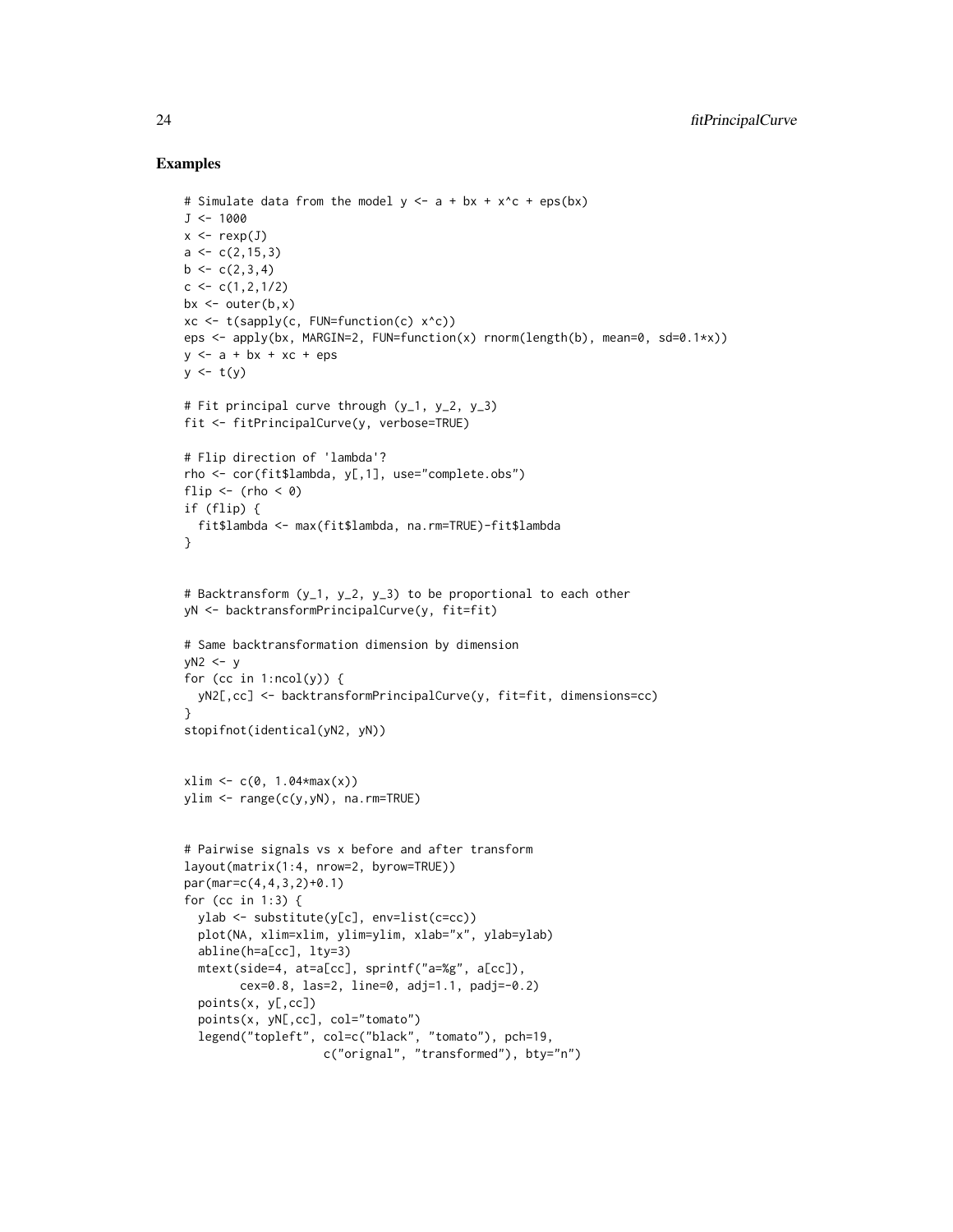## Examples

```
# Simulate data from the model y <- a + bx + x^c + eps(bx)
J <- 1000
x <- rexp(J)
a <- c(2,15,3)
b <- c(2,3,4)
c <- c(1,2,1/2)
bx <- outer(b,x)
xc <- t(sapply(c, FUN=function(c) x^c))
eps <- apply(bx, MARGIN=2, FUN=function(x) rnorm(length(b), mean=0, sd=0.1*x))
y <- a + bx + xc + eps
y <- t(y)

# Fit principal curve through (y_1, y_2, y_3)
fit <- fitPrincipalCurve(y, verbose=TRUE)

# Flip direction of 'lambda'?
rho <- cor(fit$lambda, y[,1], use="complete.obs")
flip <- (rho < 0)
if (flip) {
  fit$lambda <- max(fit$lambda, na.rm=TRUE)-fit$lambda
}


# Backtransform (y_1, y_2, y_3) to be proportional to each other
yN <- backtransformPrincipalCurve(y, fit=fit)

# Same backtransformation dimension by dimension
yN2 <- y
for (cc in 1:ncol(y)) {
  yN2[,cc] <- backtransformPrincipalCurve(y, fit=fit, dimensions=cc)
}
stopifnot(identical(yN2, yN))


xlim <- c(0, 1.04*max(x))
ylim <- range(c(y,yN), na.rm=TRUE)


# Pairwise signals vs x before and after transform
layout(matrix(1:4, nrow=2, byrow=TRUE))
par(mar=c(4,4,3,2)+0.1)
for (cc in 1:3) {
  ylab <- substitute(y[c], env=list(c=cc))
  plot(NA, xlim=xlim, ylim=ylim, xlab="x", ylab=ylab)
  abline(h=a[cc], lty=3)
  mtext(side=4, at=a[cc], sprintf("a=%g", a[cc]),
        cex=0.8, las=2, line=0, adj=1.1, padj=-0.2)
  points(x, y[,cc])
  points(x, yN[,cc], col="tomato")
  legend("topleft", col=c("black", "tomato"), pch=19,
                    c("orignal", "transformed"), bty="n")
```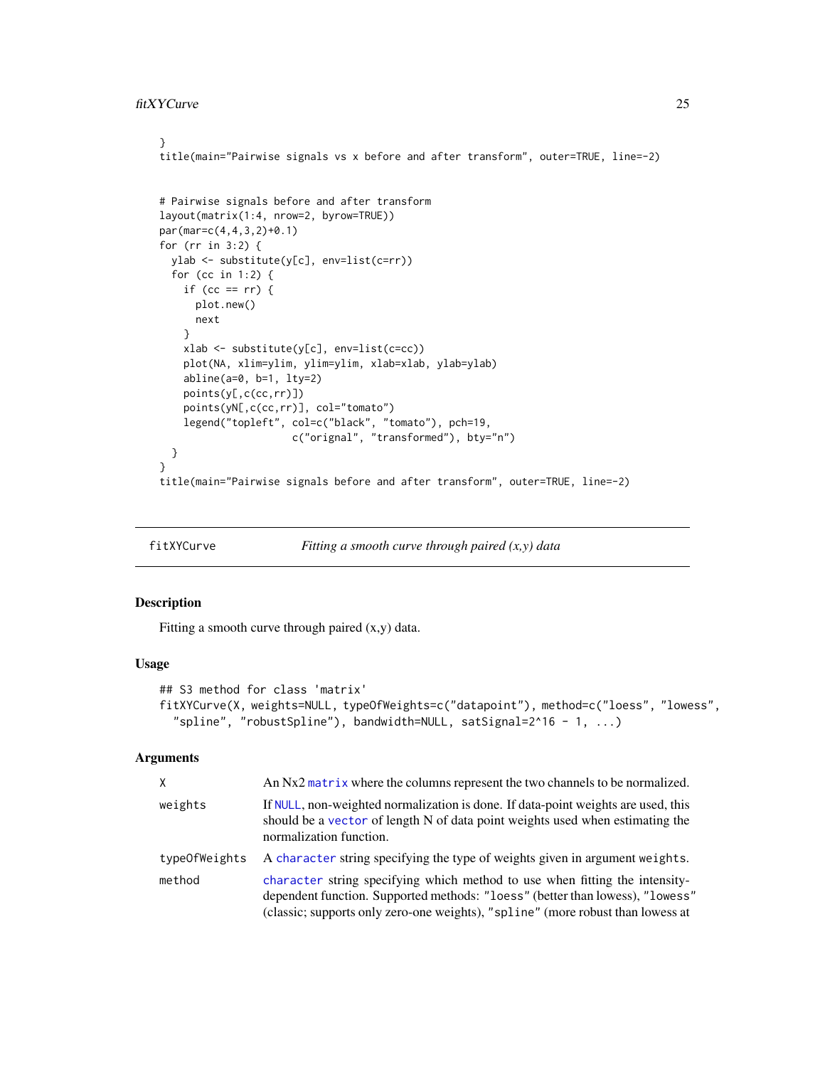```
}
title(main="Pairwise signals vs x before and after transform", outer=TRUE, line=-2)


# Pairwise signals before and after transform
layout(matrix(1:4, nrow=2, byrow=TRUE))
par(mar=c(4,4,3,2)+0.1)
for (rr in 3:2) {
  ylab <- substitute(y[c], env=list(c=rr))
  for (cc in 1:2) {
    if (cc == rr) {
      plot.new()
      next
    }
    xlab <- substitute(y[c], env=list(c=cc))
    plot(NA, xlim=ylim, ylim=ylim, xlab=xlab, ylab=ylab)
    abline(a=0, b=1, lty=2)
    points(y[,c(cc,rr)])
    points(yN[,c(cc,rr)], col="tomato")
    legend("topleft", col=c("black", "tomato"), pch=19,
                      c("orignal", "transformed"), bty="n")
  }
}
title(main="Pairwise signals before and after transform", outer=TRUE, line=-2)
```

---

## fitXYCurve — *Fitting a smooth curve through paired (x,y) data*

### Description

Fitting a smooth curve through paired (x,y) data.

### Usage

```
## S3 method for class 'matrix'
fitXYCurve(X, weights=NULL, typeOfWeights=c("datapoint"), method=c("loess", "lowess",
  "spline", "robustSpline"), bandwidth=NULL, satSignal=2^16 - 1, ...)
```

### Arguments

| | |
|---|---|
| `X` | An Nx2 `matrix` where the columns represent the two channels to be normalized. |
| `weights` | If `NULL`, non-weighted normalization is done. If data-point weights are used, this should be a `vector` of length N of data point weights used when estimating the normalization function. |
| `typeOfWeights` | A `character` string specifying the type of weights given in argument `weights`. |
| `method` | `character` string specifying which method to use when fitting the intensity-dependent function. Supported methods: `"loess"` (better than lowess), `"lowess"` (classic; supports only zero-one weights), `"spline"` (more robust than lowess at |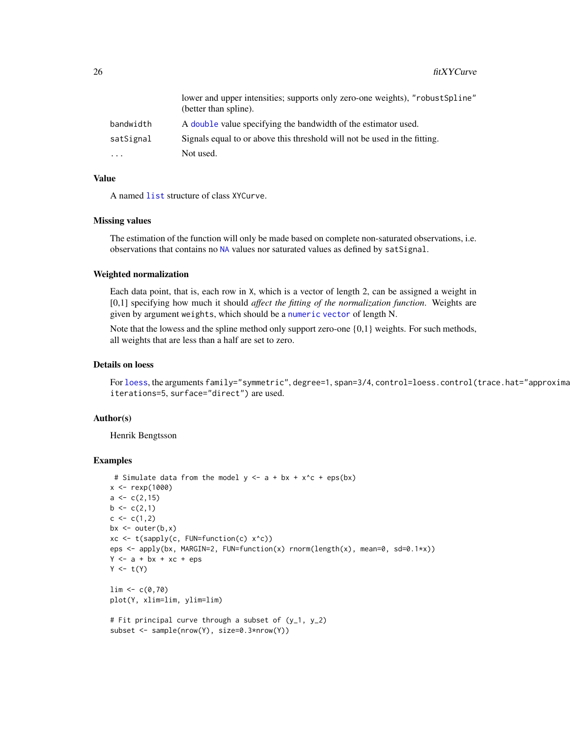| | |
|---|---|
| | lower and upper intensities; supports only zero-one weights), "robustSpline" (better than spline). |
| bandwidth | A double value specifying the bandwidth of the estimator used. |
| satSignal | Signals equal to or above this threshold will not be used in the fitting. |
| ... | Not used. |

## Value

A named list structure of class XYCurve.

## Missing values

The estimation of the function will only be made based on complete non-saturated observations, i.e. observations that contains no NA values nor saturated values as defined by satSignal.

## Weighted normalization

Each data point, that is, each row in X, which is a vector of length 2, can be assigned a weight in [0,1] specifying how much it should *affect the fitting of the normalization function*. Weights are given by argument weights, which should be a numeric vector of length N.

Note that the lowess and the spline method only support zero-one {0,1} weights. For such methods, all weights that are less than a half are set to zero.

## Details on loess

For loess, the arguments family="symmetric", degree=1, span=3/4, control=loess.control(trace.hat="approxima iterations=5, surface="direct") are used.

## Author(s)

Henrik Bengtsson

## Examples

```
 # Simulate data from the model y <- a + bx + x^c + eps(bx)
x <- rexp(1000)
a <- c(2,15)
b <- c(2,1)
c <- c(1,2)
bx <- outer(b,x)
xc <- t(sapply(c, FUN=function(c) x^c))
eps <- apply(bx, MARGIN=2, FUN=function(x) rnorm(length(x), mean=0, sd=0.1*x))
Y <- a + bx + xc + eps
Y <- t(Y)

lim <- c(0,70)
plot(Y, xlim=lim, ylim=lim)

# Fit principal curve through a subset of (y_1, y_2)
subset <- sample(nrow(Y), size=0.3*nrow(Y))
```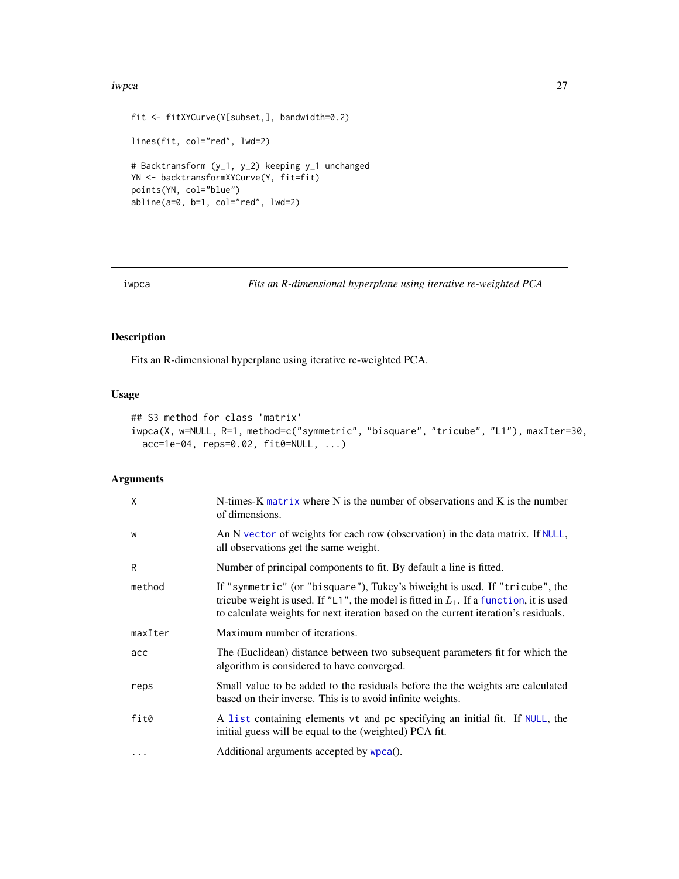```
fit <- fitXYCurve(Y[subset,], bandwidth=0.2)

lines(fit, col="red", lwd=2)

# Backtransform (y_1, y_2) keeping y_1 unchanged
YN <- backtransformXYCurve(Y, fit=fit)
points(YN, col="blue")
abline(a=0, b=1, col="red", lwd=2)
```

## iwpca — *Fits an R-dimensional hyperplane using iterative re-weighted PCA*

### Description

Fits an R-dimensional hyperplane using iterative re-weighted PCA.

### Usage

```
## S3 method for class 'matrix'
iwpca(X, w=NULL, R=1, method=c("symmetric", "bisquare", "tricube", "L1"), maxIter=30,
  acc=1e-04, reps=0.02, fit0=NULL, ...)
```

### Arguments

| | |
|---|---|
| `X` | N-times-K `matrix` where N is the number of observations and K is the number of dimensions. |
| `w` | An N `vector` of weights for each row (observation) in the data matrix. If `NULL`, all observations get the same weight. |
| `R` | Number of principal components to fit. By default a line is fitted. |
| `method` | If `"symmetric"` (or `"bisquare"`), Tukey's biweight is used. If `"tricube"`, the tricube weight is used. If `"L1"`, the model is fitted in $L_1$. If a `function`, it is used to calculate weights for next iteration based on the current iteration's residuals. |
| `maxIter` | Maximum number of iterations. |
| `acc` | The (Euclidean) distance between two subsequent parameters fit for which the algorithm is considered to have converged. |
| `reps` | Small value to be added to the residuals before the the weights are calculated based on their inverse. This is to avoid infinite weights. |
| `fit0` | A `list` containing elements `vt` and `pc` specifying an initial fit. If `NULL`, the initial guess will be equal to the (weighted) PCA fit. |
| `...` | Additional arguments accepted by `wpca`(). |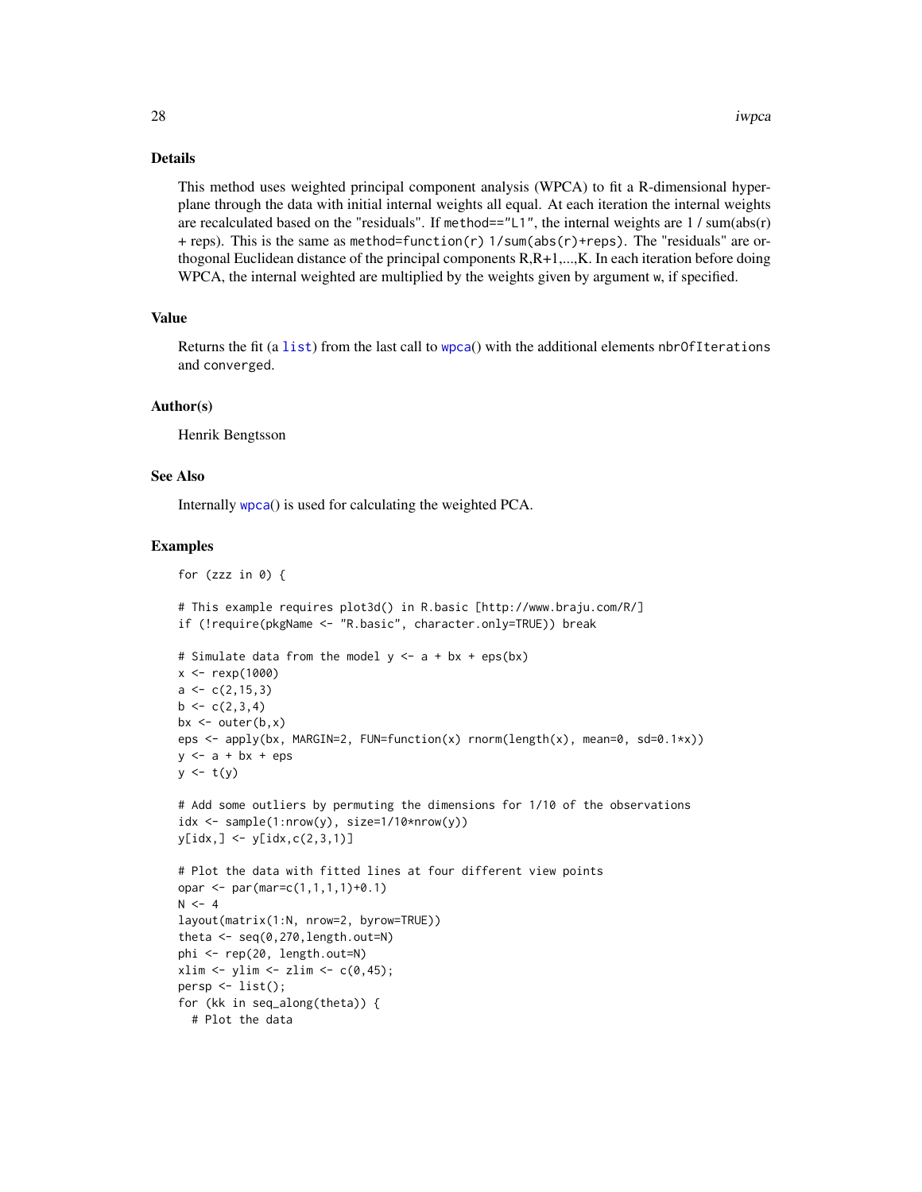## Details

This method uses weighted principal component analysis (WPCA) to fit a R-dimensional hyperplane through the data with initial internal weights all equal. At each iteration the internal weights are recalculated based on the "residuals". If `method=="L1"`, the internal weights are 1 / sum(abs(r) + reps). This is the same as `method=function(r) 1/sum(abs(r)+reps)`. The "residuals" are orthogonal Euclidean distance of the principal components R,R+1,...,K. In each iteration before doing WPCA, the internal weighted are multiplied by the weights given by argument `w`, if specified.

## Value

Returns the fit (a `list`) from the last call to `wpca()` with the additional elements `nbrOfIterations` and `converged`.

## Author(s)

Henrik Bengtsson

## See Also

Internally `wpca()` is used for calculating the weighted PCA.

## Examples

```
for (zzz in 0) {

# This example requires plot3d() in R.basic [http://www.braju.com/R/]
if (!require(pkgName <- "R.basic", character.only=TRUE)) break

# Simulate data from the model y <- a + bx + eps(bx)
x <- rexp(1000)
a <- c(2,15,3)
b <- c(2,3,4)
bx <- outer(b,x)
eps <- apply(bx, MARGIN=2, FUN=function(x) rnorm(length(x), mean=0, sd=0.1*x))
y <- a + bx + eps
y <- t(y)

# Add some outliers by permuting the dimensions for 1/10 of the observations
idx <- sample(1:nrow(y), size=1/10*nrow(y))
y[idx,] <- y[idx,c(2,3,1)]

# Plot the data with fitted lines at four different view points
opar <- par(mar=c(1,1,1,1)+0.1)
N <- 4
layout(matrix(1:N, nrow=2, byrow=TRUE))
theta <- seq(0,270,length.out=N)
phi <- rep(20, length.out=N)
xlim <- ylim <- zlim <- c(0,45);
persp <- list();
for (kk in seq_along(theta)) {
  # Plot the data
```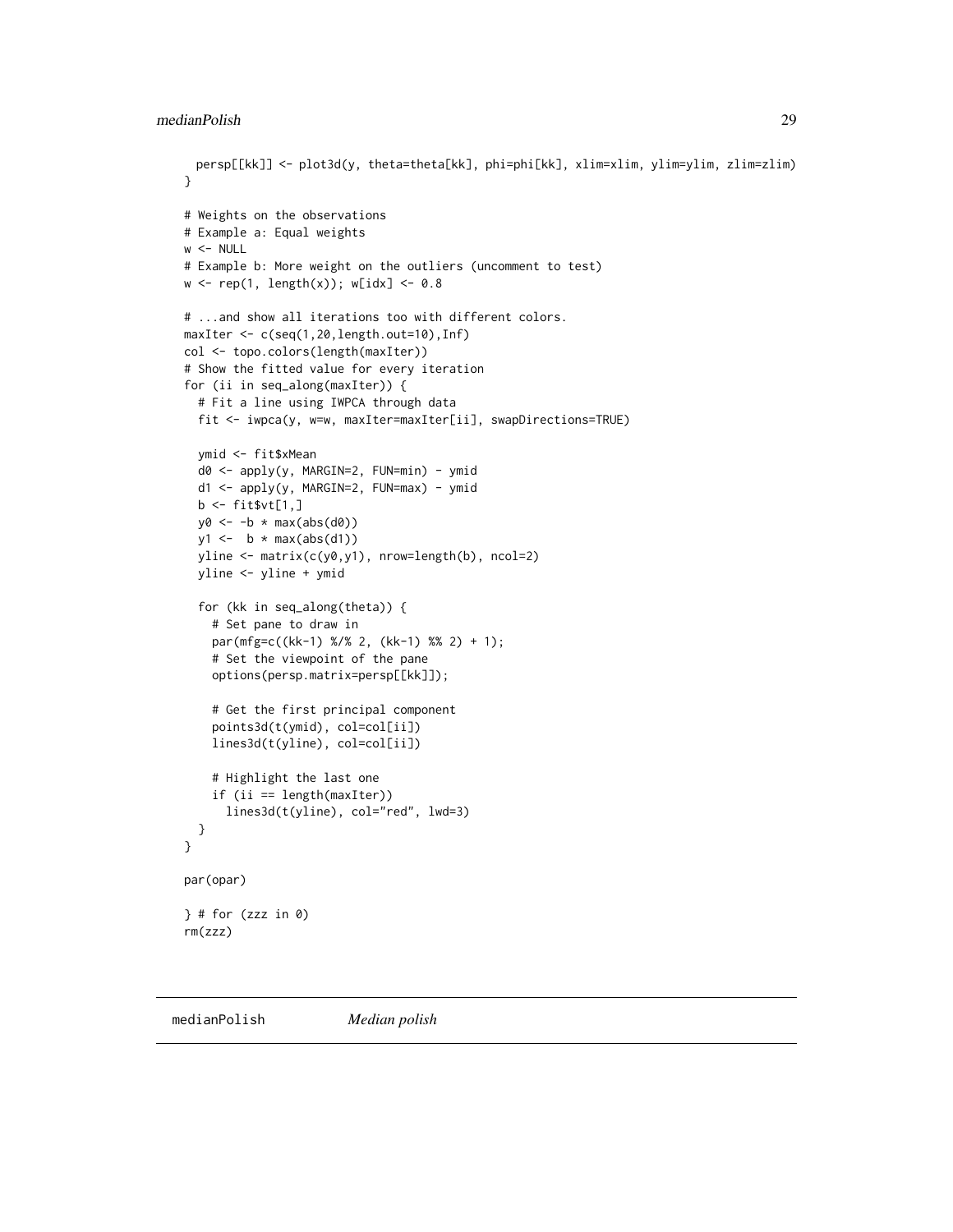```r
  persp[[kk]] <- plot3d(y, theta=theta[kk], phi=phi[kk], xlim=xlim, ylim=ylim, zlim=zlim)
}

# Weights on the observations
# Example a: Equal weights
w <- NULL
# Example b: More weight on the outliers (uncomment to test)
w <- rep(1, length(x)); w[idx] <- 0.8

# ...and show all iterations too with different colors.
maxIter <- c(seq(1,20,length.out=10),Inf)
col <- topo.colors(length(maxIter))
# Show the fitted value for every iteration
for (ii in seq_along(maxIter)) {
  # Fit a line using IWPCA through data
  fit <- iwpca(y, w=w, maxIter=maxIter[ii], swapDirections=TRUE)

  ymid <- fit$xMean
  d0 <- apply(y, MARGIN=2, FUN=min) - ymid
  d1 <- apply(y, MARGIN=2, FUN=max) - ymid
  b <- fit$vt[1,]
  y0 <- -b * max(abs(d0))
  y1 <-  b * max(abs(d1))
  yline <- matrix(c(y0,y1), nrow=length(b), ncol=2)
  yline <- yline + ymid

  for (kk in seq_along(theta)) {
    # Set pane to draw in
    par(mfg=c((kk-1) %/% 2, (kk-1) %% 2) + 1);
    # Set the viewpoint of the pane
    options(persp.matrix=persp[[kk]]);

    # Get the first principal component
    points3d(t(ymid), col=col[ii])
    lines3d(t(yline), col=col[ii])

    # Highlight the last one
    if (ii == length(maxIter))
      lines3d(t(yline), col="red", lwd=3)
  }
}

par(opar)

} # for (zzz in 0)
rm(zzz)
```

## medianPolish *Median polish*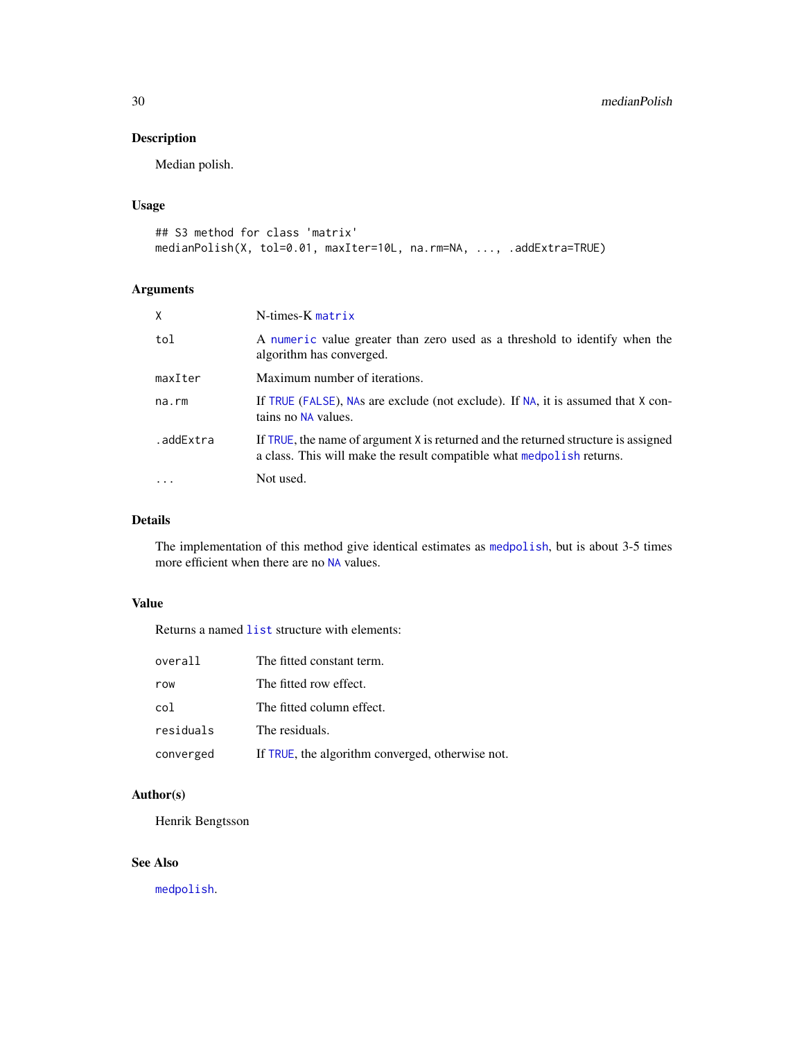## Description

Median polish.

## Usage

```
## S3 method for class 'matrix'
medianPolish(X, tol=0.01, maxIter=10L, na.rm=NA, ..., .addExtra=TRUE)
```

## Arguments

| | |
|---|---|
| `X` | N-times-K `matrix` |
| `tol` | A `numeric` value greater than zero used as a threshold to identify when the algorithm has converged. |
| `maxIter` | Maximum number of iterations. |
| `na.rm` | If `TRUE` (`FALSE`), `NA`s are exclude (not exclude). If `NA`, it is assumed that `X` contains no `NA` values. |
| `.addExtra` | If `TRUE`, the name of argument `X` is returned and the returned structure is assigned a class. This will make the result compatible what `medpolish` returns. |
| `...` | Not used. |

## Details

The implementation of this method give identical estimates as `medpolish`, but is about 3-5 times more efficient when there are no `NA` values.

## Value

Returns a named `list` structure with elements:

| | |
|---|---|
| `overall` | The fitted constant term. |
| `row` | The fitted row effect. |
| `col` | The fitted column effect. |
| `residuals` | The residuals. |
| `converged` | If `TRUE`, the algorithm converged, otherwise not. |

## Author(s)

Henrik Bengtsson

## See Also

`medpolish`.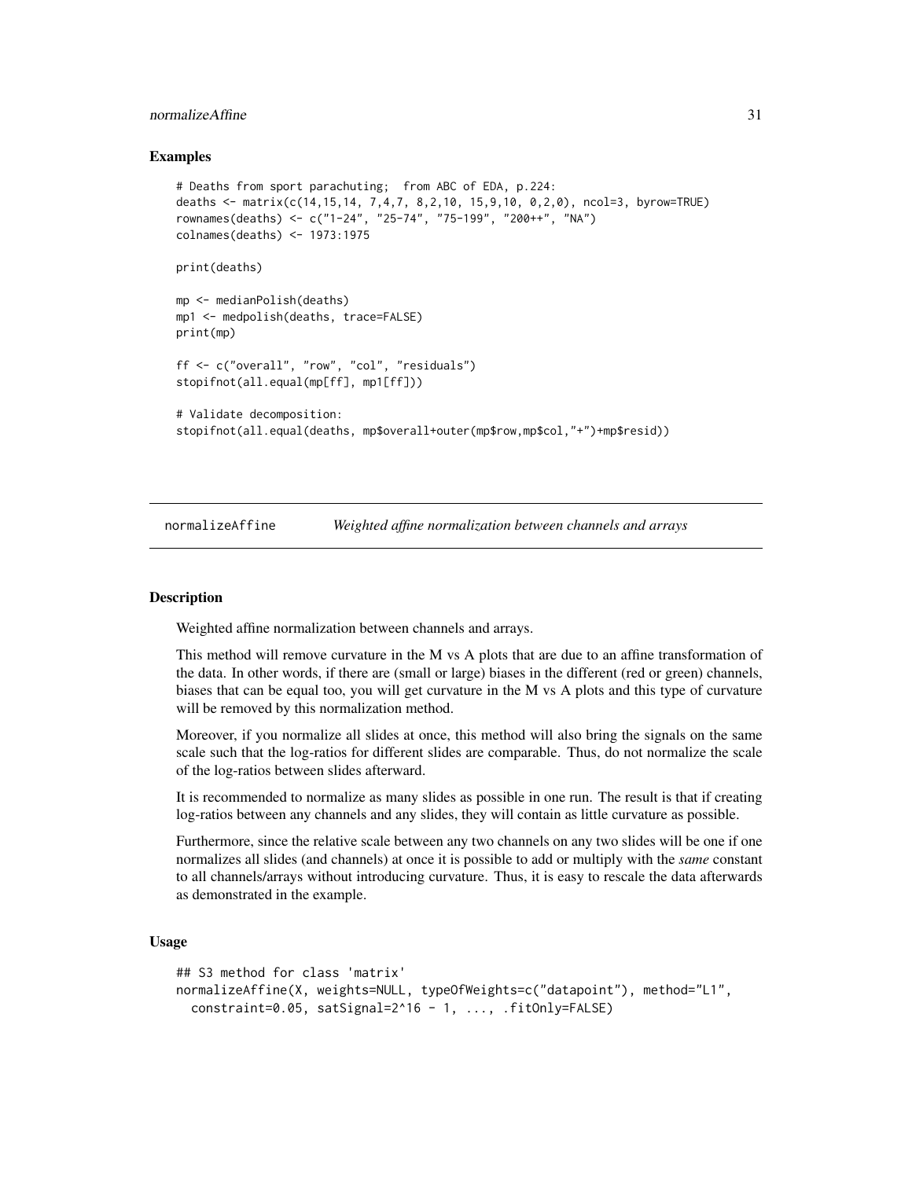### Examples

```
# Deaths from sport parachuting;  from ABC of EDA, p.224:
deaths <- matrix(c(14,15,14, 7,4,7, 8,2,10, 15,9,10, 0,2,0), ncol=3, byrow=TRUE)
rownames(deaths) <- c("1-24", "25-74", "75-199", "200++", "NA")
colnames(deaths) <- 1973:1975

print(deaths)

mp <- medianPolish(deaths)
mp1 <- medpolish(deaths, trace=FALSE)
print(mp)

ff <- c("overall", "row", "col", "residuals")
stopifnot(all.equal(mp[ff], mp1[ff]))

# Validate decomposition:
stopifnot(all.equal(deaths, mp$overall+outer(mp$row,mp$col,"+")+mp$resid))
```

---

## normalizeAffine    *Weighted affine normalization between channels and arrays*

---

### Description

Weighted affine normalization between channels and arrays.

This method will remove curvature in the M vs A plots that are due to an affine transformation of the data. In other words, if there are (small or large) biases in the different (red or green) channels, biases that can be equal too, you will get curvature in the M vs A plots and this type of curvature will be removed by this normalization method.

Moreover, if you normalize all slides at once, this method will also bring the signals on the same scale such that the log-ratios for different slides are comparable. Thus, do not normalize the scale of the log-ratios between slides afterward.

It is recommended to normalize as many slides as possible in one run. The result is that if creating log-ratios between any channels and any slides, they will contain as little curvature as possible.

Furthermore, since the relative scale between any two channels on any two slides will be one if one normalizes all slides (and channels) at once it is possible to add or multiply with the *same* constant to all channels/arrays without introducing curvature. Thus, it is easy to rescale the data afterwards as demonstrated in the example.

### Usage

```
## S3 method for class 'matrix'
normalizeAffine(X, weights=NULL, typeOfWeights=c("datapoint"), method="L1",
  constraint=0.05, satSignal=2^16 - 1, ..., .fitOnly=FALSE)
```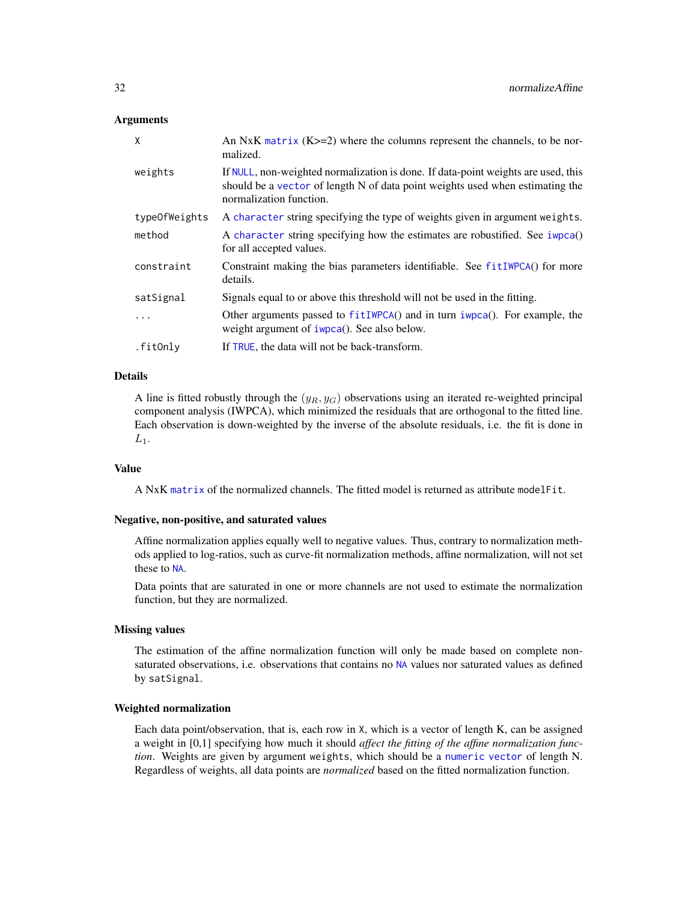### Arguments

| | |
|---|---|
| X | An NxK matrix (K>=2) where the columns represent the channels, to be normalized. |
| weights | If NULL, non-weighted normalization is done. If data-point weights are used, this should be a vector of length N of data point weights used when estimating the normalization function. |
| typeOfWeights | A character string specifying the type of weights given in argument weights. |
| method | A character string specifying how the estimates are robustified. See iwpca() for all accepted values. |
| constraint | Constraint making the bias parameters identifiable. See fitIWPCA() for more details. |
| satSignal | Signals equal to or above this threshold will not be used in the fitting. |
| ... | Other arguments passed to fitIWPCA() and in turn iwpca(). For example, the weight argument of iwpca(). See also below. |
| .fitOnly | If TRUE, the data will not be back-transform. |

### Details

A line is fitted robustly through the $(y_R, y_G)$ observations using an iterated re-weighted principal component analysis (IWPCA), which minimized the residuals that are orthogonal to the fitted line. Each observation is down-weighted by the inverse of the absolute residuals, i.e. the fit is done in $L_1$.

### Value

A NxK matrix of the normalized channels. The fitted model is returned as attribute modelFit.

### Negative, non-positive, and saturated values

Affine normalization applies equally well to negative values. Thus, contrary to normalization methods applied to log-ratios, such as curve-fit normalization methods, affine normalization, will not set these to NA.

Data points that are saturated in one or more channels are not used to estimate the normalization function, but they are normalized.

### Missing values

The estimation of the affine normalization function will only be made based on complete non-saturated observations, i.e. observations that contains no NA values nor saturated values as defined by satSignal.

### Weighted normalization

Each data point/observation, that is, each row in X, which is a vector of length K, can be assigned a weight in [0,1] specifying how much it should *affect the fitting of the affine normalization function*. Weights are given by argument weights, which should be a numeric vector of length N. Regardless of weights, all data points are *normalized* based on the fitted normalization function.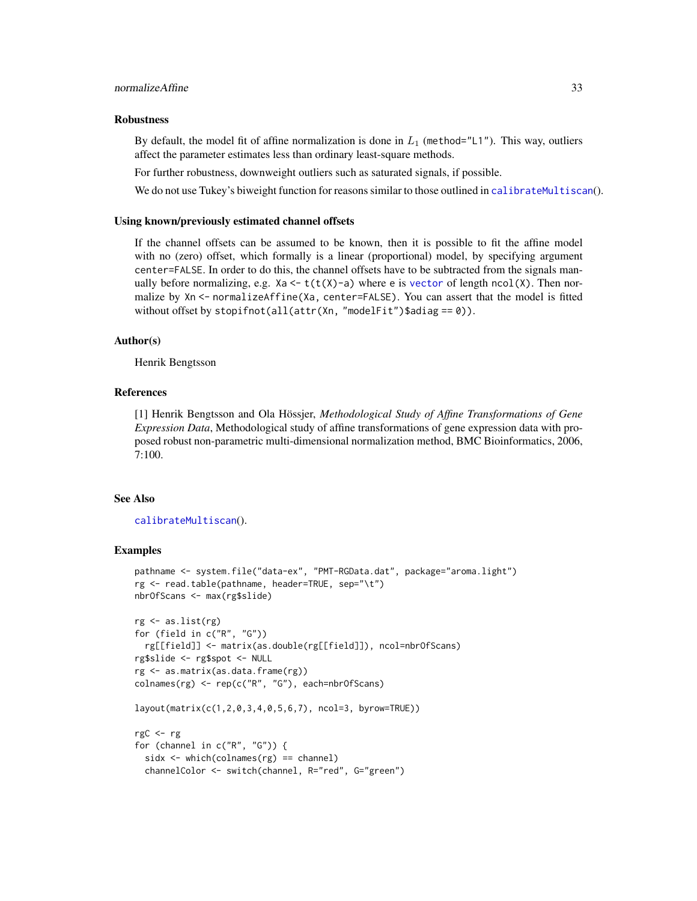## Robustness

By default, the model fit of affine normalization is done in $L_1$ (`method="L1"`). This way, outliers affect the parameter estimates less than ordinary least-square methods.

For further robustness, downweight outliers such as saturated signals, if possible.

We do not use Tukey's biweight function for reasons similar to those outlined in `calibrateMultiscan`().

## Using known/previously estimated channel offsets

If the channel offsets can be assumed to be known, then it is possible to fit the affine model with no (zero) offset, which formally is a linear (proportional) model, by specifying argument `center=FALSE`. In order to do this, the channel offsets have to be subtracted from the signals manually before normalizing, e.g. `Xa <- t(t(X)-a)` where `e` is `vector` of length `ncol(X)`. Then normalize by `Xn <- normalizeAffine(Xa, center=FALSE)`. You can assert that the model is fitted without offset by `stopifnot(all(attr(Xn, "modelFit")$adiag == 0))`.

## Author(s)

Henrik Bengtsson

## References

[1] Henrik Bengtsson and Ola Hössjer, *Methodological Study of Affine Transformations of Gene Expression Data*, Methodological study of affine transformations of gene expression data with proposed robust non-parametric multi-dimensional normalization method, BMC Bioinformatics, 2006, 7:100.

## See Also

`calibrateMultiscan`().

## Examples

```
pathname <- system.file("data-ex", "PMT-RGData.dat", package="aroma.light")
rg <- read.table(pathname, header=TRUE, sep="\t")
nbrOfScans <- max(rg$slide)

rg <- as.list(rg)
for (field in c("R", "G"))
  rg[[field]] <- matrix(as.double(rg[[field]]), ncol=nbrOfScans)
rg$slide <- rg$spot <- NULL
rg <- as.matrix(as.data.frame(rg))
colnames(rg) <- rep(c("R", "G"), each=nbrOfScans)

layout(matrix(c(1,2,0,3,4,0,5,6,7), ncol=3, byrow=TRUE))

rgC <- rg
for (channel in c("R", "G")) {
  sidx <- which(colnames(rg) == channel)
  channelColor <- switch(channel, R="red", G="green")
```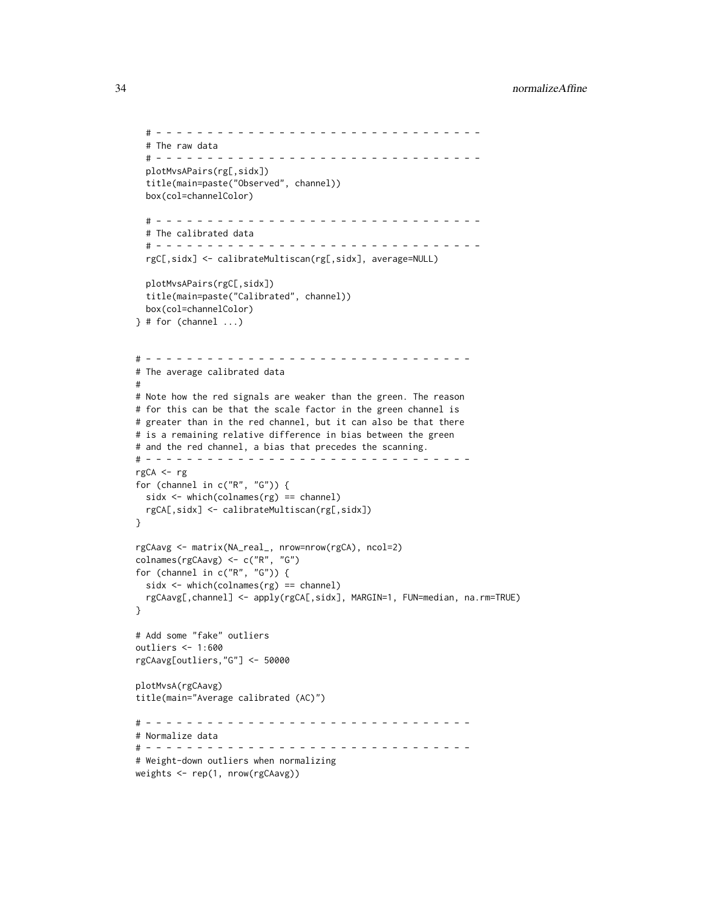```
  # - - - - - - - - - - - - - - - - - - - - - - - - - - - - - - - - -
  # The raw data
  # - - - - - - - - - - - - - - - - - - - - - - - - - - - - - - - - -
  plotMvsAPairs(rg[,sidx])
  title(main=paste("Observed", channel))
  box(col=channelColor)

  # - - - - - - - - - - - - - - - - - - - - - - - - - - - - - - - - -
  # The calibrated data
  # - - - - - - - - - - - - - - - - - - - - - - - - - - - - - - - - -
  rgC[,sidx] <- calibrateMultiscan(rg[,sidx], average=NULL)

  plotMvsAPairs(rgC[,sidx])
  title(main=paste("Calibrated", channel))
  box(col=channelColor)
} # for (channel ...)


# - - - - - - - - - - - - - - - - - - - - - - - - - - - - - - - - -
# The average calibrated data
#
# Note how the red signals are weaker than the green. The reason
# for this can be that the scale factor in the green channel is
# greater than in the red channel, but it can also be that there
# is a remaining relative difference in bias between the green
# and the red channel, a bias that precedes the scanning.
# - - - - - - - - - - - - - - - - - - - - - - - - - - - - - - - - -
rgCA <- rg
for (channel in c("R", "G")) {
  sidx <- which(colnames(rg) == channel)
  rgCA[,sidx] <- calibrateMultiscan(rg[,sidx])
}

rgCAavg <- matrix(NA_real_, nrow=nrow(rgCA), ncol=2)
colnames(rgCAavg) <- c("R", "G")
for (channel in c("R", "G")) {
  sidx <- which(colnames(rg) == channel)
  rgCAavg[,channel] <- apply(rgCA[,sidx], MARGIN=1, FUN=median, na.rm=TRUE)
}

# Add some "fake" outliers
outliers <- 1:600
rgCAavg[outliers,"G"] <- 50000

plotMvsA(rgCAavg)
title(main="Average calibrated (AC)")

# - - - - - - - - - - - - - - - - - - - - - - - - - - - - - - - - -
# Normalize data
# - - - - - - - - - - - - - - - - - - - - - - - - - - - - - - - - -
# Weight-down outliers when normalizing
weights <- rep(1, nrow(rgCAavg))
```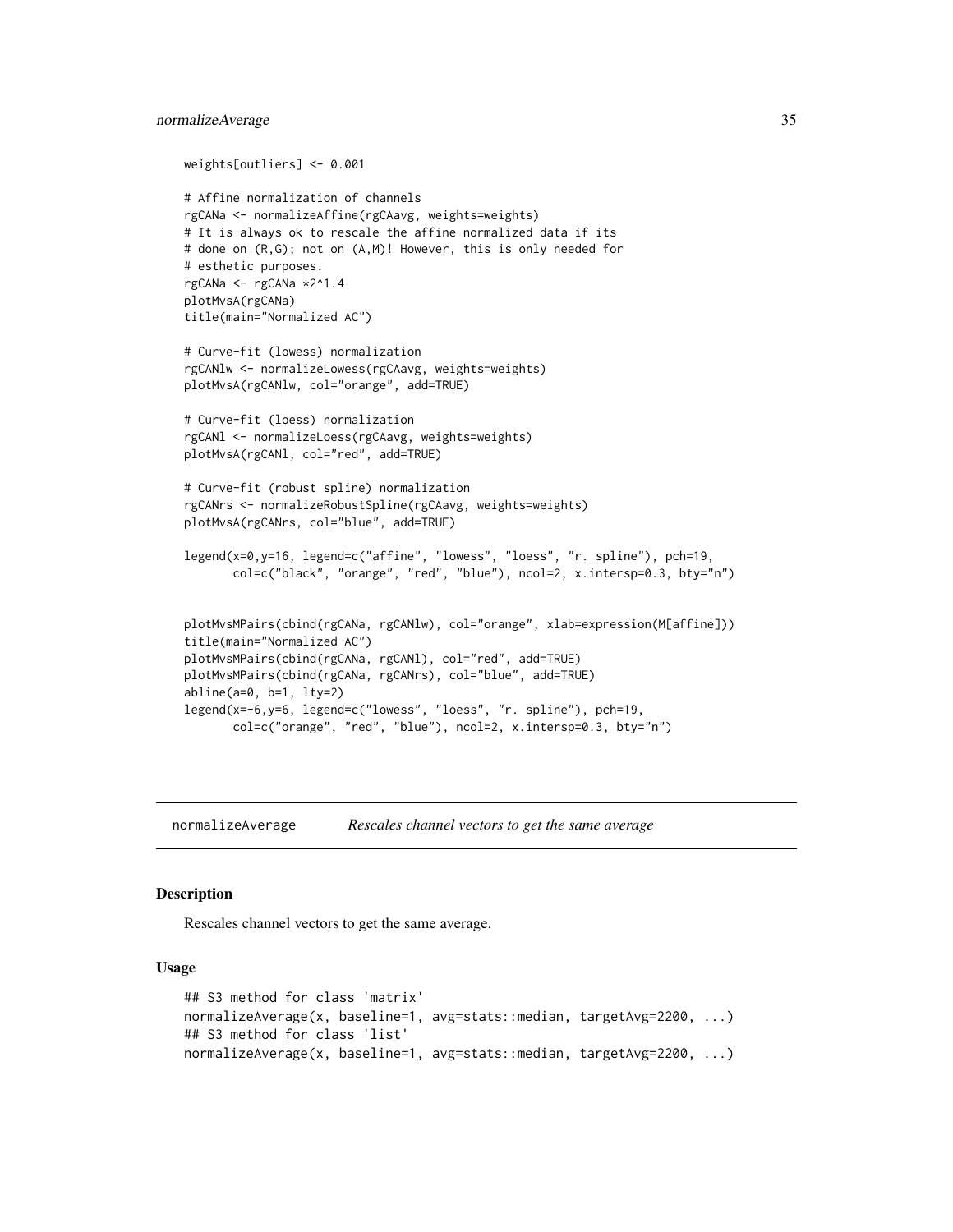```
weights[outliers] <- 0.001

# Affine normalization of channels
rgCANa <- normalizeAffine(rgCAavg, weights=weights)
# It is always ok to rescale the affine normalized data if its
# done on (R,G); not on (A,M)! However, this is only needed for
# esthetic purposes.
rgCANa <- rgCANa *2^1.4
plotMvsA(rgCANa)
title(main="Normalized AC")

# Curve-fit (lowess) normalization
rgCANlw <- normalizeLowess(rgCAavg, weights=weights)
plotMvsA(rgCANlw, col="orange", add=TRUE)

# Curve-fit (loess) normalization
rgCANl <- normalizeLoess(rgCAavg, weights=weights)
plotMvsA(rgCANl, col="red", add=TRUE)

# Curve-fit (robust spline) normalization
rgCANrs <- normalizeRobustSpline(rgCAavg, weights=weights)
plotMvsA(rgCANrs, col="blue", add=TRUE)

legend(x=0,y=16, legend=c("affine", "lowess", "loess", "r. spline"), pch=19,
       col=c("black", "orange", "red", "blue"), ncol=2, x.intersp=0.3, bty="n")


plotMvsMPairs(cbind(rgCANa, rgCANlw), col="orange", xlab=expression(M[affine]))
title(main="Normalized AC")
plotMvsMPairs(cbind(rgCANa, rgCANl), col="red", add=TRUE)
plotMvsMPairs(cbind(rgCANa, rgCANrs), col="blue", add=TRUE)
abline(a=0, b=1, lty=2)
legend(x=-6,y=6, legend=c("lowess", "loess", "r. spline"), pch=19,
       col=c("orange", "red", "blue"), ncol=2, x.intersp=0.3, bty="n")
```

---

## normalizeAverage — *Rescales channel vectors to get the same average*

### Description

Rescales channel vectors to get the same average.

### Usage

```
## S3 method for class 'matrix'
normalizeAverage(x, baseline=1, avg=stats::median, targetAvg=2200, ...)
## S3 method for class 'list'
normalizeAverage(x, baseline=1, avg=stats::median, targetAvg=2200, ...)
```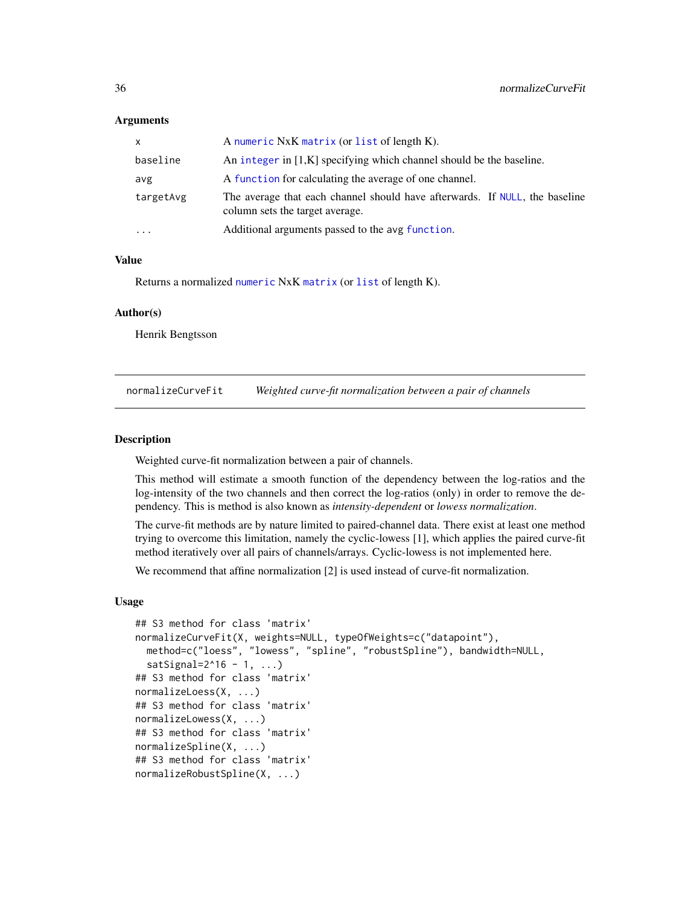## Arguments

| | |
|---|---|
| `x` | A `numeric` NxK `matrix` (or `list` of length K). |
| `baseline` | An `integer` in [1,K] specifying which channel should be the baseline. |
| `avg` | A `function` for calculating the average of one channel. |
| `targetAvg` | The average that each channel should have afterwards. If `NULL`, the baseline column sets the target average. |
| `...` | Additional arguments passed to the avg `function`. |

## Value

Returns a normalized `numeric` NxK `matrix` (or `list` of length K).

## Author(s)

Henrik Bengtsson

---

`normalizeCurveFit` *Weighted curve-fit normalization between a pair of channels*

---

## Description

Weighted curve-fit normalization between a pair of channels.

This method will estimate a smooth function of the dependency between the log-ratios and the log-intensity of the two channels and then correct the log-ratios (only) in order to remove the dependency. This is method is also known as *intensity-dependent* or *lowess normalization*.

The curve-fit methods are by nature limited to paired-channel data. There exist at least one method trying to overcome this limitation, namely the cyclic-lowess [1], which applies the paired curve-fit method iteratively over all pairs of channels/arrays. Cyclic-lowess is not implemented here.

We recommend that affine normalization [2] is used instead of curve-fit normalization.

## Usage

```
## S3 method for class 'matrix'
normalizeCurveFit(X, weights=NULL, typeOfWeights=c("datapoint"),
  method=c("loess", "lowess", "spline", "robustSpline"), bandwidth=NULL,
  satSignal=2^16 - 1, ...)
## S3 method for class 'matrix'
normalizeLoess(X, ...)
## S3 method for class 'matrix'
normalizeLowess(X, ...)
## S3 method for class 'matrix'
normalizeSpline(X, ...)
## S3 method for class 'matrix'
normalizeRobustSpline(X, ...)
```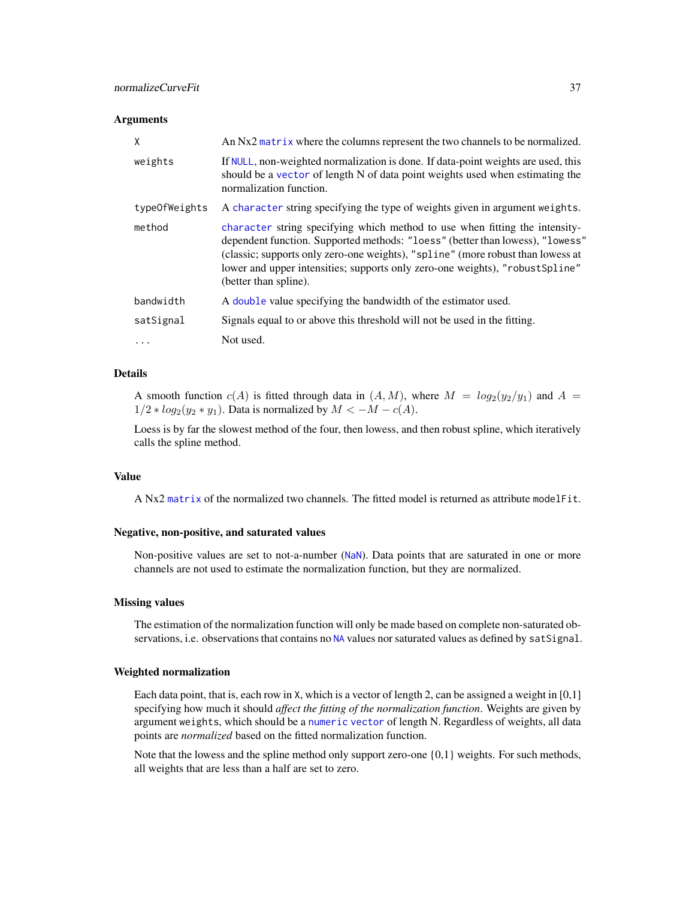## Arguments

| | |
|---|---|
| `X` | An Nx2 `matrix` where the columns represent the two channels to be normalized. |
| `weights` | If `NULL`, non-weighted normalization is done. If data-point weights are used, this should be a `vector` of length N of data point weights used when estimating the normalization function. |
| `typeOfWeights` | A `character` string specifying the type of weights given in argument `weights`. |
| `method` | `character` string specifying which method to use when fitting the intensity-dependent function. Supported methods: `"loess"` (better than lowess), `"lowess"` (classic; supports only zero-one weights), `"spline"` (more robust than lowess at lower and upper intensities; supports only zero-one weights), `"robustSpline"` (better than spline). |
| `bandwidth` | A `double` value specifying the bandwidth of the estimator used. |
| `satSignal` | Signals equal to or above this threshold will not be used in the fitting. |
| `...` | Not used. |

## Details

A smooth function $c(A)$ is fitted through data in $(A, M)$, where $M = log_2(y_2/y_1)$ and $A = 1/2 * log_2(y_2 * y_1)$. Data is normalized by $M <- M - c(A)$.

Loess is by far the slowest method of the four, then lowess, and then robust spline, which iteratively calls the spline method.

## Value

A Nx2 `matrix` of the normalized two channels. The fitted model is returned as attribute `modelFit`.

## Negative, non-positive, and saturated values

Non-positive values are set to not-a-number (`NaN`). Data points that are saturated in one or more channels are not used to estimate the normalization function, but they are normalized.

## Missing values

The estimation of the normalization function will only be made based on complete non-saturated observations, i.e. observations that contains no `NA` values nor saturated values as defined by `satSignal`.

## Weighted normalization

Each data point, that is, each row in `X`, which is a vector of length 2, can be assigned a weight in [0,1] specifying how much it should *affect the fitting of the normalization function*. Weights are given by argument `weights`, which should be a `numeric` `vector` of length N. Regardless of weights, all data points are *normalized* based on the fitted normalization function.

Note that the lowess and the spline method only support zero-one {0,1} weights. For such methods, all weights that are less than a half are set to zero.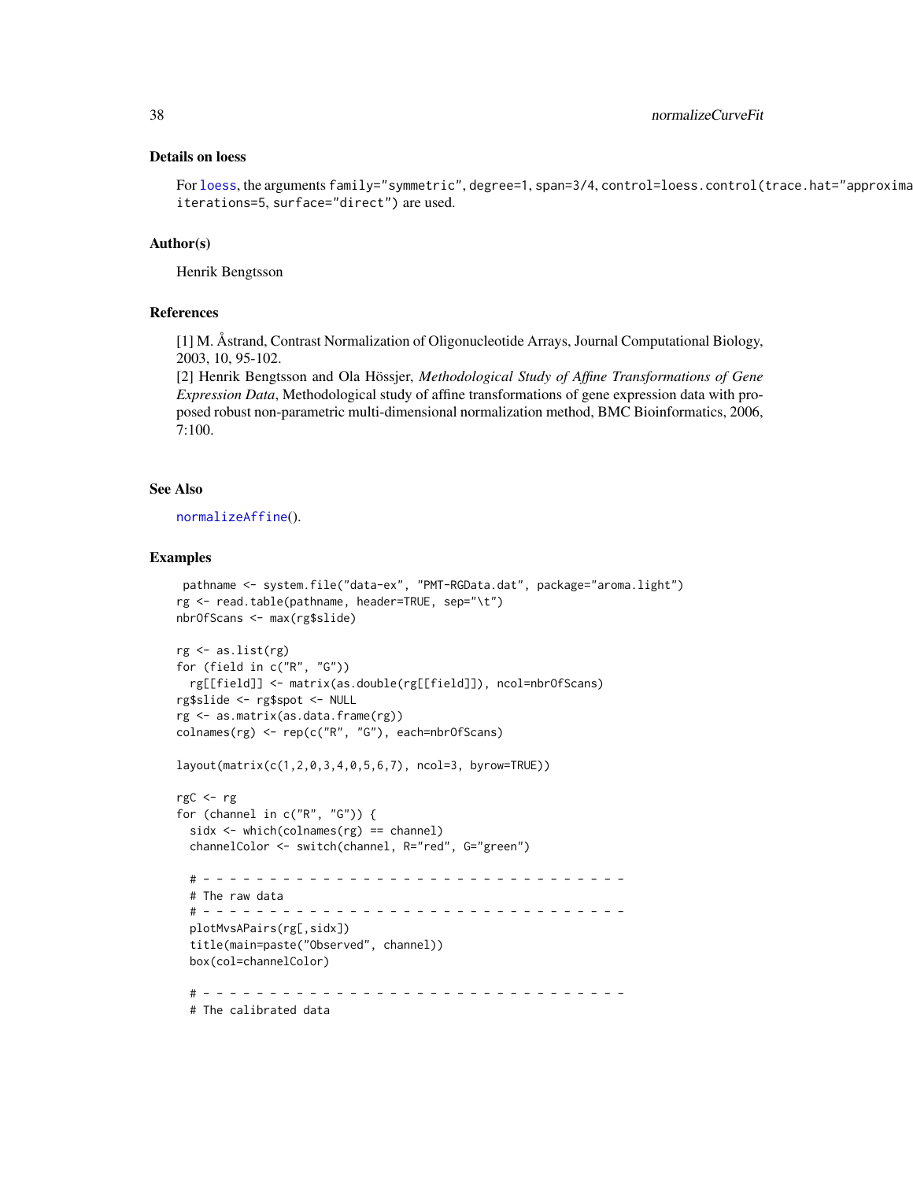### Details on loess

For loess, the arguments family="symmetric", degree=1, span=3/4, control=loess.control(trace.hat="approxima iterations=5, surface="direct") are used.

### Author(s)

Henrik Bengtsson

### References

[1] M. Åstrand, Contrast Normalization of Oligonucleotide Arrays, Journal Computational Biology, 2003, 10, 95-102.
[2] Henrik Bengtsson and Ola Hössjer, *Methodological Study of Affine Transformations of Gene Expression Data*, Methodological study of affine transformations of gene expression data with proposed robust non-parametric multi-dimensional normalization method, BMC Bioinformatics, 2006, 7:100.

### See Also

normalizeAffine().

### Examples

```
 pathname <- system.file("data-ex", "PMT-RGData.dat", package="aroma.light")
rg <- read.table(pathname, header=TRUE, sep="\t")
nbrOfScans <- max(rg$slide)

rg <- as.list(rg)
for (field in c("R", "G"))
  rg[[field]] <- matrix(as.double(rg[[field]]), ncol=nbrOfScans)
rg$slide <- rg$spot <- NULL
rg <- as.matrix(as.data.frame(rg))
colnames(rg) <- rep(c("R", "G"), each=nbrOfScans)

layout(matrix(c(1,2,0,3,4,0,5,6,7), ncol=3, byrow=TRUE))

rgC <- rg
for (channel in c("R", "G")) {
  sidx <- which(colnames(rg) == channel)
  channelColor <- switch(channel, R="red", G="green")

  # - - - - - - - - - - - - - - - - - - - - - - - - - - - - - - - -
  # The raw data
  # - - - - - - - - - - - - - - - - - - - - - - - - - - - - - - - -
  plotMvsAPairs(rg[,sidx])
  title(main=paste("Observed", channel))
  box(col=channelColor)

  # - - - - - - - - - - - - - - - - - - - - - - - - - - - - - - - -
  # The calibrated data
```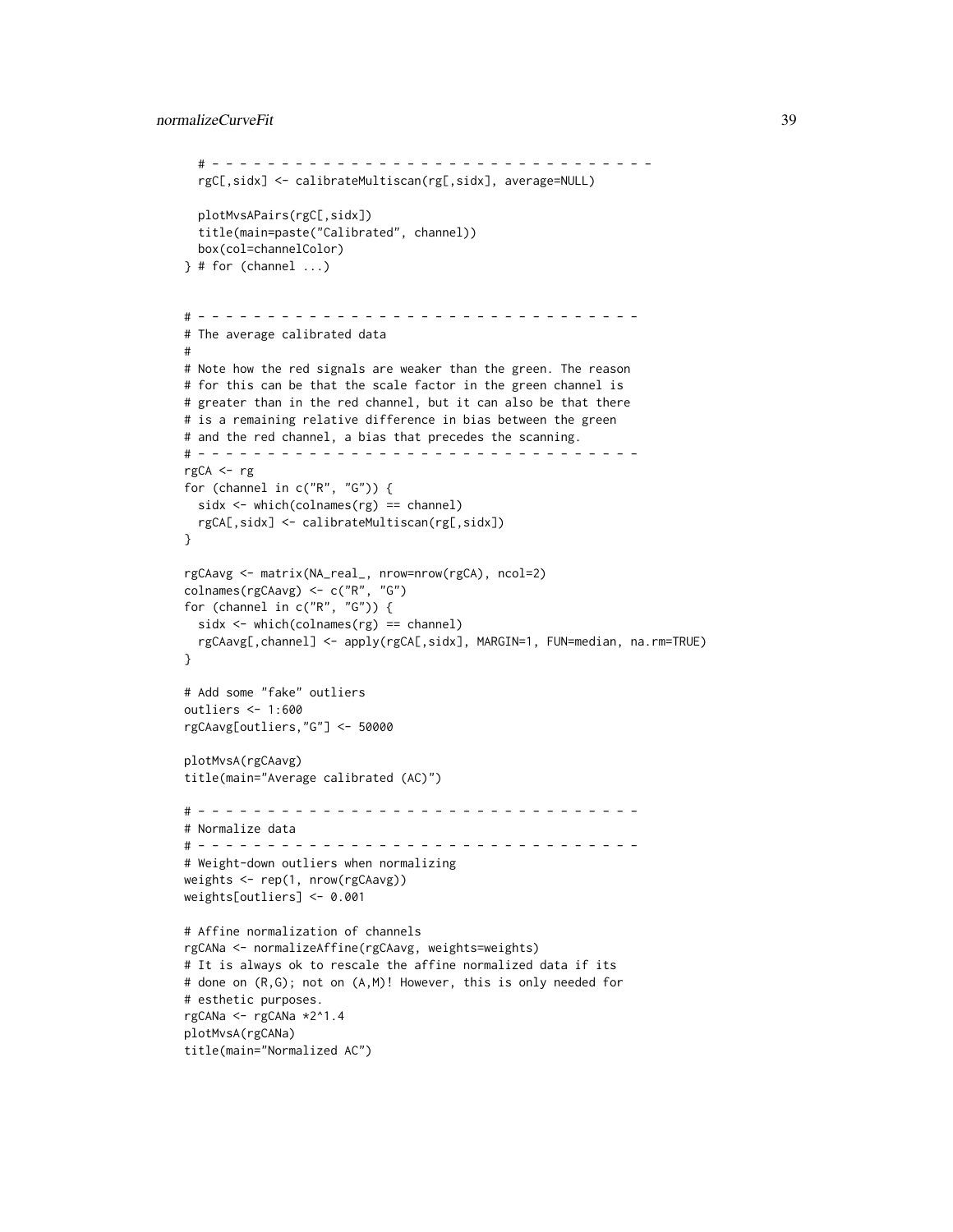```
  # - - - - - - - - - - - - - - - - - - - - - - - - - - - - - - - - -
  rgC[,sidx] <- calibrateMultiscan(rg[,sidx], average=NULL)

  plotMvsAPairs(rgC[,sidx])
  title(main=paste("Calibrated", channel))
  box(col=channelColor)
} # for (channel ...)


# - - - - - - - - - - - - - - - - - - - - - - - - - - - - - - - - -
# The average calibrated data
#
# Note how the red signals are weaker than the green. The reason
# for this can be that the scale factor in the green channel is
# greater than in the red channel, but it can also be that there
# is a remaining relative difference in bias between the green
# and the red channel, a bias that precedes the scanning.
# - - - - - - - - - - - - - - - - - - - - - - - - - - - - - - - - -
rgCA <- rg
for (channel in c("R", "G")) {
  sidx <- which(colnames(rg) == channel)
  rgCA[,sidx] <- calibrateMultiscan(rg[,sidx])
}

rgCAavg <- matrix(NA_real_, nrow=nrow(rgCA), ncol=2)
colnames(rgCAavg) <- c("R", "G")
for (channel in c("R", "G")) {
  sidx <- which(colnames(rg) == channel)
  rgCAavg[,channel] <- apply(rgCA[,sidx], MARGIN=1, FUN=median, na.rm=TRUE)
}

# Add some "fake" outliers
outliers <- 1:600
rgCAavg[outliers,"G"] <- 50000

plotMvsA(rgCAavg)
title(main="Average calibrated (AC)")

# - - - - - - - - - - - - - - - - - - - - - - - - - - - - - - - - -
# Normalize data
# - - - - - - - - - - - - - - - - - - - - - - - - - - - - - - - - -
# Weight-down outliers when normalizing
weights <- rep(1, nrow(rgCAavg))
weights[outliers] <- 0.001

# Affine normalization of channels
rgCANa <- normalizeAffine(rgCAavg, weights=weights)
# It is always ok to rescale the affine normalized data if its
# done on (R,G); not on (A,M)! However, this is only needed for
# esthetic purposes.
rgCANa <- rgCANa *2^1.4
plotMvsA(rgCANa)
title(main="Normalized AC")
```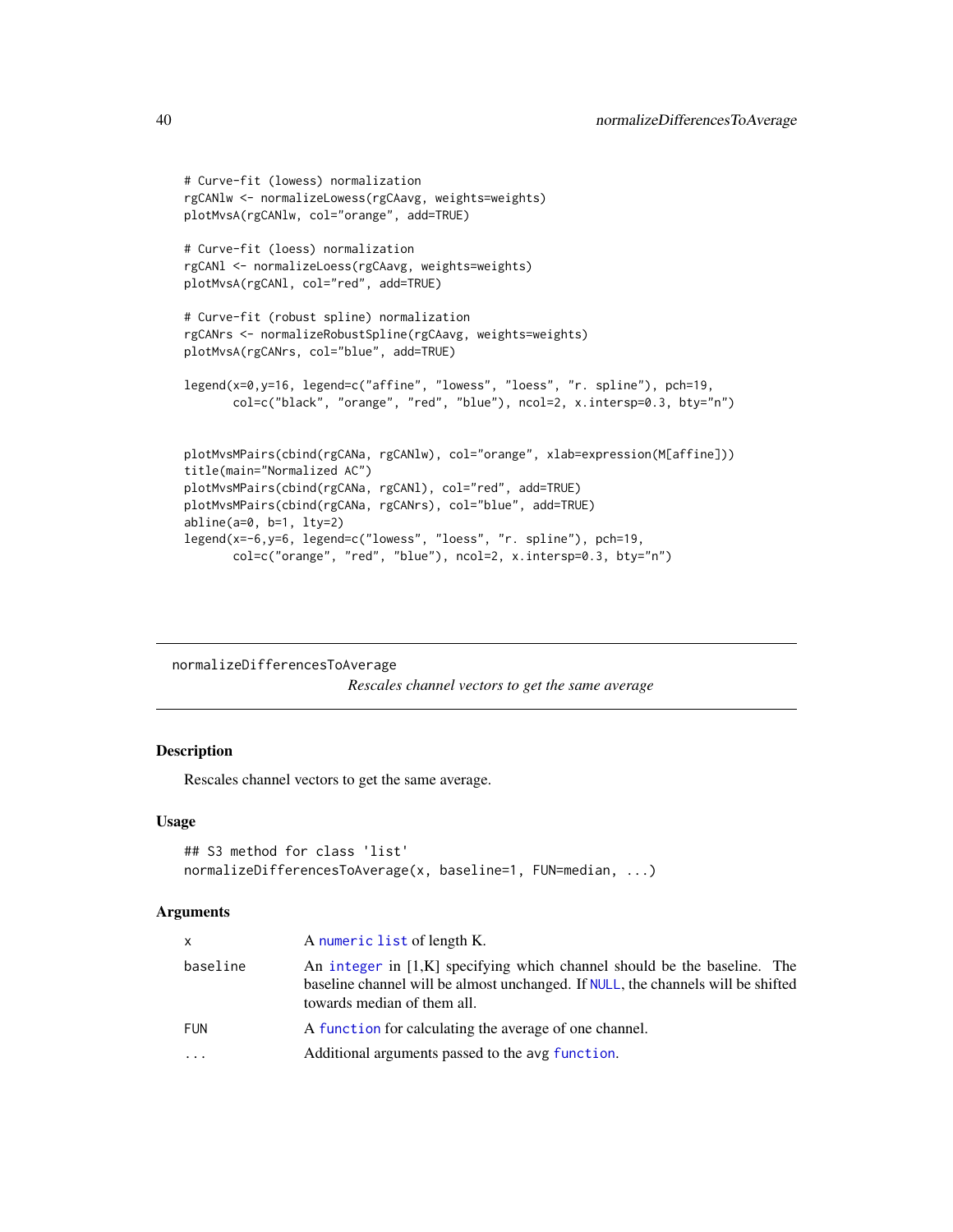```
# Curve-fit (lowess) normalization
rgCANlw <- normalizeLowess(rgCAavg, weights=weights)
plotMvsA(rgCANlw, col="orange", add=TRUE)

# Curve-fit (loess) normalization
rgCANl <- normalizeLoess(rgCAavg, weights=weights)
plotMvsA(rgCANl, col="red", add=TRUE)

# Curve-fit (robust spline) normalization
rgCANrs <- normalizeRobustSpline(rgCAavg, weights=weights)
plotMvsA(rgCANrs, col="blue", add=TRUE)

legend(x=0,y=16, legend=c("affine", "lowess", "loess", "r. spline"), pch=19,
       col=c("black", "orange", "red", "blue"), ncol=2, x.intersp=0.3, bty="n")


plotMvsMPairs(cbind(rgCANa, rgCANlw), col="orange", xlab=expression(M[affine]))
title(main="Normalized AC")
plotMvsMPairs(cbind(rgCANa, rgCANl), col="red", add=TRUE)
plotMvsMPairs(cbind(rgCANa, rgCANrs), col="blue", add=TRUE)
abline(a=0, b=1, lty=2)
legend(x=-6,y=6, legend=c("lowess", "loess", "r. spline"), pch=19,
       col=c("orange", "red", "blue"), ncol=2, x.intersp=0.3, bty="n")
```

---

## normalizeDifferencesToAverage

*Rescales channel vectors to get the same average*

### Description

Rescales channel vectors to get the same average.

### Usage

```
## S3 method for class 'list'
normalizeDifferencesToAverage(x, baseline=1, FUN=median, ...)
```

### Arguments

| | |
|---|---|
| `x` | A `numeric` `list` of length K. |
| `baseline` | An `integer` in [1,K] specifying which channel should be the baseline. The baseline channel will be almost unchanged. If `NULL`, the channels will be shifted towards median of them all. |
| `FUN` | A `function` for calculating the average of one channel. |
| `...` | Additional arguments passed to the avg `function`. |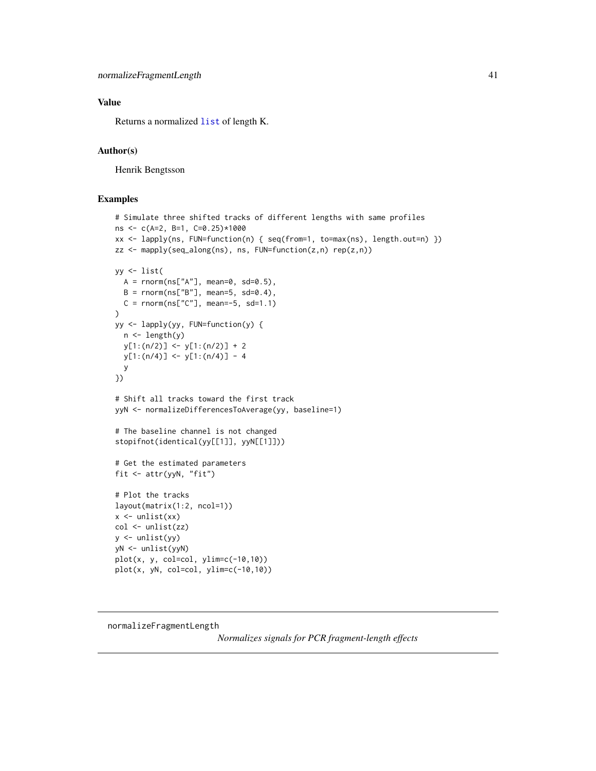## Value

Returns a normalized `list` of length K.

## Author(s)

Henrik Bengtsson

## Examples

```
# Simulate three shifted tracks of different lengths with same profiles
ns <- c(A=2, B=1, C=0.25)*1000
xx <- lapply(ns, FUN=function(n) { seq(from=1, to=max(ns), length.out=n) })
zz <- mapply(seq_along(ns), ns, FUN=function(z,n) rep(z,n))

yy <- list(
  A = rnorm(ns["A"], mean=0, sd=0.5),
  B = rnorm(ns["B"], mean=5, sd=0.4),
  C = rnorm(ns["C"], mean=-5, sd=1.1)
)
yy <- lapply(yy, FUN=function(y) {
  n <- length(y)
  y[1:(n/2)] <- y[1:(n/2)] + 2
  y[1:(n/4)] <- y[1:(n/4)] - 4
  y
})

# Shift all tracks toward the first track
yyN <- normalizeDifferencesToAverage(yy, baseline=1)

# The baseline channel is not changed
stopifnot(identical(yy[[1]], yyN[[1]]))

# Get the estimated parameters
fit <- attr(yyN, "fit")

# Plot the tracks
layout(matrix(1:2, ncol=1))
x <- unlist(xx)
col <- unlist(zz)
y <- unlist(yy)
yN <- unlist(yyN)
plot(x, y, col=col, ylim=c(-10,10))
plot(x, yN, col=col, ylim=c(-10,10))
```

---

`normalizeFragmentLength` *Normalizes signals for PCR fragment-length effects*

---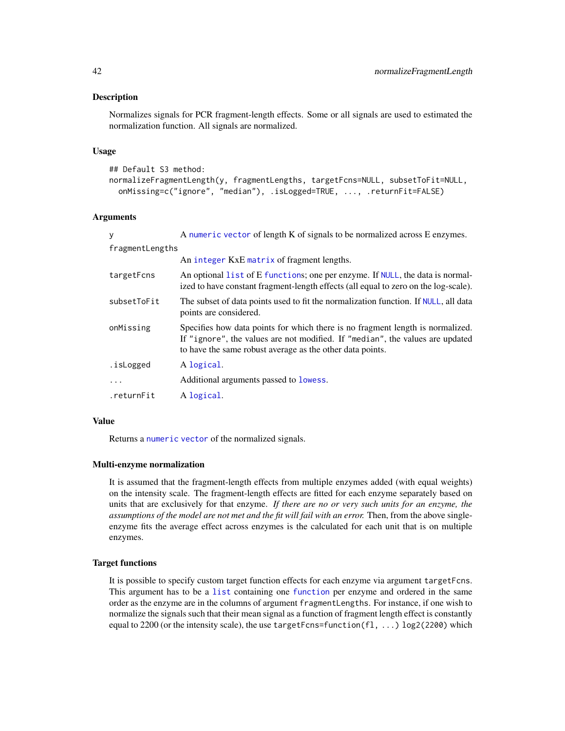### Description

Normalizes signals for PCR fragment-length effects. Some or all signals are used to estimated the normalization function. All signals are normalized.

### Usage

```
## Default S3 method:
normalizeFragmentLength(y, fragmentLengths, targetFcns=NULL, subsetToFit=NULL,
  onMissing=c("ignore", "median"), .isLogged=TRUE, ..., .returnFit=FALSE)
```

### Arguments

| | |
|---|---|
| `y` | A `numeric` `vector` of length K of signals to be normalized across E enzymes. |
| `fragmentLengths` | An `integer` KxE `matrix` of fragment lengths. |
| `targetFcns` | An optional `list` of E `function`s; one per enzyme. If `NULL`, the data is normalized to have constant fragment-length effects (all equal to zero on the log-scale). |
| `subsetToFit` | The subset of data points used to fit the normalization function. If `NULL`, all data points are considered. |
| `onMissing` | Specifies how data points for which there is no fragment length is normalized. If `"ignore"`, the values are not modified. If `"median"`, the values are updated to have the same robust average as the other data points. |
| `.isLogged` | A `logical`. |
| `...` | Additional arguments passed to `lowess`. |
| `.returnFit` | A `logical`. |

### Value

Returns a `numeric` `vector` of the normalized signals.

### Multi-enzyme normalization

It is assumed that the fragment-length effects from multiple enzymes added (with equal weights) on the intensity scale. The fragment-length effects are fitted for each enzyme separately based on units that are exclusively for that enzyme. *If there are no or very such units for an enzyme, the assumptions of the model are not met and the fit will fail with an error.* Then, from the above single-enzyme fits the average effect across enzymes is the calculated for each unit that is on multiple enzymes.

### Target functions

It is possible to specify custom target function effects for each enzyme via argument `targetFcns`. This argument has to be a `list` containing one `function` per enzyme and ordered in the same order as the enzyme are in the columns of argument `fragmentLengths`. For instance, if one wish to normalize the signals such that their mean signal as a function of fragment length effect is constantly equal to 2200 (or the intensity scale), the use `targetFcns=function(fl, ...) log2(2200)` which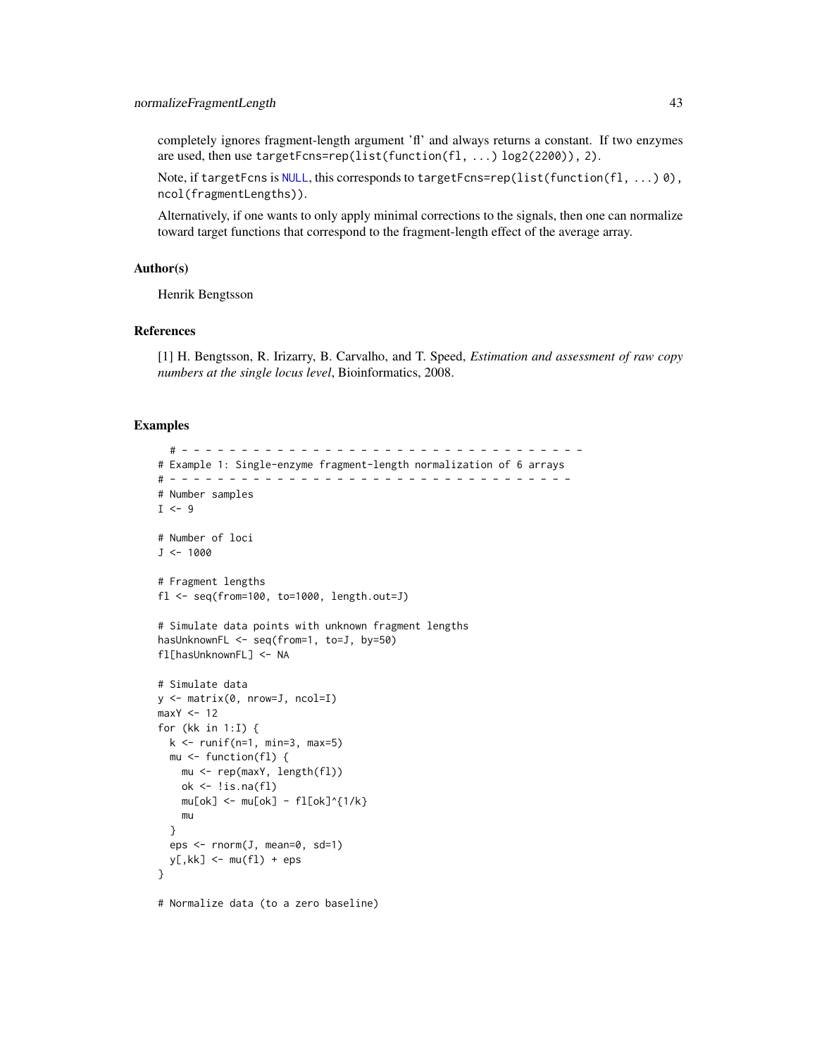completely ignores fragment-length argument 'fl' and always returns a constant. If two enzymes are used, then use `targetFcns=rep(list(function(fl, ...) log2(2200)), 2)`.

Note, if `targetFcns` is `NULL`, this corresponds to `targetFcns=rep(list(function(fl, ...) 0), ncol(fragmentLengths))`.

Alternatively, if one wants to only apply minimal corrections to the signals, then one can normalize toward target functions that correspond to the fragment-length effect of the average array.

### Author(s)

Henrik Bengtsson

### References

[1] H. Bengtsson, R. Irizarry, B. Carvalho, and T. Speed, *Estimation and assessment of raw copy numbers at the single locus level*, Bioinformatics, 2008.

### Examples

```
  # - - - - - - - - - - - - - - - - - - - - - - - - - - - - - - - - - -
# Example 1: Single-enzyme fragment-length normalization of 6 arrays
# - - - - - - - - - - - - - - - - - - - - - - - - - - - - - - - - - -
# Number samples
I <- 9

# Number of loci
J <- 1000

# Fragment lengths
fl <- seq(from=100, to=1000, length.out=J)

# Simulate data points with unknown fragment lengths
hasUnknownFL <- seq(from=1, to=J, by=50)
fl[hasUnknownFL] <- NA

# Simulate data
y <- matrix(0, nrow=J, ncol=I)
maxY <- 12
for (kk in 1:I) {
  k <- runif(n=1, min=3, max=5)
  mu <- function(fl) {
    mu <- rep(maxY, length(fl))
    ok <- !is.na(fl)
    mu[ok] <- mu[ok] - fl[ok]^{1/k}
    mu
  }
  eps <- rnorm(J, mean=0, sd=1)
  y[,kk] <- mu(fl) + eps
}

# Normalize data (to a zero baseline)
```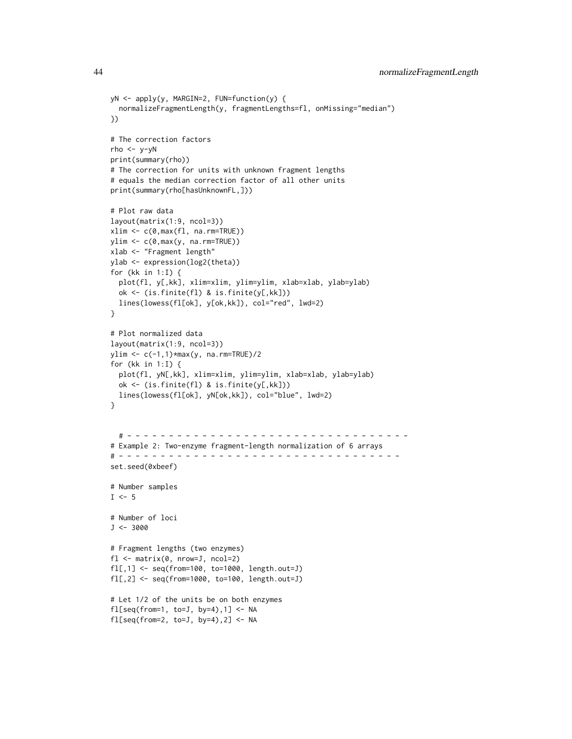```
yN <- apply(y, MARGIN=2, FUN=function(y) {
  normalizeFragmentLength(y, fragmentLengths=fl, onMissing="median")
})

# The correction factors
rho <- y-yN
print(summary(rho))
# The correction for units with unknown fragment lengths
# equals the median correction factor of all other units
print(summary(rho[hasUnknownFL,]))

# Plot raw data
layout(matrix(1:9, ncol=3))
xlim <- c(0,max(fl, na.rm=TRUE))
ylim <- c(0,max(y, na.rm=TRUE))
xlab <- "Fragment length"
ylab <- expression(log2(theta))
for (kk in 1:I) {
  plot(fl, y[,kk], xlim=xlim, ylim=ylim, xlab=xlab, ylab=ylab)
  ok <- (is.finite(fl) & is.finite(y[,kk]))
  lines(lowess(fl[ok], y[ok,kk]), col="red", lwd=2)
}

# Plot normalized data
layout(matrix(1:9, ncol=3))
ylim <- c(-1,1)*max(y, na.rm=TRUE)/2
for (kk in 1:I) {
  plot(fl, yN[,kk], xlim=xlim, ylim=ylim, xlab=xlab, ylab=ylab)
  ok <- (is.finite(fl) & is.finite(y[,kk]))
  lines(lowess(fl[ok], yN[ok,kk]), col="blue", lwd=2)
}


  # - - - - - - - - - - - - - - - - - - - - - - - - - - - - - - - - - -
# Example 2: Two-enzyme fragment-length normalization of 6 arrays
# - - - - - - - - - - - - - - - - - - - - - - - - - - - - - - - - - -
set.seed(0xbeef)

# Number samples
I <- 5

# Number of loci
J <- 3000

# Fragment lengths (two enzymes)
fl <- matrix(0, nrow=J, ncol=2)
fl[,1] <- seq(from=100, to=1000, length.out=J)
fl[,2] <- seq(from=1000, to=100, length.out=J)

# Let 1/2 of the units be on both enzymes
fl[seq(from=1, to=J, by=4),1] <- NA
fl[seq(from=2, to=J, by=4),2] <- NA
```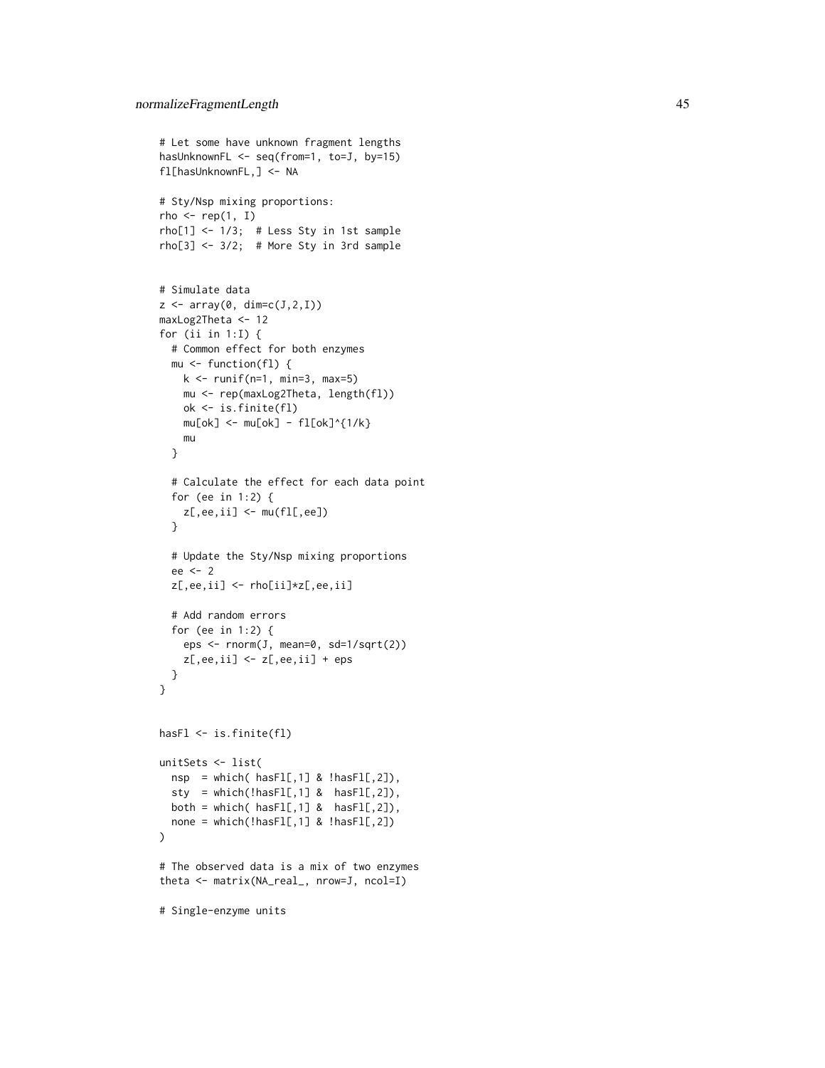```
# Let some have unknown fragment lengths
hasUnknownFL <- seq(from=1, to=J, by=15)
fl[hasUnknownFL,] <- NA

# Sty/Nsp mixing proportions:
rho <- rep(1, I)
rho[1] <- 1/3;  # Less Sty in 1st sample
rho[3] <- 3/2;  # More Sty in 3rd sample


# Simulate data
z <- array(0, dim=c(J,2,I))
maxLog2Theta <- 12
for (ii in 1:I) {
  # Common effect for both enzymes
  mu <- function(fl) {
    k <- runif(n=1, min=3, max=5)
    mu <- rep(maxLog2Theta, length(fl))
    ok <- is.finite(fl)
    mu[ok] <- mu[ok] - fl[ok]^{1/k}
    mu
  }

  # Calculate the effect for each data point
  for (ee in 1:2) {
    z[,ee,ii] <- mu(fl[,ee])
  }

  # Update the Sty/Nsp mixing proportions
  ee <- 2
  z[,ee,ii] <- rho[ii]*z[,ee,ii]

  # Add random errors
  for (ee in 1:2) {
    eps <- rnorm(J, mean=0, sd=1/sqrt(2))
    z[,ee,ii] <- z[,ee,ii] + eps
  }
}


hasFl <- is.finite(fl)

unitSets <- list(
  nsp  = which( hasFl[,1] & !hasFl[,2]),
  sty  = which(!hasFl[,1] &  hasFl[,2]),
  both = which( hasFl[,1] &  hasFl[,2]),
  none = which(!hasFl[,1] & !hasFl[,2])
)

# The observed data is a mix of two enzymes
theta <- matrix(NA_real_, nrow=J, ncol=I)

# Single-enzyme units
```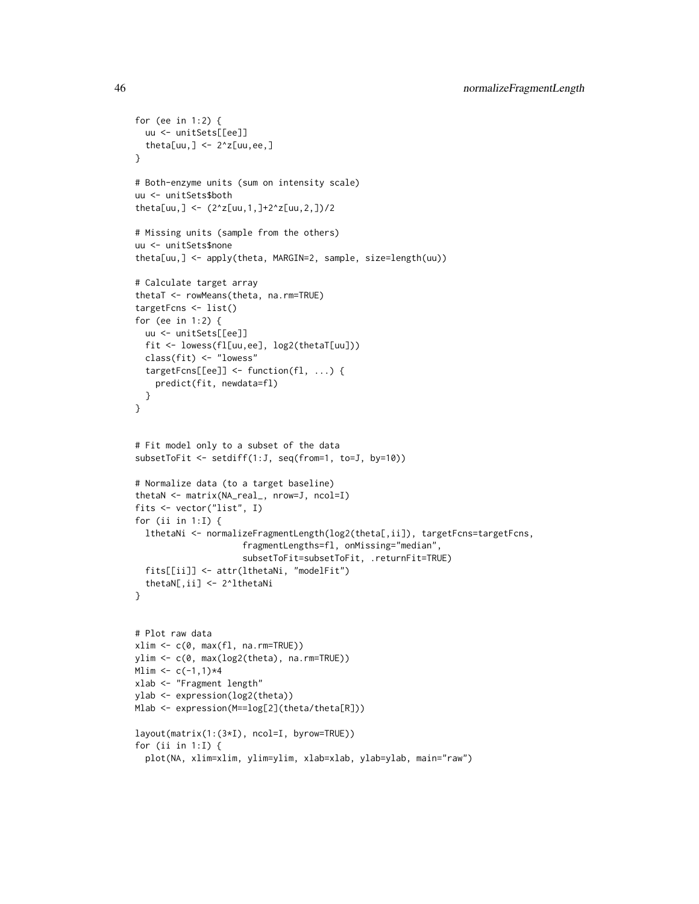```r
for (ee in 1:2) {
  uu <- unitSets[[ee]]
  theta[uu,] <- 2^z[uu,ee,]
}

# Both-enzyme units (sum on intensity scale)
uu <- unitSets$both
theta[uu,] <- (2^z[uu,1,]+2^z[uu,2,])/2

# Missing units (sample from the others)
uu <- unitSets$none
theta[uu,] <- apply(theta, MARGIN=2, sample, size=length(uu))

# Calculate target array
thetaT <- rowMeans(theta, na.rm=TRUE)
targetFcns <- list()
for (ee in 1:2) {
  uu <- unitSets[[ee]]
  fit <- lowess(fl[uu,ee], log2(thetaT[uu]))
  class(fit) <- "lowess"
  targetFcns[[ee]] <- function(fl, ...) {
    predict(fit, newdata=fl)
  }
}


# Fit model only to a subset of the data
subsetToFit <- setdiff(1:J, seq(from=1, to=J, by=10))

# Normalize data (to a target baseline)
thetaN <- matrix(NA_real_, nrow=J, ncol=I)
fits <- vector("list", I)
for (ii in 1:I) {
  lthetaNi <- normalizeFragmentLength(log2(theta[,ii]), targetFcns=targetFcns,
                   fragmentLengths=fl, onMissing="median",
                   subsetToFit=subsetToFit, .returnFit=TRUE)
  fits[[ii]] <- attr(lthetaNi, "modelFit")
  thetaN[,ii] <- 2^lthetaNi
}


# Plot raw data
xlim <- c(0, max(fl, na.rm=TRUE))
ylim <- c(0, max(log2(theta), na.rm=TRUE))
Mlim <- c(-1,1)*4
xlab <- "Fragment length"
ylab <- expression(log2(theta))
Mlab <- expression(M==log[2](theta/theta[R]))

layout(matrix(1:(3*I), ncol=I, byrow=TRUE))
for (ii in 1:I) {
  plot(NA, xlim=xlim, ylim=ylim, xlab=xlab, ylab=ylab, main="raw")
```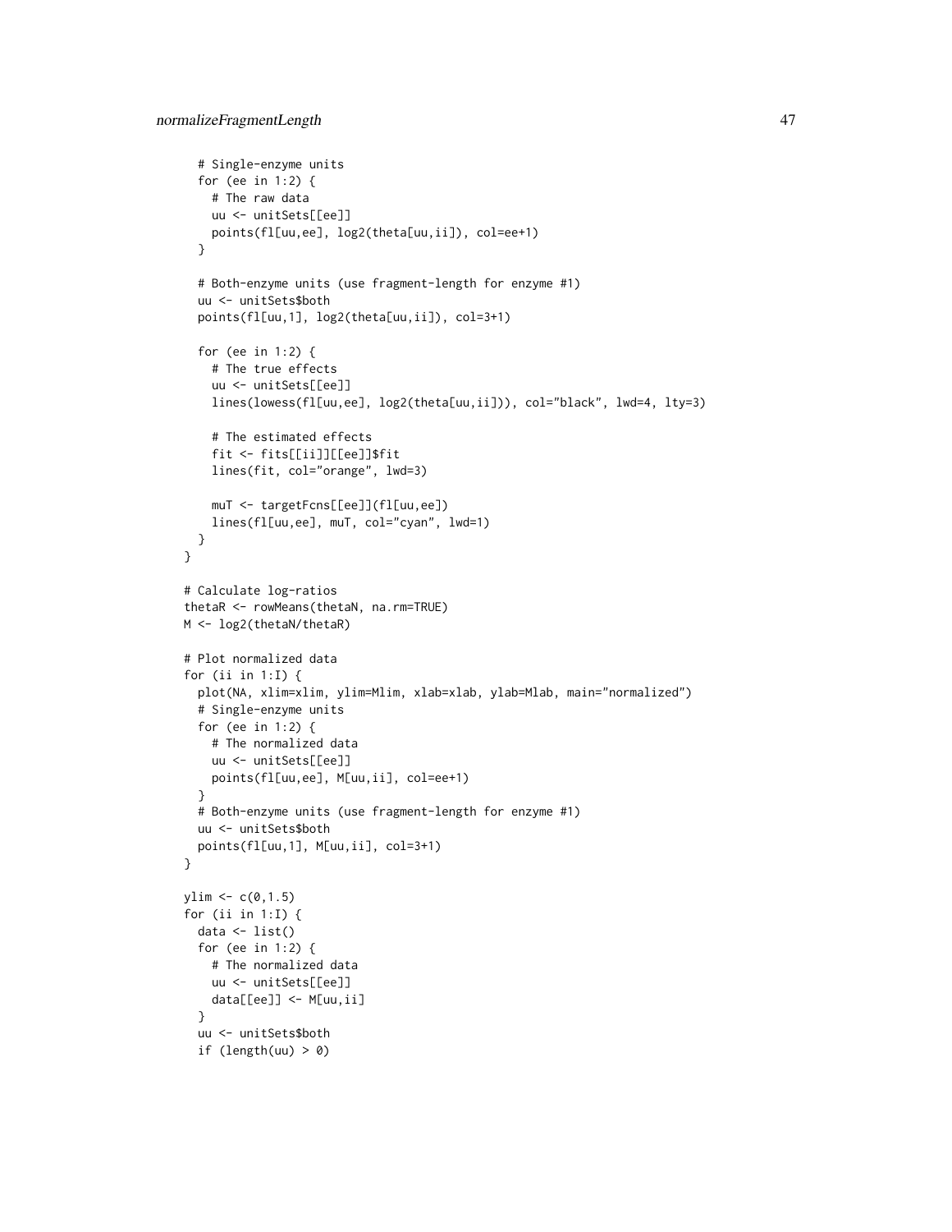```
    # Single-enzyme units
    for (ee in 1:2) {
      # The raw data
      uu <- unitSets[[ee]]
      points(fl[uu,ee], log2(theta[uu,ii]), col=ee+1)
    }

    # Both-enzyme units (use fragment-length for enzyme #1)
    uu <- unitSets$both
    points(fl[uu,1], log2(theta[uu,ii]), col=3+1)

    for (ee in 1:2) {
      # The true effects
      uu <- unitSets[[ee]]
      lines(lowess(fl[uu,ee], log2(theta[uu,ii])), col="black", lwd=4, lty=3)

      # The estimated effects
      fit <- fits[[ii]][[ee]]$fit
      lines(fit, col="orange", lwd=3)

      muT <- targetFcns[[ee]](fl[uu,ee])
      lines(fl[uu,ee], muT, col="cyan", lwd=1)
    }
  }

  # Calculate log-ratios
  thetaR <- rowMeans(thetaN, na.rm=TRUE)
  M <- log2(thetaN/thetaR)

  # Plot normalized data
  for (ii in 1:I) {
    plot(NA, xlim=xlim, ylim=Mlim, xlab=xlab, ylab=Mlab, main="normalized")
    # Single-enzyme units
    for (ee in 1:2) {
      # The normalized data
      uu <- unitSets[[ee]]
      points(fl[uu,ee], M[uu,ii], col=ee+1)
    }
    # Both-enzyme units (use fragment-length for enzyme #1)
    uu <- unitSets$both
    points(fl[uu,1], M[uu,ii], col=3+1)
  }

  ylim <- c(0,1.5)
  for (ii in 1:I) {
    data <- list()
    for (ee in 1:2) {
      # The normalized data
      uu <- unitSets[[ee]]
      data[[ee]] <- M[uu,ii]
    }
    uu <- unitSets$both
    if (length(uu) > 0)
```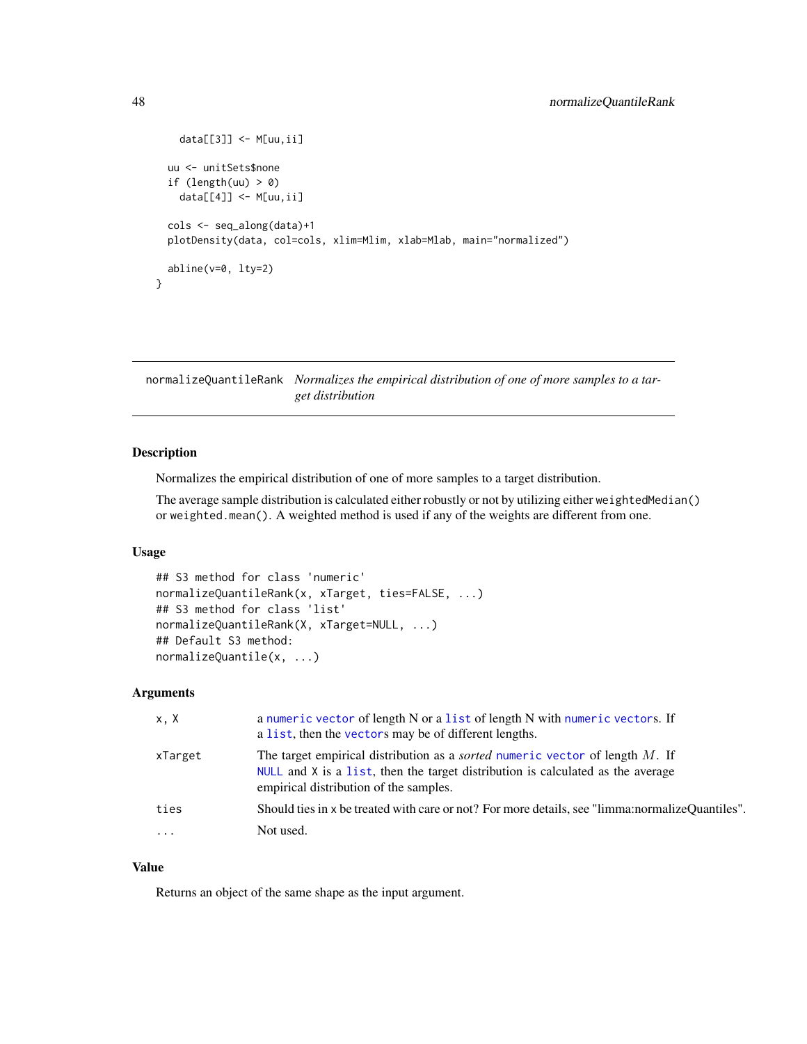```
    data[[3]] <- M[uu,ii]

  uu <- unitSets$none
  if (length(uu) > 0)
    data[[4]] <- M[uu,ii]

  cols <- seq_along(data)+1
  plotDensity(data, col=cols, xlim=Mlim, xlab=Mlab, main="normalized")

  abline(v=0, lty=2)
}
```

---

## normalizeQuantileRank — *Normalizes the empirical distribution of one of more samples to a target distribution*

---

### Description

Normalizes the empirical distribution of one of more samples to a target distribution.

The average sample distribution is calculated either robustly or not by utilizing either `weightedMedian()` or `weighted.mean()`. A weighted method is used if any of the weights are different from one.

### Usage

```
## S3 method for class 'numeric'
normalizeQuantileRank(x, xTarget, ties=FALSE, ...)
## S3 method for class 'list'
normalizeQuantileRank(X, xTarget=NULL, ...)
## Default S3 method:
normalizeQuantile(x, ...)
```

### Arguments

| | |
|---|---|
| `x, X` | a `numeric` `vector` of length N or a `list` of length N with `numeric` `vector`s. If a `list`, then the `vector`s may be of different lengths. |
| `xTarget` | The target empirical distribution as a *sorted* `numeric` `vector` of length $M$. If `NULL` and `X` is a `list`, then the target distribution is calculated as the average empirical distribution of the samples. |
| `ties` | Should ties in `x` be treated with care or not? For more details, see "limma:normalizeQuantiles". |
| `...` | Not used. |

### Value

Returns an object of the same shape as the input argument.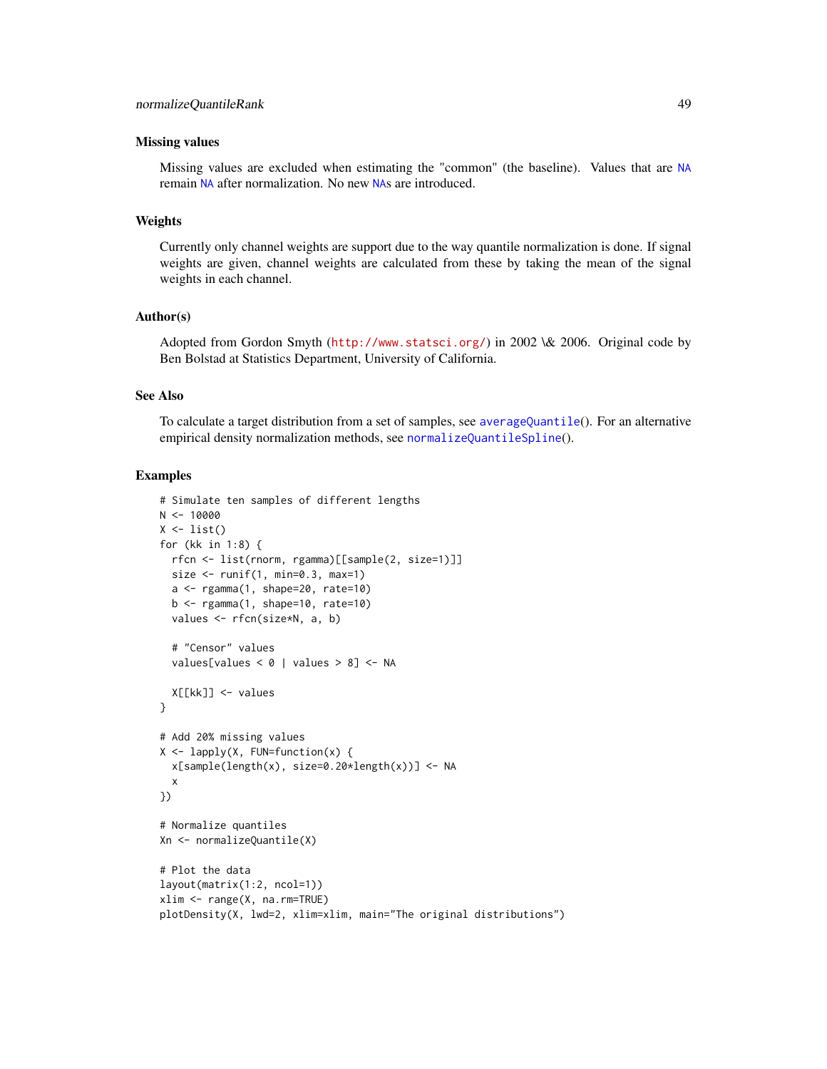### Missing values

Missing values are excluded when estimating the "common" (the baseline). Values that are NA remain NA after normalization. No new NAs are introduced.

### Weights

Currently only channel weights are support due to the way quantile normalization is done. If signal weights are given, channel weights are calculated from these by taking the mean of the signal weights in each channel.

### Author(s)

Adopted from Gordon Smyth (http://www.statsci.org/) in 2002 \& 2006. Original code by Ben Bolstad at Statistics Department, University of California.

### See Also

To calculate a target distribution from a set of samples, see averageQuantile(). For an alternative empirical density normalization methods, see normalizeQuantileSpline().

### Examples

```
# Simulate ten samples of different lengths
N <- 10000
X <- list()
for (kk in 1:8) {
  rfcn <- list(rnorm, rgamma)[[sample(2, size=1)]]
  size <- runif(1, min=0.3, max=1)
  a <- rgamma(1, shape=20, rate=10)
  b <- rgamma(1, shape=10, rate=10)
  values <- rfcn(size*N, a, b)

  # "Censor" values
  values[values < 0 | values > 8] <- NA

  X[[kk]] <- values
}

# Add 20% missing values
X <- lapply(X, FUN=function(x) {
  x[sample(length(x), size=0.20*length(x))] <- NA
  x
})

# Normalize quantiles
Xn <- normalizeQuantile(X)

# Plot the data
layout(matrix(1:2, ncol=1))
xlim <- range(X, na.rm=TRUE)
plotDensity(X, lwd=2, xlim=xlim, main="The original distributions")
```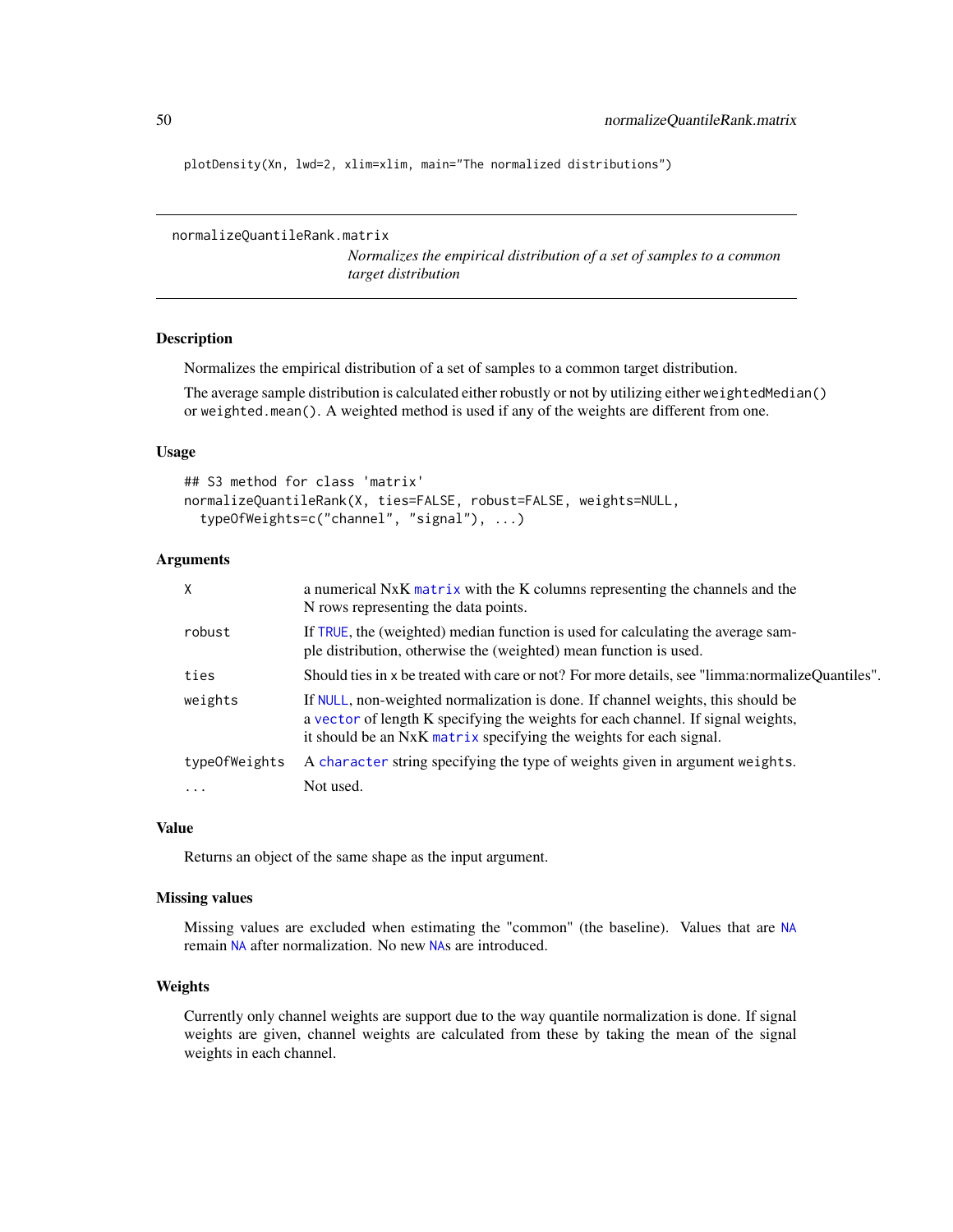```
plotDensity(Xn, lwd=2, xlim=xlim, main="The normalized distributions")
```

## normalizeQuantileRank.matrix

*Normalizes the empirical distribution of a set of samples to a common target distribution*

### Description

Normalizes the empirical distribution of a set of samples to a common target distribution.

The average sample distribution is calculated either robustly or not by utilizing either `weightedMedian()` or `weighted.mean()`. A weighted method is used if any of the weights are different from one.

### Usage

```
## S3 method for class 'matrix'
normalizeQuantileRank(X, ties=FALSE, robust=FALSE, weights=NULL,
  typeOfWeights=c("channel", "signal"), ...)
```

### Arguments

| | |
|---|---|
| `X` | a numerical NxK `matrix` with the K columns representing the channels and the N rows representing the data points. |
| `robust` | If `TRUE`, the (weighted) median function is used for calculating the average sample distribution, otherwise the (weighted) mean function is used. |
| `ties` | Should ties in `x` be treated with care or not? For more details, see "limma:normalizeQuantiles". |
| `weights` | If `NULL`, non-weighted normalization is done. If channel weights, this should be a `vector` of length K specifying the weights for each channel. If signal weights, it should be an NxK `matrix` specifying the weights for each signal. |
| `typeOfWeights` | A `character` string specifying the type of weights given in argument `weights`. |
| `...` | Not used. |

### Value

Returns an object of the same shape as the input argument.

### Missing values

Missing values are excluded when estimating the "common" (the baseline). Values that are `NA` remain `NA` after normalization. No new `NA`s are introduced.

### Weights

Currently only channel weights are support due to the way quantile normalization is done. If signal weights are given, channel weights are calculated from these by taking the mean of the signal weights in each channel.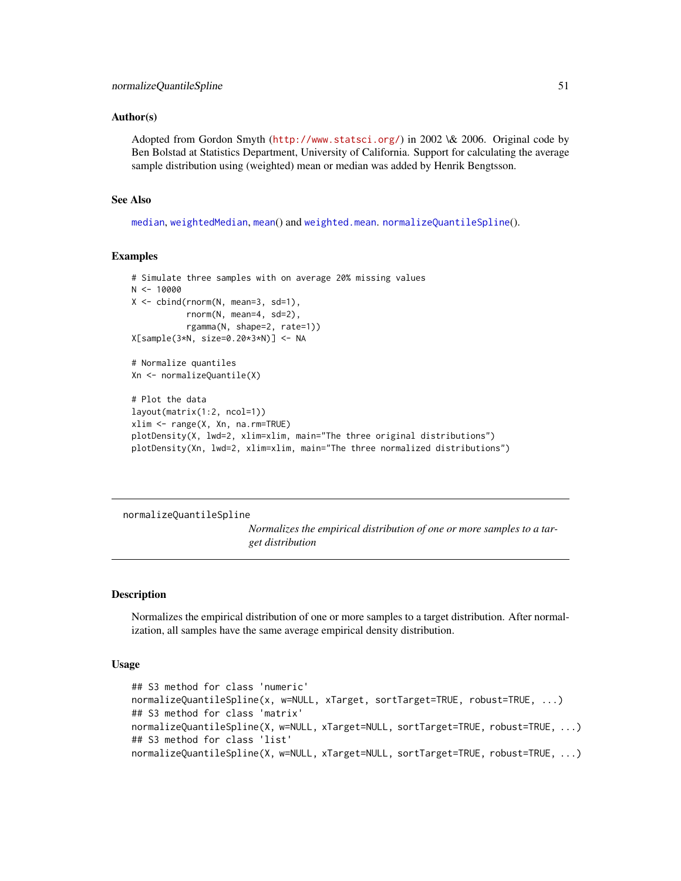### Author(s)

Adopted from Gordon Smyth (http://www.statsci.org/) in 2002 \& 2006. Original code by Ben Bolstad at Statistics Department, University of California. Support for calculating the average sample distribution using (weighted) mean or median was added by Henrik Bengtsson.

### See Also

median, weightedMedian, mean() and weighted.mean. normalizeQuantileSpline().

### Examples

```
# Simulate three samples with on average 20% missing values
N <- 10000
X <- cbind(rnorm(N, mean=3, sd=1),
           rnorm(N, mean=4, sd=2),
           rgamma(N, shape=2, rate=1))
X[sample(3*N, size=0.20*3*N)] <- NA

# Normalize quantiles
Xn <- normalizeQuantile(X)

# Plot the data
layout(matrix(1:2, ncol=1))
xlim <- range(X, Xn, na.rm=TRUE)
plotDensity(X, lwd=2, xlim=xlim, main="The three original distributions")
plotDensity(Xn, lwd=2, xlim=xlim, main="The three normalized distributions")
```

---

## normalizeQuantileSpline

*Normalizes the empirical distribution of one or more samples to a target distribution*

---

### Description

Normalizes the empirical distribution of one or more samples to a target distribution. After normalization, all samples have the same average empirical density distribution.

### Usage

```
## S3 method for class 'numeric'
normalizeQuantileSpline(x, w=NULL, xTarget, sortTarget=TRUE, robust=TRUE, ...)
## S3 method for class 'matrix'
normalizeQuantileSpline(X, w=NULL, xTarget=NULL, sortTarget=TRUE, robust=TRUE, ...)
## S3 method for class 'list'
normalizeQuantileSpline(X, w=NULL, xTarget=NULL, sortTarget=TRUE, robust=TRUE, ...)
```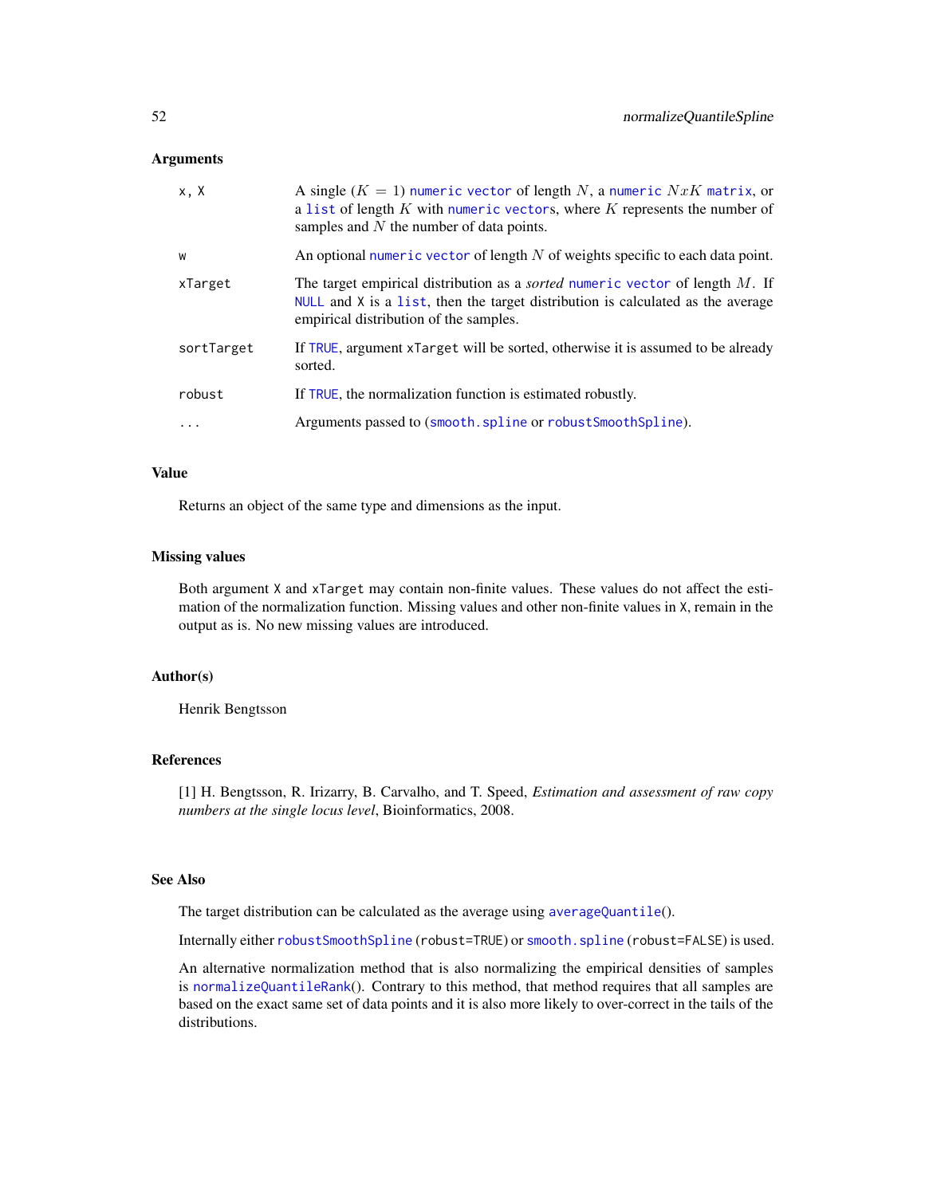### Arguments

| | |
|---|---|
| x, X | A single ($K = 1$) numeric vector of length $N$, a numeric $NxK$ matrix, or a list of length $K$ with numeric vectors, where $K$ represents the number of samples and $N$ the number of data points. |
| w | An optional numeric vector of length $N$ of weights specific to each data point. |
| xTarget | The target empirical distribution as a *sorted* numeric vector of length $M$. If NULL and X is a list, then the target distribution is calculated as the average empirical distribution of the samples. |
| sortTarget | If TRUE, argument xTarget will be sorted, otherwise it is assumed to be already sorted. |
| robust | If TRUE, the normalization function is estimated robustly. |
| ... | Arguments passed to (smooth.spline or robustSmoothSpline). |

### Value

Returns an object of the same type and dimensions as the input.

### Missing values

Both argument X and xTarget may contain non-finite values. These values do not affect the estimation of the normalization function. Missing values and other non-finite values in X, remain in the output as is. No new missing values are introduced.

### Author(s)

Henrik Bengtsson

### References

[1] H. Bengtsson, R. Irizarry, B. Carvalho, and T. Speed, *Estimation and assessment of raw copy numbers at the single locus level*, Bioinformatics, 2008.

### See Also

The target distribution can be calculated as the average using averageQuantile().

Internally either robustSmoothSpline (robust=TRUE) or smooth.spline (robust=FALSE) is used.

An alternative normalization method that is also normalizing the empirical densities of samples is normalizeQuantileRank(). Contrary to this method, that method requires that all samples are based on the exact same set of data points and it is also more likely to over-correct in the tails of the distributions.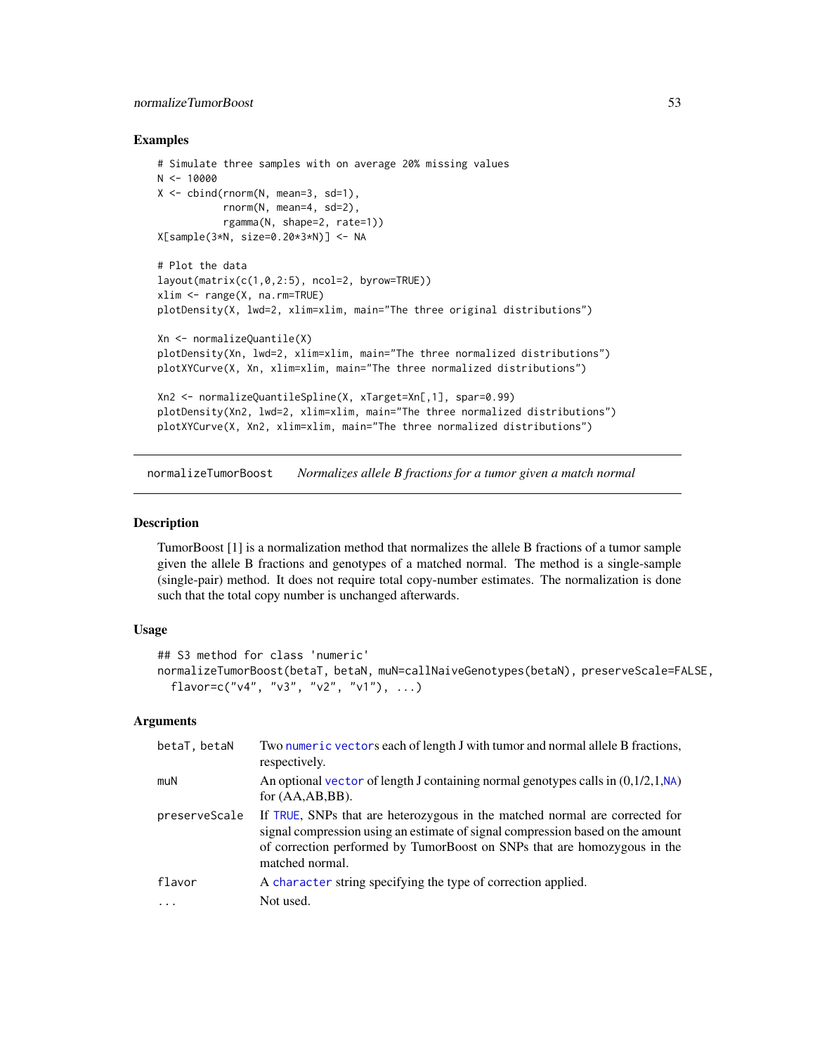## Examples

```
# Simulate three samples with on average 20% missing values
N <- 10000
X <- cbind(rnorm(N, mean=3, sd=1),
           rnorm(N, mean=4, sd=2),
           rgamma(N, shape=2, rate=1))
X[sample(3*N, size=0.20*3*N)] <- NA

# Plot the data
layout(matrix(c(1,0,2:5), ncol=2, byrow=TRUE))
xlim <- range(X, na.rm=TRUE)
plotDensity(X, lwd=2, xlim=xlim, main="The three original distributions")

Xn <- normalizeQuantile(X)
plotDensity(Xn, lwd=2, xlim=xlim, main="The three normalized distributions")
plotXYCurve(X, Xn, xlim=xlim, main="The three normalized distributions")

Xn2 <- normalizeQuantileSpline(X, xTarget=Xn[,1], spar=0.99)
plotDensity(Xn2, lwd=2, xlim=xlim, main="The three normalized distributions")
plotXYCurve(X, Xn2, xlim=xlim, main="The three normalized distributions")
```

---

# normalizeTumorBoost *Normalizes allele B fractions for a tumor given a match normal*

## Description

TumorBoost [1] is a normalization method that normalizes the allele B fractions of a tumor sample given the allele B fractions and genotypes of a matched normal. The method is a single-sample (single-pair) method. It does not require total copy-number estimates. The normalization is done such that the total copy number is unchanged afterwards.

## Usage

```
## S3 method for class 'numeric'
normalizeTumorBoost(betaT, betaN, muN=callNaiveGenotypes(betaN), preserveScale=FALSE,
  flavor=c("v4", "v3", "v2", "v1"), ...)
```

## Arguments

| | |
|---|---|
| `betaT, betaN` | Two `numeric` `vector`s each of length J with tumor and normal allele B fractions, respectively. |
| `muN` | An optional `vector` of length J containing normal genotypes calls in (0,1/2,1,`NA`) for (AA,AB,BB). |
| `preserveScale` | If `TRUE`, SNPs that are heterozygous in the matched normal are corrected for signal compression using an estimate of signal compression based on the amount of correction performed by TumorBoost on SNPs that are homozygous in the matched normal. |
| `flavor` | A `character` string specifying the type of correction applied. |
| `...` | Not used. |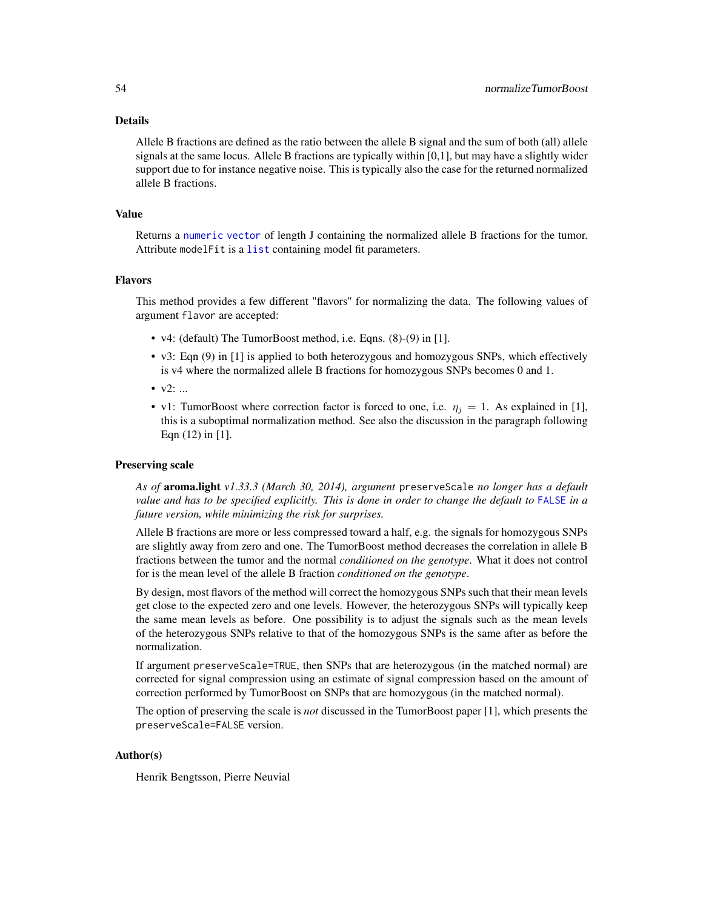## Details

Allele B fractions are defined as the ratio between the allele B signal and the sum of both (all) allele signals at the same locus. Allele B fractions are typically within [0,1], but may have a slightly wider support due to for instance negative noise. This is typically also the case for the returned normalized allele B fractions.

## Value

Returns a numeric vector of length J containing the normalized allele B fractions for the tumor. Attribute `modelFit` is a list containing model fit parameters.

## Flavors

This method provides a few different "flavors" for normalizing the data. The following values of argument `flavor` are accepted:

- v4: (default) The TumorBoost method, i.e. Eqns. (8)-(9) in [1].
- v3: Eqn (9) in [1] is applied to both heterozygous and homozygous SNPs, which effectively is v4 where the normalized allele B fractions for homozygous SNPs becomes 0 and 1.
- v2: ...
- v1: TumorBoost where correction factor is forced to one, i.e. $\eta_j = 1$. As explained in [1], this is a suboptimal normalization method. See also the discussion in the paragraph following Eqn (12) in [1].

## Preserving scale

*As of* **aroma.light** *v1.33.3 (March 30, 2014), argument* `preserveScale` *no longer has a default value and has to be specified explicitly. This is done in order to change the default to* `FALSE` *in a future version, while minimizing the risk for surprises.*

Allele B fractions are more or less compressed toward a half, e.g. the signals for homozygous SNPs are slightly away from zero and one. The TumorBoost method decreases the correlation in allele B fractions between the tumor and the normal *conditioned on the genotype*. What it does not control for is the mean level of the allele B fraction *conditioned on the genotype*.

By design, most flavors of the method will correct the homozygous SNPs such that their mean levels get close to the expected zero and one levels. However, the heterozygous SNPs will typically keep the same mean levels as before. One possibility is to adjust the signals such as the mean levels of the heterozygous SNPs relative to that of the homozygous SNPs is the same after as before the normalization.

If argument `preserveScale=TRUE`, then SNPs that are heterozygous (in the matched normal) are corrected for signal compression using an estimate of signal compression based on the amount of correction performed by TumorBoost on SNPs that are homozygous (in the matched normal).

The option of preserving the scale is *not* discussed in the TumorBoost paper [1], which presents the `preserveScale=FALSE` version.

## Author(s)

Henrik Bengtsson, Pierre Neuvial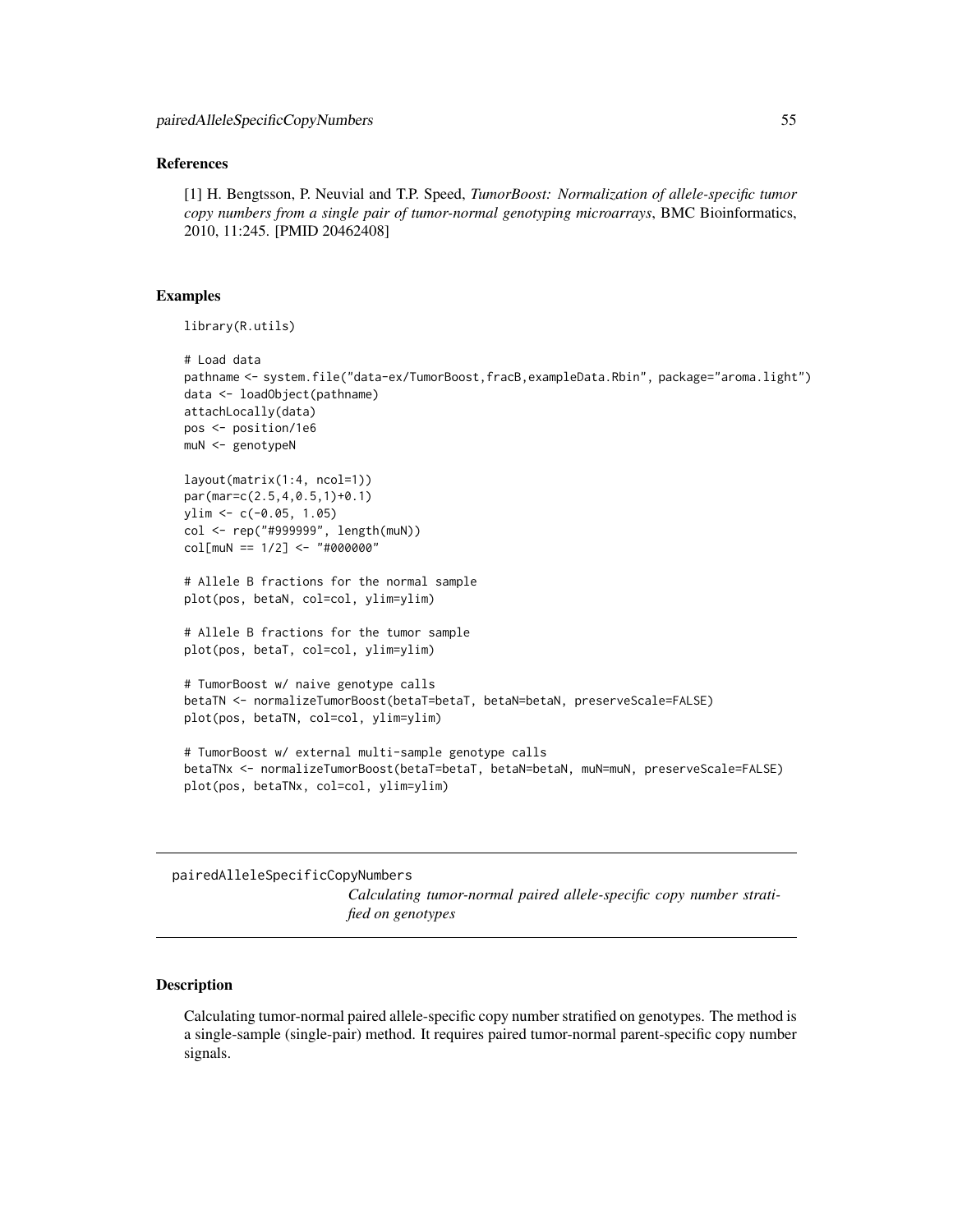### References

[1] H. Bengtsson, P. Neuvial and T.P. Speed, *TumorBoost: Normalization of allele-specific tumor copy numbers from a single pair of tumor-normal genotyping microarrays*, BMC Bioinformatics, 2010, 11:245. [PMID 20462408]

### Examples

```
library(R.utils)

# Load data
pathname <- system.file("data-ex/TumorBoost,fracB,exampleData.Rbin", package="aroma.light")
data <- loadObject(pathname)
attachLocally(data)
pos <- position/1e6
muN <- genotypeN

layout(matrix(1:4, ncol=1))
par(mar=c(2.5,4,0.5,1)+0.1)
ylim <- c(-0.05, 1.05)
col <- rep("#999999", length(muN))
col[muN == 1/2] <- "#000000"

# Allele B fractions for the normal sample
plot(pos, betaN, col=col, ylim=ylim)

# Allele B fractions for the tumor sample
plot(pos, betaT, col=col, ylim=ylim)

# TumorBoost w/ naive genotype calls
betaTN <- normalizeTumorBoost(betaT=betaT, betaN=betaN, preserveScale=FALSE)
plot(pos, betaTN, col=col, ylim=ylim)

# TumorBoost w/ external multi-sample genotype calls
betaTNx <- normalizeTumorBoost(betaT=betaT, betaN=betaN, muN=muN, preserveScale=FALSE)
plot(pos, betaTNx, col=col, ylim=ylim)
```

---

## pairedAlleleSpecificCopyNumbers

*Calculating tumor-normal paired allele-specific copy number stratified on genotypes*

---

### Description

Calculating tumor-normal paired allele-specific copy number stratified on genotypes. The method is a single-sample (single-pair) method. It requires paired tumor-normal parent-specific copy number signals.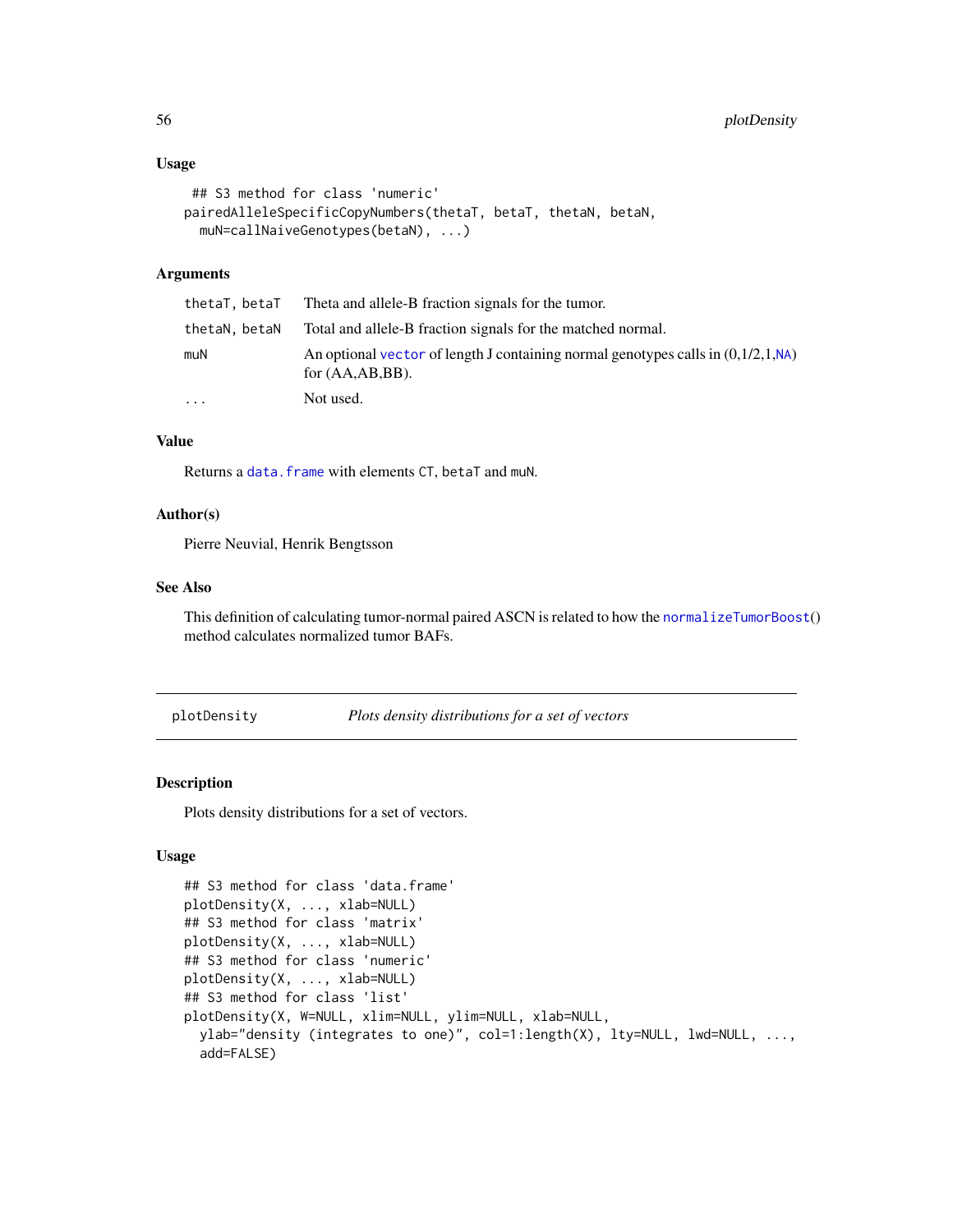### Usage

```
 ## S3 method for class 'numeric'
pairedAlleleSpecificCopyNumbers(thetaT, betaT, thetaN, betaN,
  muN=callNaiveGenotypes(betaN), ...)
```

### Arguments

| | |
|---|---|
| `thetaT, betaT` | Theta and allele-B fraction signals for the tumor. |
| `thetaN, betaN` | Total and allele-B fraction signals for the matched normal. |
| `muN` | An optional `vector` of length J containing normal genotypes calls in (0,1/2,1,`NA`) for (AA,AB,BB). |
| `...` | Not used. |

### Value

Returns a `data.frame` with elements `CT`, `betaT` and `muN`.

### Author(s)

Pierre Neuvial, Henrik Bengtsson

### See Also

This definition of calculating tumor-normal paired ASCN is related to how the `normalizeTumorBoost`() method calculates normalized tumor BAFs.

---

## plotDensity — *Plots density distributions for a set of vectors*

---

### Description

Plots density distributions for a set of vectors.

### Usage

```
## S3 method for class 'data.frame'
plotDensity(X, ..., xlab=NULL)
## S3 method for class 'matrix'
plotDensity(X, ..., xlab=NULL)
## S3 method for class 'numeric'
plotDensity(X, ..., xlab=NULL)
## S3 method for class 'list'
plotDensity(X, W=NULL, xlim=NULL, ylim=NULL, xlab=NULL,
  ylab="density (integrates to one)", col=1:length(X), lty=NULL, lwd=NULL, ...,
  add=FALSE)
```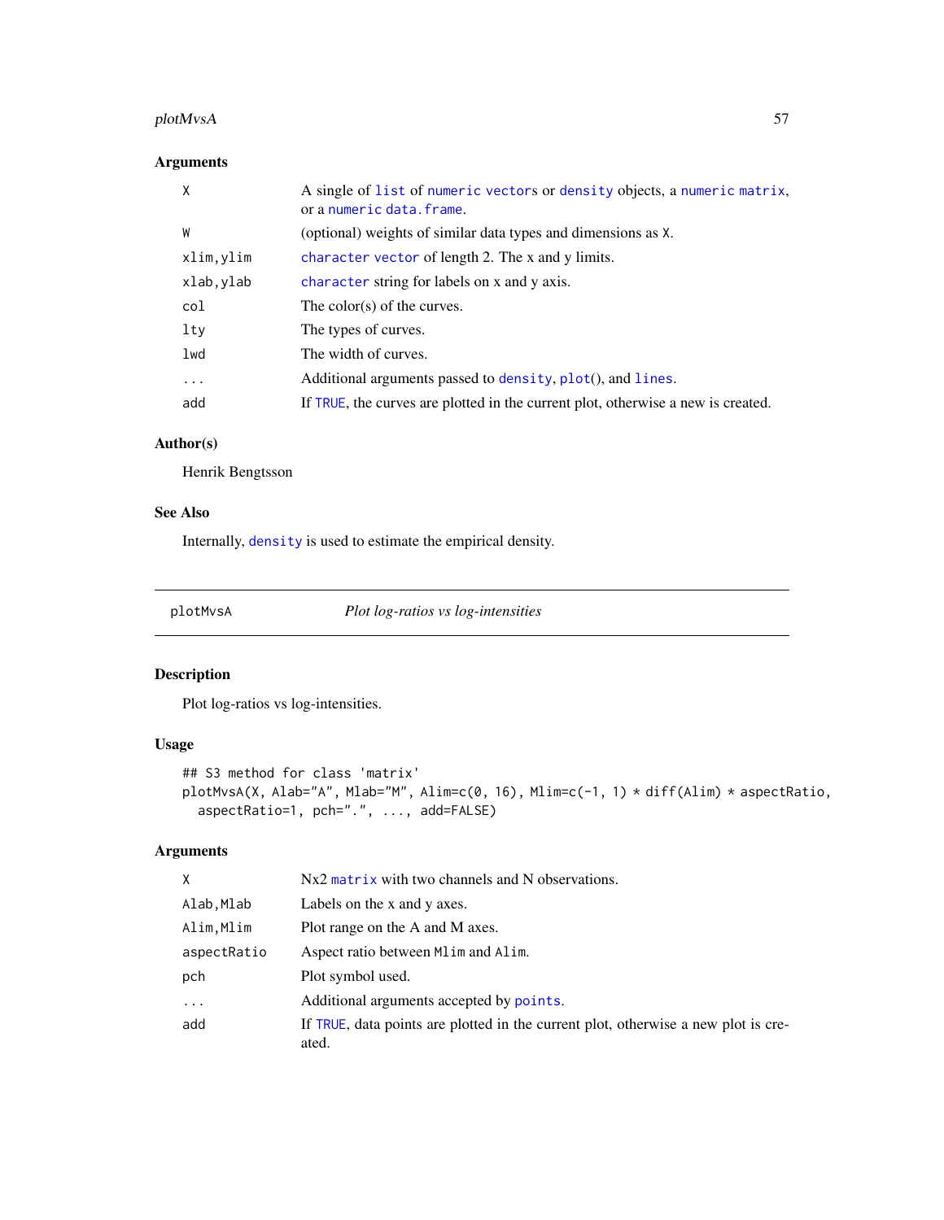## Arguments

| | |
|---|---|
| `X` | A single of `list` of `numeric vectors` or `density` objects, a `numeric matrix`, or a `numeric data.frame`. |
| `W` | (optional) weights of similar data types and dimensions as `X`. |
| `xlim,ylim` | `character vector` of length 2. The x and y limits. |
| `xlab,ylab` | `character` string for labels on x and y axis. |
| `col` | The color(s) of the curves. |
| `lty` | The types of curves. |
| `lwd` | The width of curves. |
| `...` | Additional arguments passed to `density`, `plot()`, and `lines`. |
| `add` | If `TRUE`, the curves are plotted in the current plot, otherwise a new is created. |

## Author(s)

Henrik Bengtsson

## See Also

Internally, `density` is used to estimate the empirical density.

---

# plotMvsA — *Plot log-ratios vs log-intensities*

## Description

Plot log-ratios vs log-intensities.

## Usage

```
## S3 method for class 'matrix'
plotMvsA(X, Alab="A", Mlab="M", Alim=c(0, 16), Mlim=c(-1, 1) * diff(Alim) * aspectRatio,
  aspectRatio=1, pch=".", ..., add=FALSE)
```

## Arguments

| | |
|---|---|
| `X` | Nx2 `matrix` with two channels and N observations. |
| `Alab,Mlab` | Labels on the x and y axes. |
| `Alim,Mlim` | Plot range on the A and M axes. |
| `aspectRatio` | Aspect ratio between `Mlim` and `Alim`. |
| `pch` | Plot symbol used. |
| `...` | Additional arguments accepted by `points`. |
| `add` | If `TRUE`, data points are plotted in the current plot, otherwise a new plot is created. |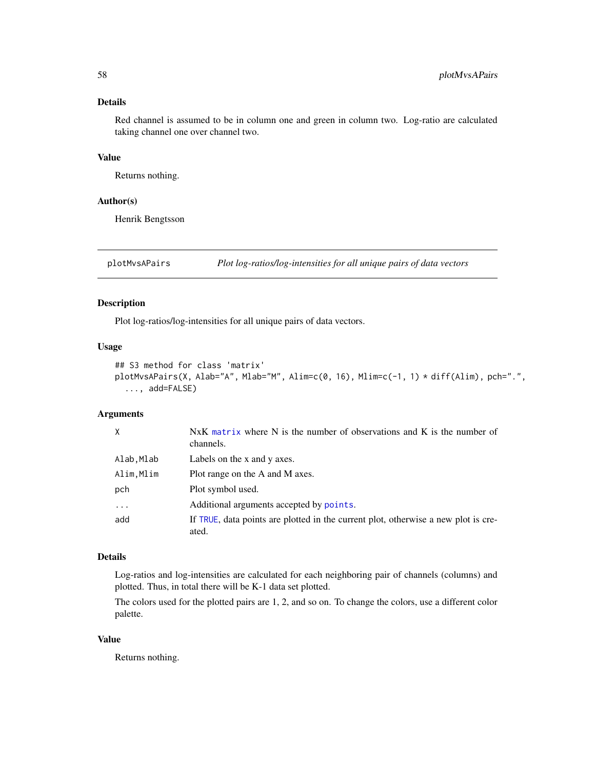## Details

Red channel is assumed to be in column one and green in column two. Log-ratio are calculated taking channel one over channel two.

## Value

Returns nothing.

## Author(s)

Henrik Bengtsson

---

# plotMvsAPairs — *Plot log-ratios/log-intensities for all unique pairs of data vectors*

## Description

Plot log-ratios/log-intensities for all unique pairs of data vectors.

## Usage

```
## S3 method for class 'matrix'
plotMvsAPairs(X, Alab="A", Mlab="M", Alim=c(0, 16), Mlim=c(-1, 1) * diff(Alim), pch=".",
  ..., add=FALSE)
```

## Arguments

| | |
|---|---|
| X | NxK matrix where N is the number of observations and K is the number of channels. |
| Alab,Mlab | Labels on the x and y axes. |
| Alim,Mlim | Plot range on the A and M axes. |
| pch | Plot symbol used. |
| ... | Additional arguments accepted by points. |
| add | If TRUE, data points are plotted in the current plot, otherwise a new plot is created. |

## Details

Log-ratios and log-intensities are calculated for each neighboring pair of channels (columns) and plotted. Thus, in total there will be K-1 data set plotted.

The colors used for the plotted pairs are 1, 2, and so on. To change the colors, use a different color palette.

## Value

Returns nothing.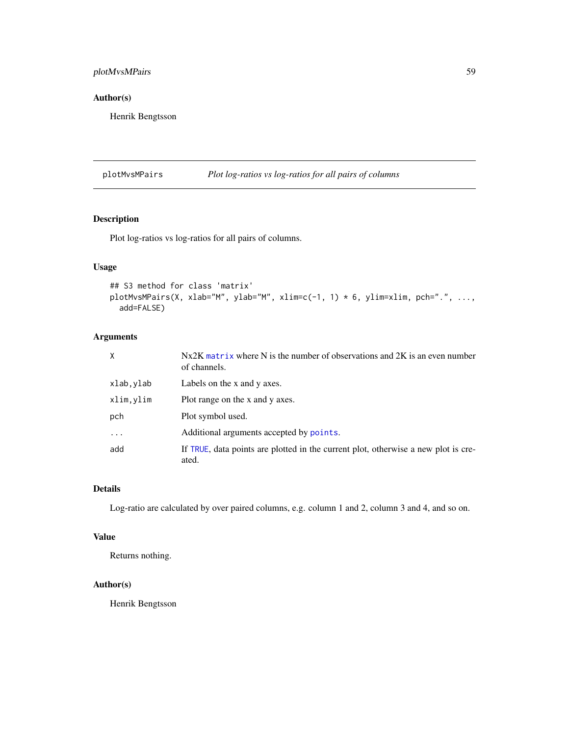## Author(s)

Henrik Bengtsson

---

## plotMvsMPairs *Plot log-ratios vs log-ratios for all pairs of columns*

---

### Description

Plot log-ratios vs log-ratios for all pairs of columns.

### Usage

```
## S3 method for class 'matrix'
plotMvsMPairs(X, xlab="M", ylab="M", xlim=c(-1, 1) * 6, ylim=xlim, pch=".", ...,
  add=FALSE)
```

### Arguments

| | |
|---|---|
| X | Nx2K `matrix` where N is the number of observations and 2K is an even number of channels. |
| xlab,ylab | Labels on the x and y axes. |
| xlim,ylim | Plot range on the x and y axes. |
| pch | Plot symbol used. |
| ... | Additional arguments accepted by `points`. |
| add | If `TRUE`, data points are plotted in the current plot, otherwise a new plot is created. |

### Details

Log-ratio are calculated by over paired columns, e.g. column 1 and 2, column 3 and 4, and so on.

### Value

Returns nothing.

### Author(s)

Henrik Bengtsson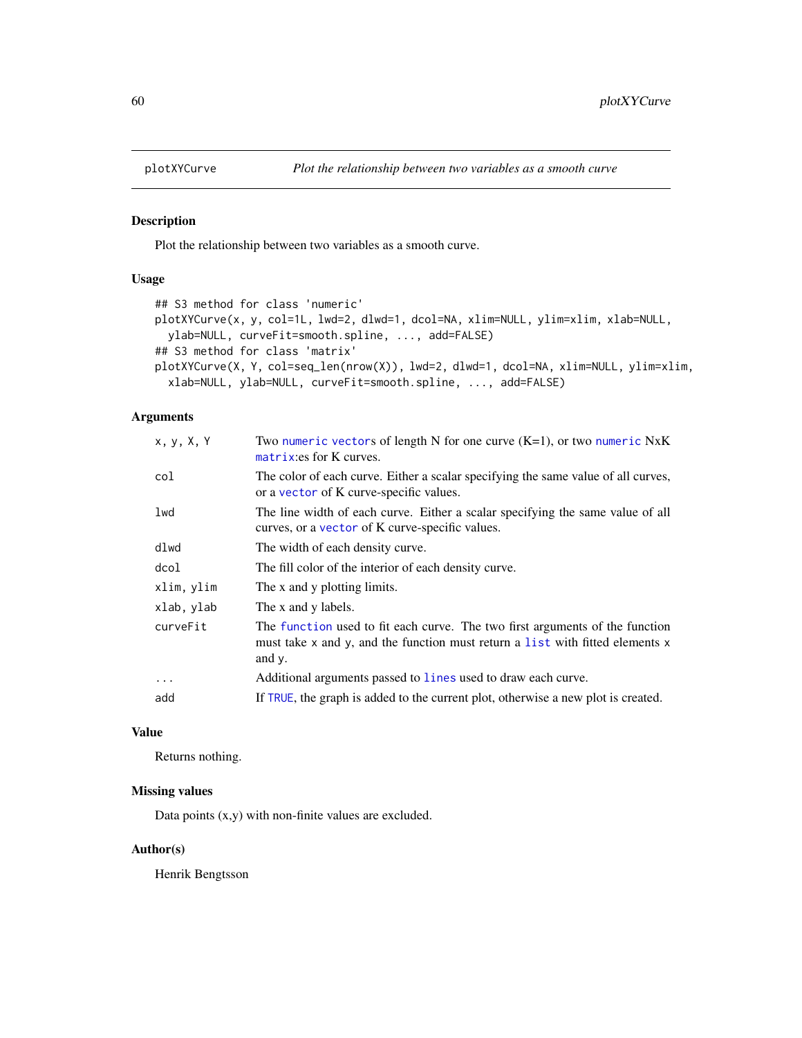# plotXYCurve — *Plot the relationship between two variables as a smooth curve*

## Description

Plot the relationship between two variables as a smooth curve.

## Usage

```
## S3 method for class 'numeric'
plotXYCurve(x, y, col=1L, lwd=2, dlwd=1, dcol=NA, xlim=NULL, ylim=xlim, xlab=NULL,
  ylab=NULL, curveFit=smooth.spline, ..., add=FALSE)
## S3 method for class 'matrix'
plotXYCurve(X, Y, col=seq_len(nrow(X)), lwd=2, dlwd=1, dcol=NA, xlim=NULL, ylim=xlim,
  xlab=NULL, ylab=NULL, curveFit=smooth.spline, ..., add=FALSE)
```

## Arguments

| | |
|---|---|
| `x, y, X, Y` | Two `numeric` `vector`s of length N for one curve (K=1), or two `numeric` NxK `matrix`:es for K curves. |
| `col` | The color of each curve. Either a scalar specifying the same value of all curves, or a `vector` of K curve-specific values. |
| `lwd` | The line width of each curve. Either a scalar specifying the same value of all curves, or a `vector` of K curve-specific values. |
| `dlwd` | The width of each density curve. |
| `dcol` | The fill color of the interior of each density curve. |
| `xlim, ylim` | The x and y plotting limits. |
| `xlab, ylab` | The x and y labels. |
| `curveFit` | The `function` used to fit each curve. The two first arguments of the function must take `x` and `y`, and the function must return a `list` with fitted elements `x` and `y`. |
| `...` | Additional arguments passed to `lines` used to draw each curve. |
| `add` | If `TRUE`, the graph is added to the current plot, otherwise a new plot is created. |

## Value

Returns nothing.

## Missing values

Data points (x,y) with non-finite values are excluded.

## Author(s)

Henrik Bengtsson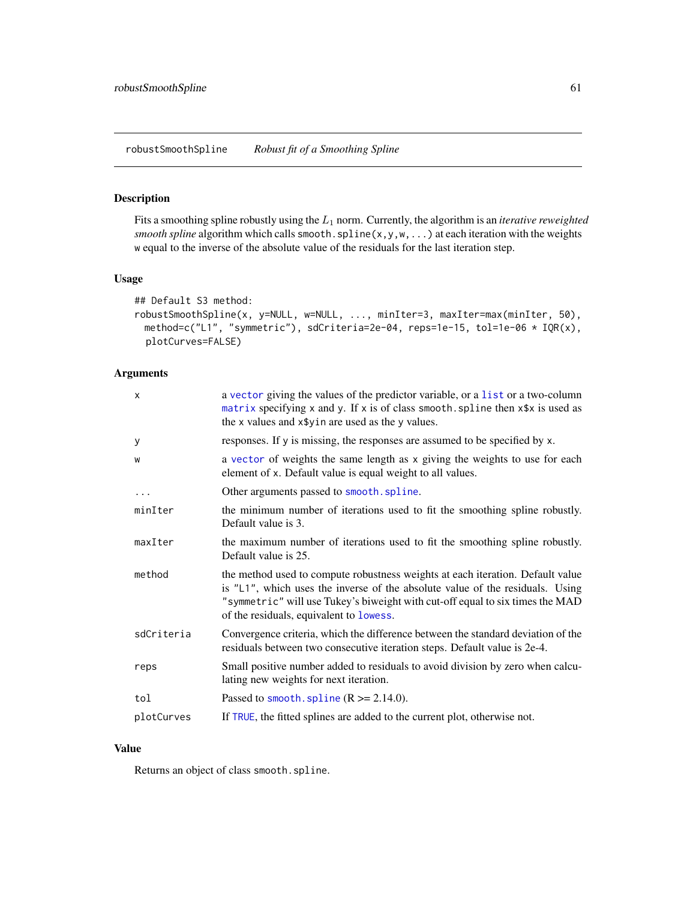robustSmoothSpline    *Robust fit of a Smoothing Spline*

## Description

Fits a smoothing spline robustly using the $L_1$ norm. Currently, the algorithm is an *iterative reweighted smooth spline* algorithm which calls `smooth.spline(x,y,w,...)` at each iteration with the weights `w` equal to the inverse of the absolute value of the residuals for the last iteration step.

## Usage

```
## Default S3 method:
robustSmoothSpline(x, y=NULL, w=NULL, ..., minIter=3, maxIter=max(minIter, 50),
  method=c("L1", "symmetric"), sdCriteria=2e-04, reps=1e-15, tol=1e-06 * IQR(x),
  plotCurves=FALSE)
```

## Arguments

| | |
|---|---|
| `x` | a `vector` giving the values of the predictor variable, or a `list` or a two-column `matrix` specifying x and y. If `x` is of class `smooth.spline` then `x$x` is used as the `x` values and `x$yin` are used as the `y` values. |
| `y` | responses. If `y` is missing, the responses are assumed to be specified by `x`. |
| `w` | a `vector` of weights the same length as `x` giving the weights to use for each element of `x`. Default value is equal weight to all values. |
| `...` | Other arguments passed to `smooth.spline`. |
| `minIter` | the minimum number of iterations used to fit the smoothing spline robustly. Default value is 3. |
| `maxIter` | the maximum number of iterations used to fit the smoothing spline robustly. Default value is 25. |
| `method` | the method used to compute robustness weights at each iteration. Default value is `"L1"`, which uses the inverse of the absolute value of the residuals. Using `"symmetric"` will use Tukey's biweight with cut-off equal to six times the MAD of the residuals, equivalent to `lowess`. |
| `sdCriteria` | Convergence criteria, which the difference between the standard deviation of the residuals between two consecutive iteration steps. Default value is 2e-4. |
| `reps` | Small positive number added to residuals to avoid division by zero when calculating new weights for next iteration. |
| `tol` | Passed to `smooth.spline` (R >= 2.14.0). |
| `plotCurves` | If `TRUE`, the fitted splines are added to the current plot, otherwise not. |

## Value

Returns an object of class `smooth.spline`.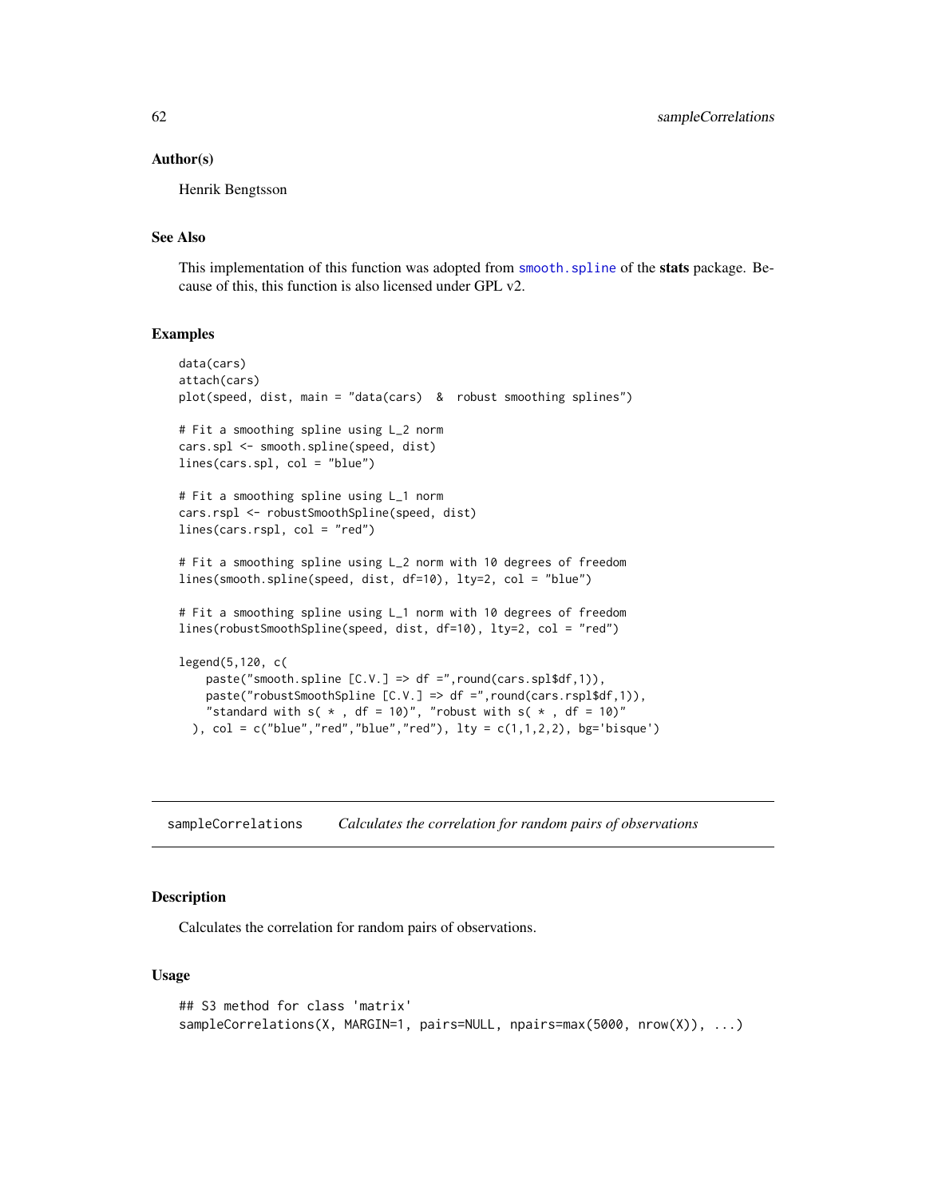### Author(s)

Henrik Bengtsson

### See Also

This implementation of this function was adopted from smooth.spline of the **stats** package. Because of this, this function is also licensed under GPL v2.

### Examples

```
data(cars)
attach(cars)
plot(speed, dist, main = "data(cars)  &  robust smoothing splines")

# Fit a smoothing spline using L_2 norm
cars.spl <- smooth.spline(speed, dist)
lines(cars.spl, col = "blue")

# Fit a smoothing spline using L_1 norm
cars.rspl <- robustSmoothSpline(speed, dist)
lines(cars.rspl, col = "red")

# Fit a smoothing spline using L_2 norm with 10 degrees of freedom
lines(smooth.spline(speed, dist, df=10), lty=2, col = "blue")

# Fit a smoothing spline using L_1 norm with 10 degrees of freedom
lines(robustSmoothSpline(speed, dist, df=10), lty=2, col = "red")

legend(5,120, c(
    paste("smooth.spline [C.V.] => df =",round(cars.spl$df,1)),
    paste("robustSmoothSpline [C.V.] => df =",round(cars.rspl$df,1)),
    "standard with s( * , df = 10)", "robust with s( * , df = 10)"
  ), col = c("blue","red","blue","red"), lty = c(1,1,2,2), bg='bisque')
```

---

## sampleCorrelations — *Calculates the correlation for random pairs of observations*

### Description

Calculates the correlation for random pairs of observations.

### Usage

```
## S3 method for class 'matrix'
sampleCorrelations(X, MARGIN=1, pairs=NULL, npairs=max(5000, nrow(X)), ...)
```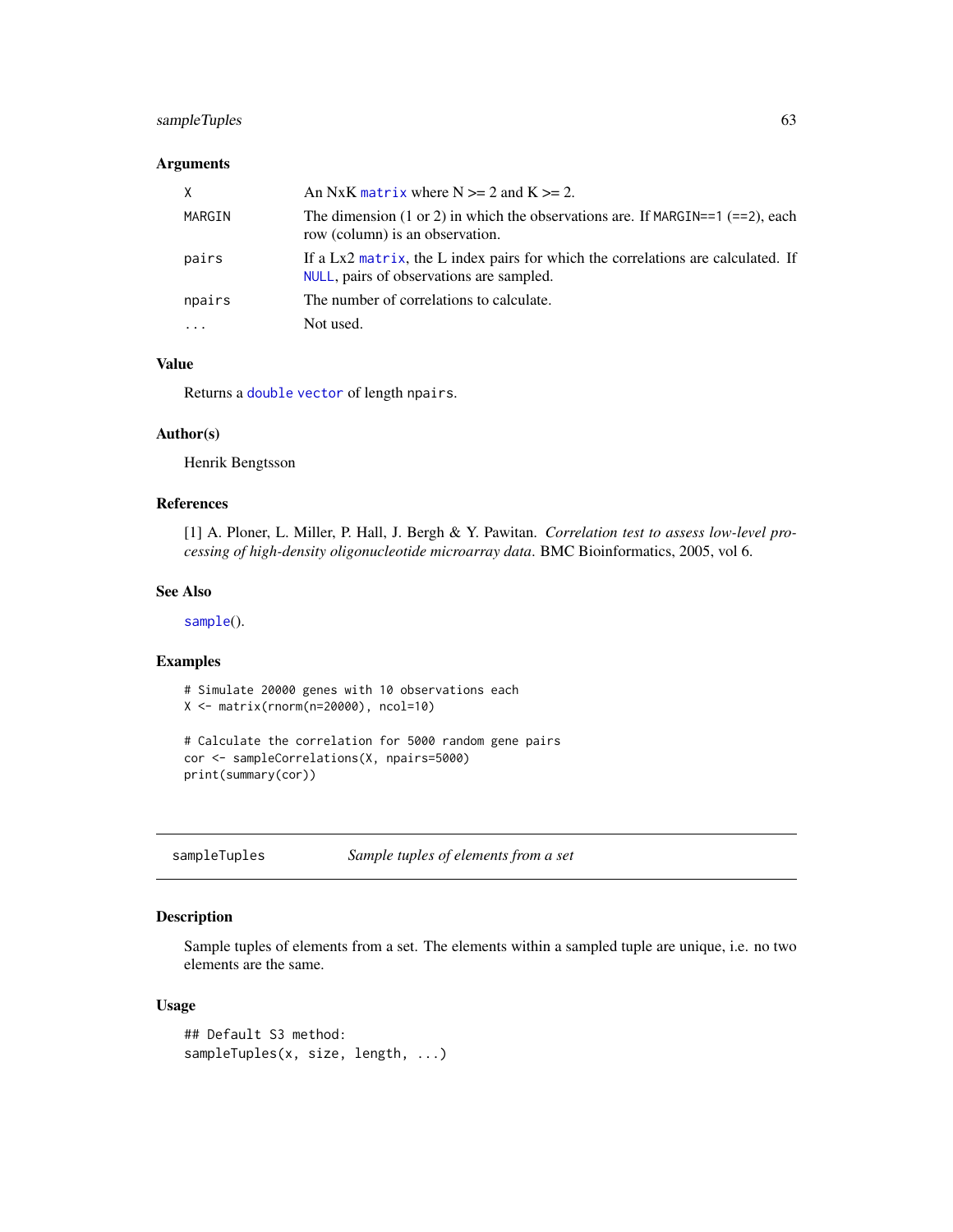### Arguments

| | |
|---|---|
| X | An NxK matrix where N >= 2 and K >= 2. |
| MARGIN | The dimension (1 or 2) in which the observations are. If MARGIN==1 (==2), each row (column) is an observation. |
| pairs | If a Lx2 matrix, the L index pairs for which the correlations are calculated. If NULL, pairs of observations are sampled. |
| npairs | The number of correlations to calculate. |
| ... | Not used. |

### Value

Returns a double vector of length npairs.

### Author(s)

Henrik Bengtsson

### References

[1] A. Ploner, L. Miller, P. Hall, J. Bergh & Y. Pawitan. *Correlation test to assess low-level processing of high-density oligonucleotide microarray data*. BMC Bioinformatics, 2005, vol 6.

### See Also

sample().

### Examples

```
# Simulate 20000 genes with 10 observations each
X <- matrix(rnorm(n=20000), ncol=10)

# Calculate the correlation for 5000 random gene pairs
cor <- sampleCorrelations(X, npairs=5000)
print(summary(cor))
```

---

## sampleTuples &nbsp;&nbsp;&nbsp;&nbsp; *Sample tuples of elements from a set*

---

### Description

Sample tuples of elements from a set. The elements within a sampled tuple are unique, i.e. no two elements are the same.

### Usage

```
## Default S3 method:
sampleTuples(x, size, length, ...)
```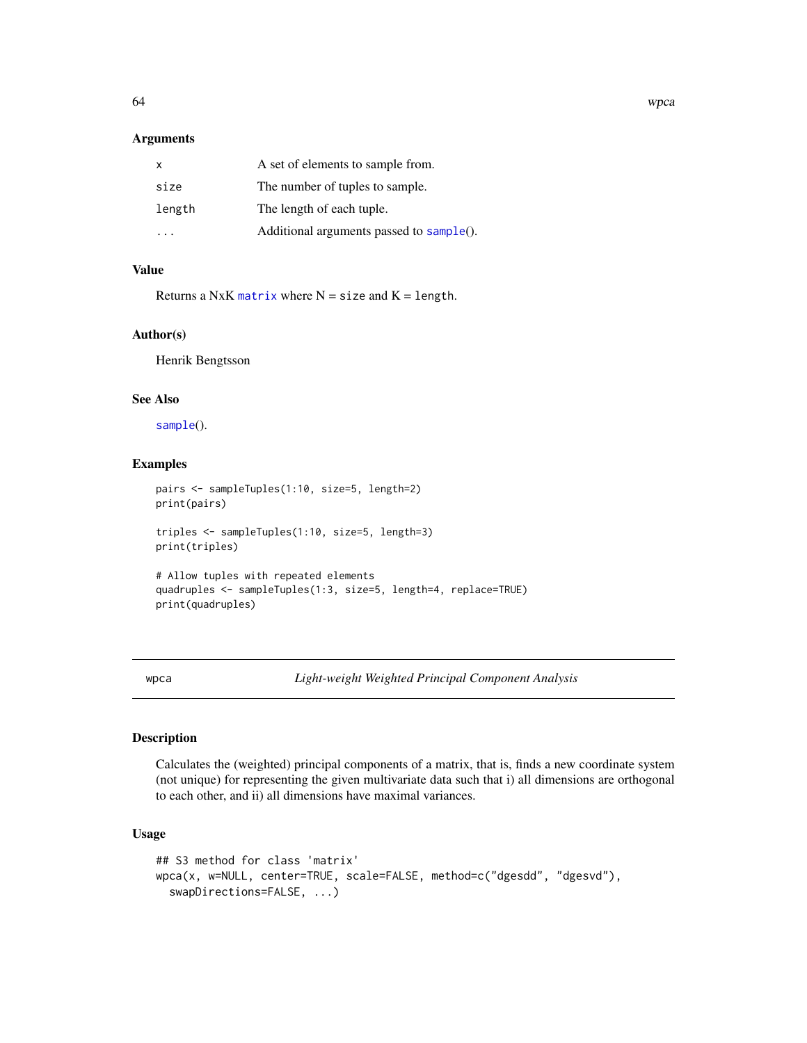### Arguments

| | |
|---|---|
| `x` | A set of elements to sample from. |
| `size` | The number of tuples to sample. |
| `length` | The length of each tuple. |
| `...` | Additional arguments passed to `sample`(). |

### Value

Returns a NxK `matrix` where N = `size` and K = `length`.

### Author(s)

Henrik Bengtsson

### See Also

`sample`().

### Examples

```
pairs <- sampleTuples(1:10, size=5, length=2)
print(pairs)

triples <- sampleTuples(1:10, size=5, length=3)
print(triples)

# Allow tuples with repeated elements
quadruples <- sampleTuples(1:3, size=5, length=4, replace=TRUE)
print(quadruples)
```

---

## wpca — *Light-weight Weighted Principal Component Analysis*

### Description

Calculates the (weighted) principal components of a matrix, that is, finds a new coordinate system (not unique) for representing the given multivariate data such that i) all dimensions are orthogonal to each other, and ii) all dimensions have maximal variances.

### Usage

```
## S3 method for class 'matrix'
wpca(x, w=NULL, center=TRUE, scale=FALSE, method=c("dgesdd", "dgesvd"),
  swapDirections=FALSE, ...)
```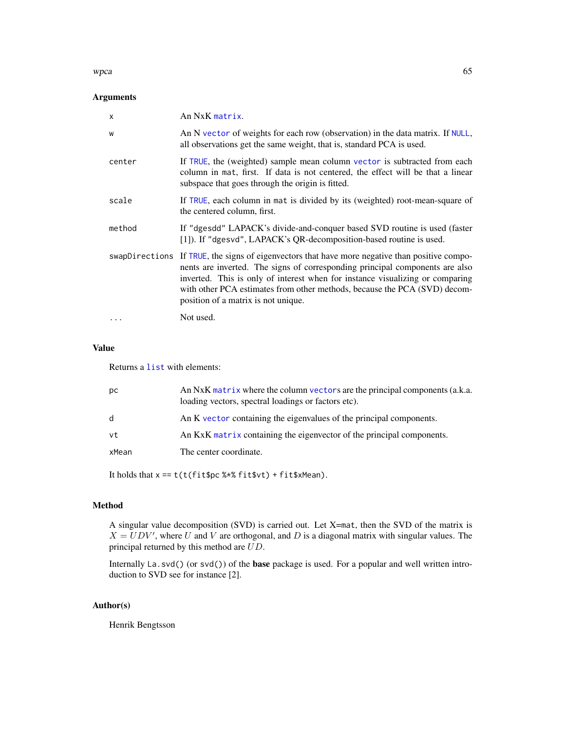### Arguments

| | |
|---|---|
| `x` | An NxK `matrix`. |
| `w` | An N `vector` of weights for each row (observation) in the data matrix. If `NULL`, all observations get the same weight, that is, standard PCA is used. |
| `center` | If `TRUE`, the (weighted) sample mean column `vector` is subtracted from each column in `mat`, first. If data is not centered, the effect will be that a linear subspace that goes through the origin is fitted. |
| `scale` | If `TRUE`, each column in `mat` is divided by its (weighted) root-mean-square of the centered column, first. |
| `method` | If `"dgesdd"` LAPACK's divide-and-conquer based SVD routine is used (faster [1]). If `"dgesvd"`, LAPACK's QR-decomposition-based routine is used. |
| `swapDirections` | If `TRUE`, the signs of eigenvectors that have more negative than positive components are inverted. The signs of corresponding principal components are also inverted. This is only of interest when for instance visualizing or comparing with other PCA estimates from other methods, because the PCA (SVD) decomposition of a matrix is not unique. |
| `...` | Not used. |

### Value

Returns a `list` with elements:

| | |
|---|---|
| `pc` | An NxK `matrix` where the column `vector`s are the principal components (a.k.a. loading vectors, spectral loadings or factors etc). |
| `d` | An K `vector` containing the eigenvalues of the principal components. |
| `vt` | An KxK `matrix` containing the eigenvector of the principal components. |
| `xMean` | The center coordinate. |

It holds that `x == t(t(fit$pc %*% fit$vt) + fit$xMean)`.

### Method

A singular value decomposition (SVD) is carried out. Let X=`mat`, then the SVD of the matrix is $X = UDV'$, where $U$ and $V$ are orthogonal, and $D$ is a diagonal matrix with singular values. The principal returned by this method are $UD$.

Internally `La.svd()` (or `svd()`) of the **base** package is used. For a popular and well written introduction to SVD see for instance [2].

### Author(s)

Henrik Bengtsson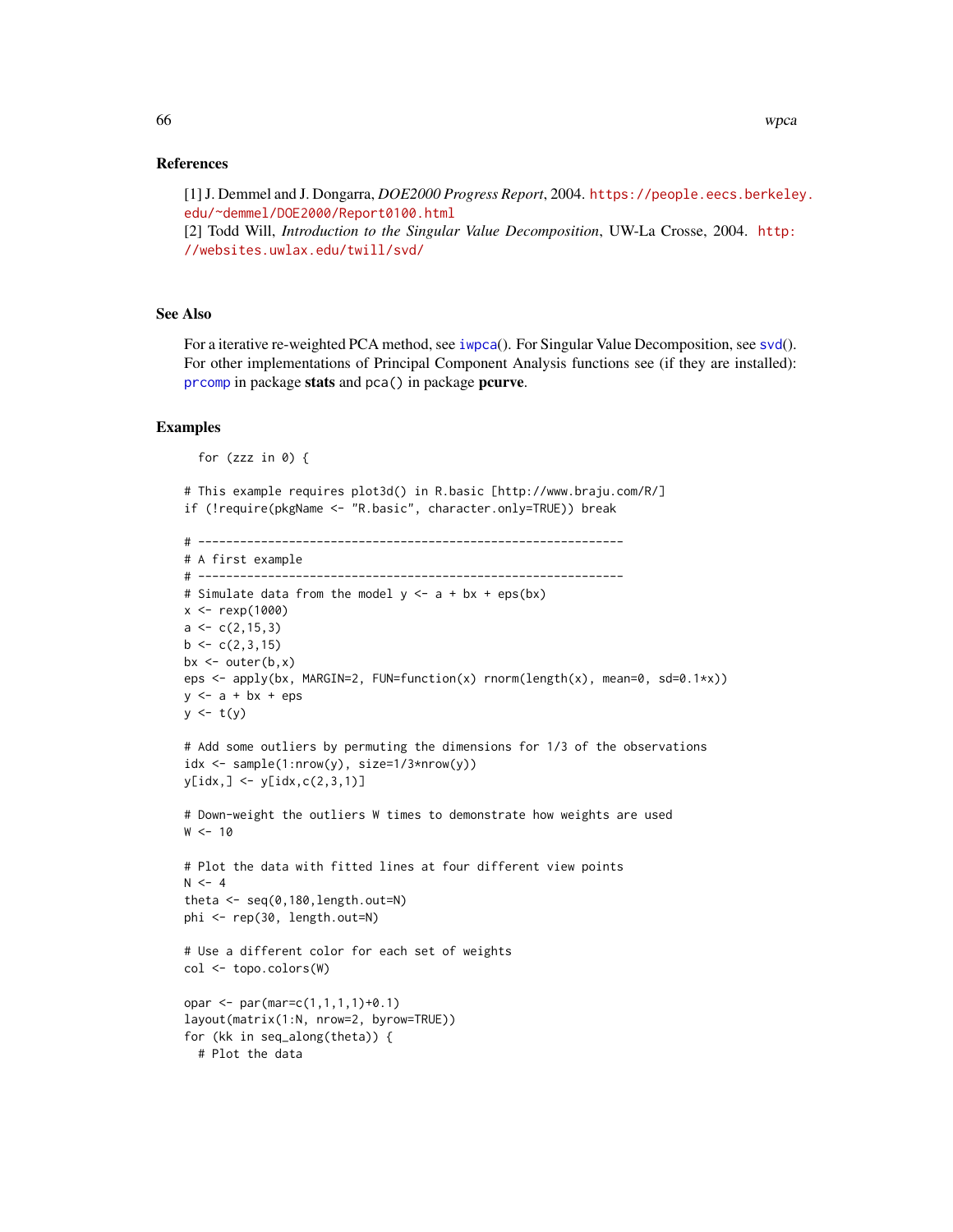## References

[1] J. Demmel and J. Dongarra, *DOE2000 Progress Report*, 2004. https://people.eecs.berkeley.edu/~demmel/DOE2000/Report0100.html
[2] Todd Will, *Introduction to the Singular Value Decomposition*, UW-La Crosse, 2004. http://websites.uwlax.edu/twill/svd/

## See Also

For a iterative re-weighted PCA method, see `iwpca`(). For Singular Value Decomposition, see `svd`(). For other implementations of Principal Component Analysis functions see (if they are installed): `prcomp` in package **stats** and `pca()` in package **pcurve**.

## Examples

```
  for (zzz in 0) {

# This example requires plot3d() in R.basic [http://www.braju.com/R/]
if (!require(pkgName <- "R.basic", character.only=TRUE)) break

# -------------------------------------------------------------
# A first example
# -------------------------------------------------------------
# Simulate data from the model y <- a + bx + eps(bx)
x <- rexp(1000)
a <- c(2,15,3)
b <- c(2,3,15)
bx <- outer(b,x)
eps <- apply(bx, MARGIN=2, FUN=function(x) rnorm(length(x), mean=0, sd=0.1*x))
y <- a + bx + eps
y <- t(y)

# Add some outliers by permuting the dimensions for 1/3 of the observations
idx <- sample(1:nrow(y), size=1/3*nrow(y))
y[idx,] <- y[idx,c(2,3,1)]

# Down-weight the outliers W times to demonstrate how weights are used
W <- 10

# Plot the data with fitted lines at four different view points
N <- 4
theta <- seq(0,180,length.out=N)
phi <- rep(30, length.out=N)

# Use a different color for each set of weights
col <- topo.colors(W)

opar <- par(mar=c(1,1,1,1)+0.1)
layout(matrix(1:N, nrow=2, byrow=TRUE))
for (kk in seq_along(theta)) {
  # Plot the data
```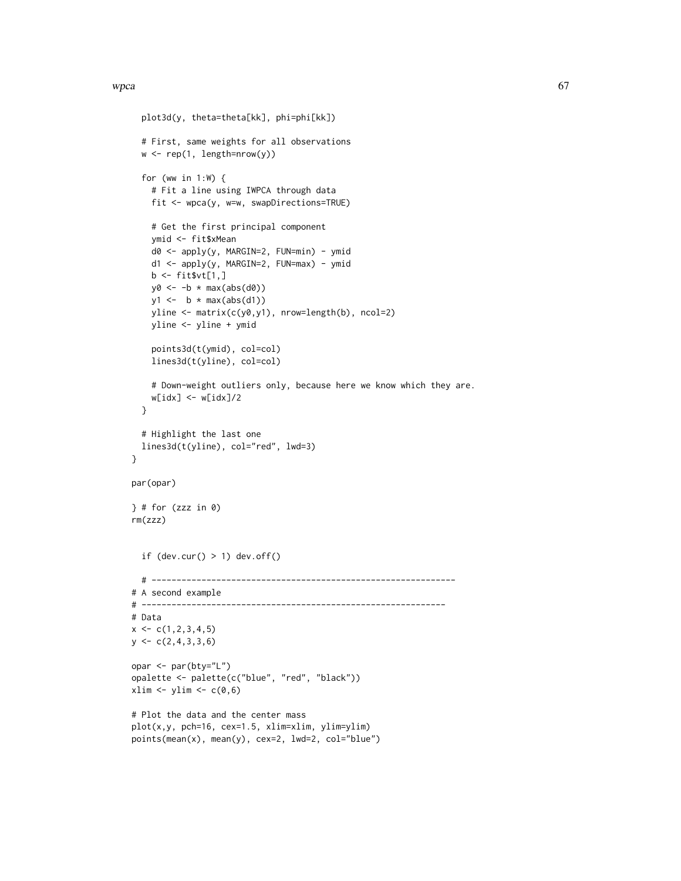```
  plot3d(y, theta=theta[kk], phi=phi[kk])

  # First, same weights for all observations
  w <- rep(1, length=nrow(y))

  for (ww in 1:W) {
    # Fit a line using IWPCA through data
    fit <- wpca(y, w=w, swapDirections=TRUE)

    # Get the first principal component
    ymid <- fit$xMean
    d0 <- apply(y, MARGIN=2, FUN=min) - ymid
    d1 <- apply(y, MARGIN=2, FUN=max) - ymid
    b <- fit$vt[1,]
    y0 <- -b * max(abs(d0))
    y1 <-  b * max(abs(d1))
    yline <- matrix(c(y0,y1), nrow=length(b), ncol=2)
    yline <- yline + ymid

    points3d(t(ymid), col=col)
    lines3d(t(yline), col=col)

    # Down-weight outliers only, because here we know which they are.
    w[idx] <- w[idx]/2
  }

  # Highlight the last one
  lines3d(t(yline), col="red", lwd=3)
}

par(opar)

} # for (zzz in 0)
rm(zzz)


  if (dev.cur() > 1) dev.off()

  # -------------------------------------------------------------
# A second example
# -------------------------------------------------------------
# Data
x <- c(1,2,3,4,5)
y <- c(2,4,3,3,6)

opar <- par(bty="L")
opalette <- palette(c("blue", "red", "black"))
xlim <- ylim <- c(0,6)

# Plot the data and the center mass
plot(x,y, pch=16, cex=1.5, xlim=xlim, ylim=ylim)
points(mean(x), mean(y), cex=2, lwd=2, col="blue")
```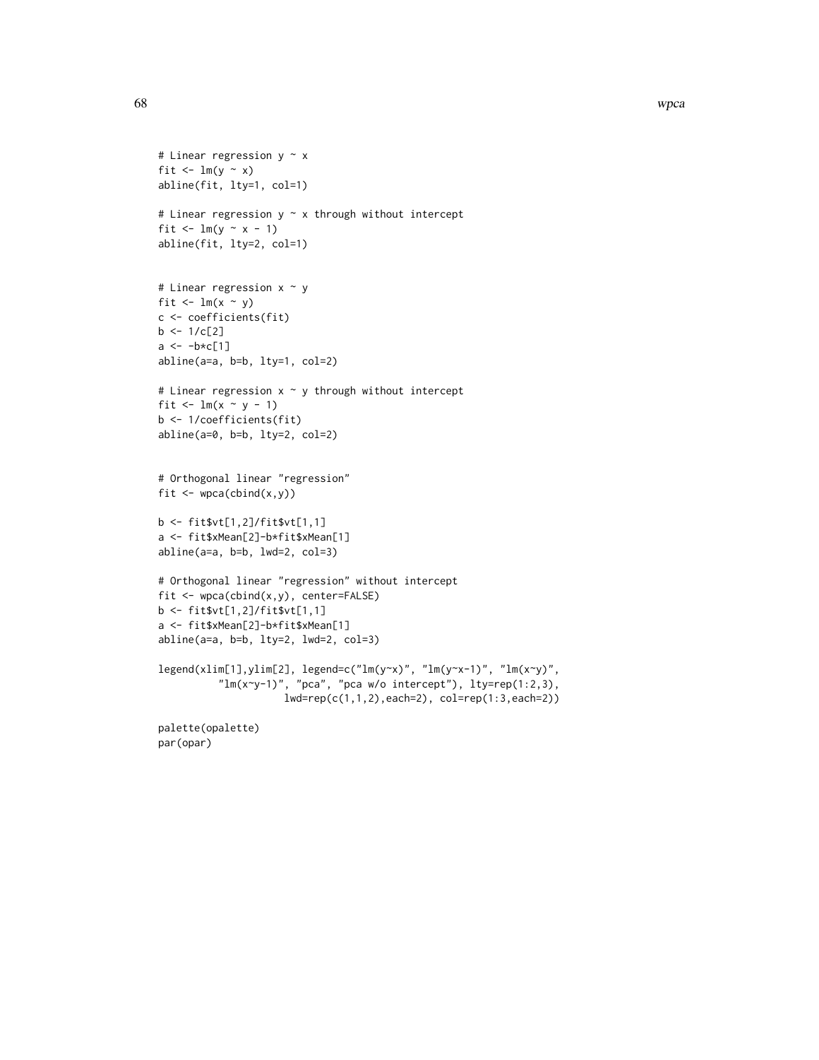```
# Linear regression y ~ x
fit <- lm(y ~ x)
abline(fit, lty=1, col=1)

# Linear regression y ~ x through without intercept
fit <- lm(y ~ x - 1)
abline(fit, lty=2, col=1)


# Linear regression x ~ y
fit <- lm(x ~ y)
c <- coefficients(fit)
b <- 1/c[2]
a <- -b*c[1]
abline(a=a, b=b, lty=1, col=2)

# Linear regression x ~ y through without intercept
fit <- lm(x ~ y - 1)
b <- 1/coefficients(fit)
abline(a=0, b=b, lty=2, col=2)


# Orthogonal linear "regression"
fit <- wpca(cbind(x,y))

b <- fit$vt[1,2]/fit$vt[1,1]
a <- fit$xMean[2]-b*fit$xMean[1]
abline(a=a, b=b, lwd=2, col=3)

# Orthogonal linear "regression" without intercept
fit <- wpca(cbind(x,y), center=FALSE)
b <- fit$vt[1,2]/fit$vt[1,1]
a <- fit$xMean[2]-b*fit$xMean[1]
abline(a=a, b=b, lty=2, lwd=2, col=3)

legend(xlim[1],ylim[2], legend=c("lm(y~x)", "lm(y~x-1)", "lm(x~y)",
          "lm(x~y-1)", "pca", "pca w/o intercept"), lty=rep(1:2,3),
                     lwd=rep(c(1,1,2),each=2), col=rep(1:3,each=2))

palette(opalette)
par(opar)
```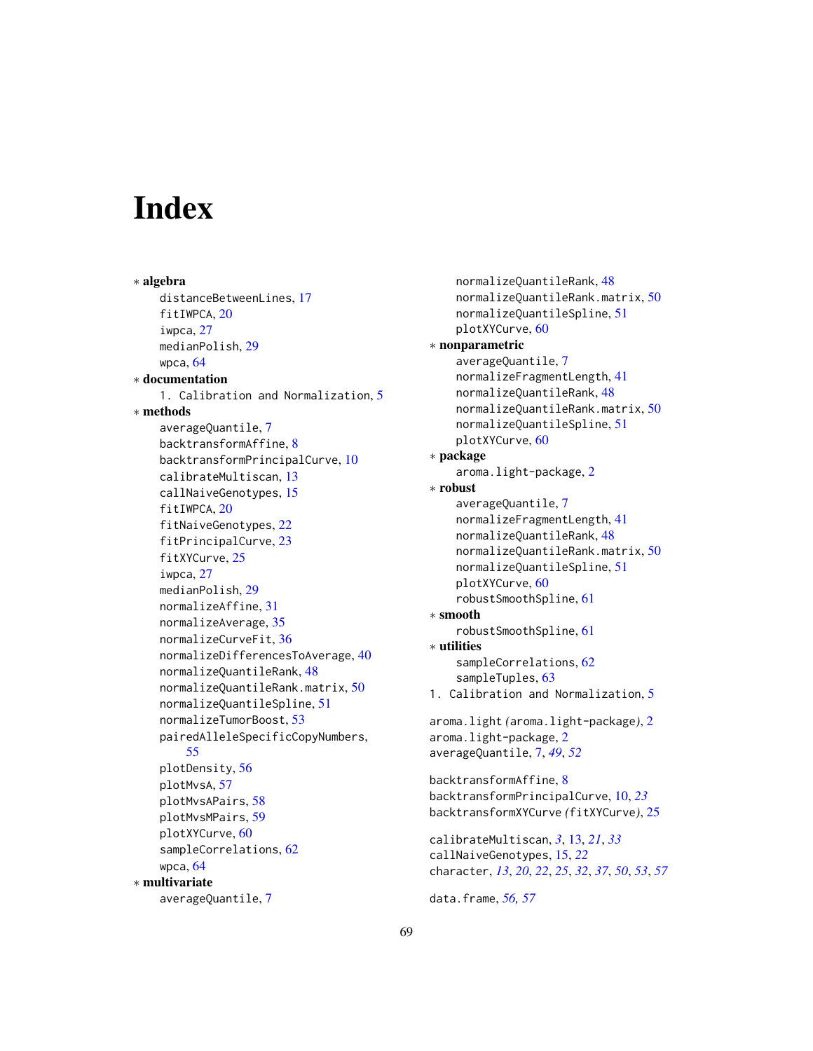# Index

∗ **algebra**
distanceBetweenLines, 17
fitIWPCA, 20
iwpca, 27
medianPolish, 29
wpca, 64

∗ **documentation**
1. Calibration and Normalization, 5

∗ **methods**
averageQuantile, 7
backtransformAffine, 8
backtransformPrincipalCurve, 10
calibrateMultiscan, 13
callNaiveGenotypes, 15
fitIWPCA, 20
fitNaiveGenotypes, 22
fitPrincipalCurve, 23
fitXYCurve, 25
iwpca, 27
medianPolish, 29
normalizeAffine, 31
normalizeAverage, 35
normalizeCurveFit, 36
normalizeDifferencesToAverage, 40
normalizeQuantileRank, 48
normalizeQuantileRank.matrix, 50
normalizeQuantileSpline, 51
normalizeTumorBoost, 53
pairedAlleleSpecificCopyNumbers, 55
plotDensity, 56
plotMvsA, 57
plotMvsAPairs, 58
plotMvsMPairs, 59
plotXYCurve, 60
sampleCorrelations, 62
wpca, 64

∗ **multivariate**
averageQuantile, 7
normalizeQuantileRank, 48
normalizeQuantileRank.matrix, 50
normalizeQuantileSpline, 51
plotXYCurve, 60

∗ **nonparametric**
averageQuantile, 7
normalizeFragmentLength, 41
normalizeQuantileRank, 48
normalizeQuantileRank.matrix, 50
normalizeQuantileSpline, 51
plotXYCurve, 60

∗ **package**
aroma.light-package, 2

∗ **robust**
averageQuantile, 7
normalizeFragmentLength, 41
normalizeQuantileRank, 48
normalizeQuantileRank.matrix, 50
normalizeQuantileSpline, 51
plotXYCurve, 60
robustSmoothSpline, 61

∗ **smooth**
robustSmoothSpline, 61

∗ **utilities**
sampleCorrelations, 62
sampleTuples, 63

1. Calibration and Normalization, 5

aroma.light *(aroma.light-package)*, 2
aroma.light-package, 2
averageQuantile, 7, *49*, *52*

backtransformAffine, 8
backtransformPrincipalCurve, 10, *23*
backtransformXYCurve *(fitXYCurve)*, 25

calibrateMultiscan, *3*, 13, *21*, *33*
callNaiveGenotypes, 15, *22*
character, *13*, *20*, *22*, *25*, *32*, *37*, *50*, *53*, *57*

data.frame, *56*, *57*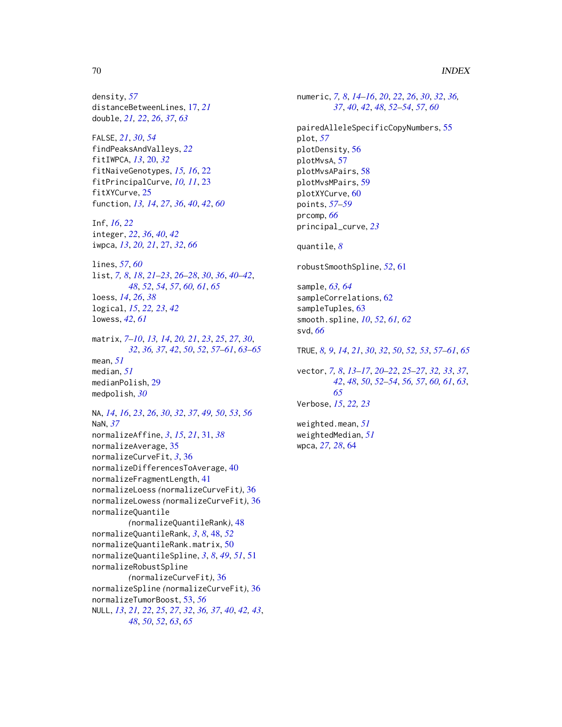density, *57*
distanceBetweenLines, 17, *21*
double, *21, 22*, *26*, *37*, *63*

FALSE, *21*, *30*, *54*
findPeaksAndValleys, *22*
fitIWPCA, *13*, 20, *32*
fitNaiveGenotypes, *15, 16*, 22
fitPrincipalCurve, *10, 11*, 23
fitXYCurve, 25
function, *13, 14*, *27*, *36*, *40*, *42*, *60*

Inf, *16*, *22*
integer, *22*, *36*, *40*, *42*
iwpca, *13*, *20, 21*, 27, *32*, *66*

lines, *57*, *60*
list, *7, 8*, *18*, *21–23*, *26–28*, *30*, *36*, *40–42*, *48*, *52*, *54*, *57*, *60, 61*, *65*
loess, *14*, *26*, *38*
logical, *15*, *22, 23*, *42*
lowess, *42*, *61*

matrix, *7–10*, *13, 14*, *20, 21*, *23*, *25*, *27*, *30*, *32*, *36, 37*, *42*, *50*, *52*, *57–61*, *63–65*
mean, *51*
median, *51*
medianPolish, 29
medpolish, *30*

NA, *14*, *16*, *23*, *26*, *30*, *32*, *37*, *49, 50*, *53*, *56*
NaN, *37*
normalizeAffine, *3*, *15*, *21*, 31, *38*
normalizeAverage, 35
normalizeCurveFit, *3*, 36
normalizeDifferencesToAverage, 40
normalizeFragmentLength, 41
normalizeLoess *(*normalizeCurveFit*)*, 36
normalizeLowess *(*normalizeCurveFit*)*, 36
normalizeQuantile *(*normalizeQuantileRank*)*, 48
normalizeQuantileRank, *3*, *8*, 48, *52*
normalizeQuantileRank.matrix, 50
normalizeQuantileSpline, *3*, *8*, *49*, *51*, 51
normalizeRobustSpline *(*normalizeCurveFit*)*, 36
normalizeSpline *(*normalizeCurveFit*)*, 36
normalizeTumorBoost, 53, *56*
NULL, *13*, *21, 22*, *25*, *27*, *32*, *36, 37*, *40*, *42, 43*, *48*, *50*, *52*, *63*, *65*

numeric, *7, 8*, *14–16*, *20*, *22*, *26*, *30*, *32*, *36, 37*, *40*, *42*, *48*, *52–54*, *57*, *60*

pairedAlleleSpecificCopyNumbers, 55
plot, *57*
plotDensity, 56
plotMvsA, 57
plotMvsAPairs, 58
plotMvsMPairs, 59
plotXYCurve, 60
points, *57–59*
prcomp, *66*
principal_curve, *23*

quantile, *8*

robustSmoothSpline, *52*, 61

sample, *63, 64*
sampleCorrelations, 62
sampleTuples, 63
smooth.spline, *10*, *52*, *61, 62*
svd, *66*

TRUE, *8, 9*, *14*, *21*, *30*, *32*, *50*, *52, 53*, *57–61*, *65*

vector, *7, 8*, *13–17*, *20–22*, *25–27*, *32, 33*, *37*, *42*, *48*, *50*, *52–54*, *56, 57*, *60, 61*, *63*, *65*
Verbose, *15*, *22, 23*

weighted.mean, *51*
weightedMedian, *51*
wpca, *27, 28*, 64